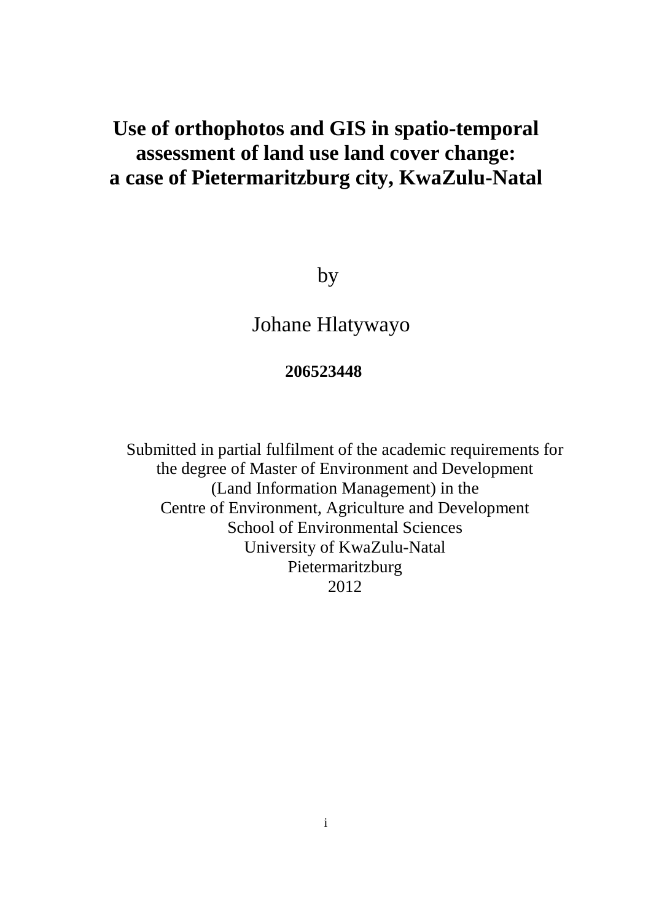# Use of orthophotos and GIS in spatio-temporal assessment of land use land cover change: a case of Pietermaritzburg city, KwaZulu-Natal

by

Johane Hlatywayo

**206523448**

Submitted in partial fulfilment of the academic requirements for the degree of Master of Environment and Development (Land Information Management) in the
Centre of Environment, Agriculture and Development
School of Environmental Sciences
University of KwaZulu-Natal
Pietermaritzburg
2012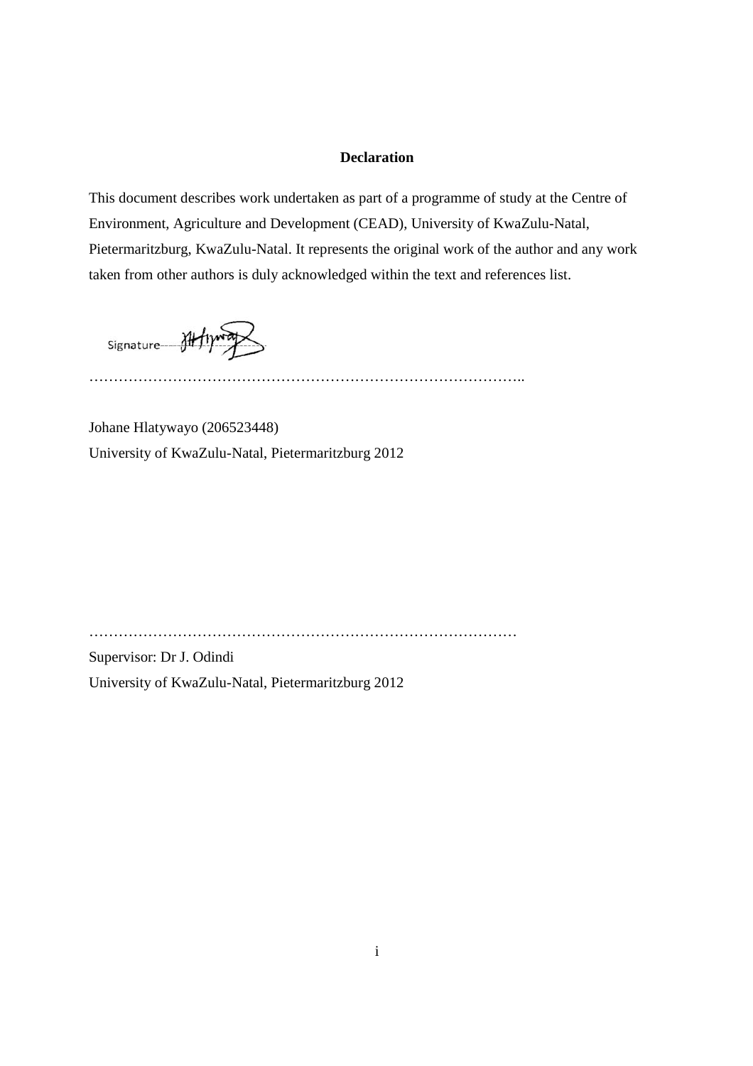**Declaration**

This document describes work undertaken as part of a programme of study at the Centre of Environment, Agriculture and Development (CEAD), University of KwaZulu-Natal, Pietermaritzburg, KwaZulu-Natal. It represents the original work of the author and any work taken from other authors is duly acknowledged within the text and references list.

Signature

……………………………………………………………………………..

Johane Hlatywayo (206523448)
University of KwaZulu-Natal, Pietermaritzburg 2012

……………………………………………………………………………

Supervisor: Dr J. Odindi
University of KwaZulu-Natal, Pietermaritzburg 2012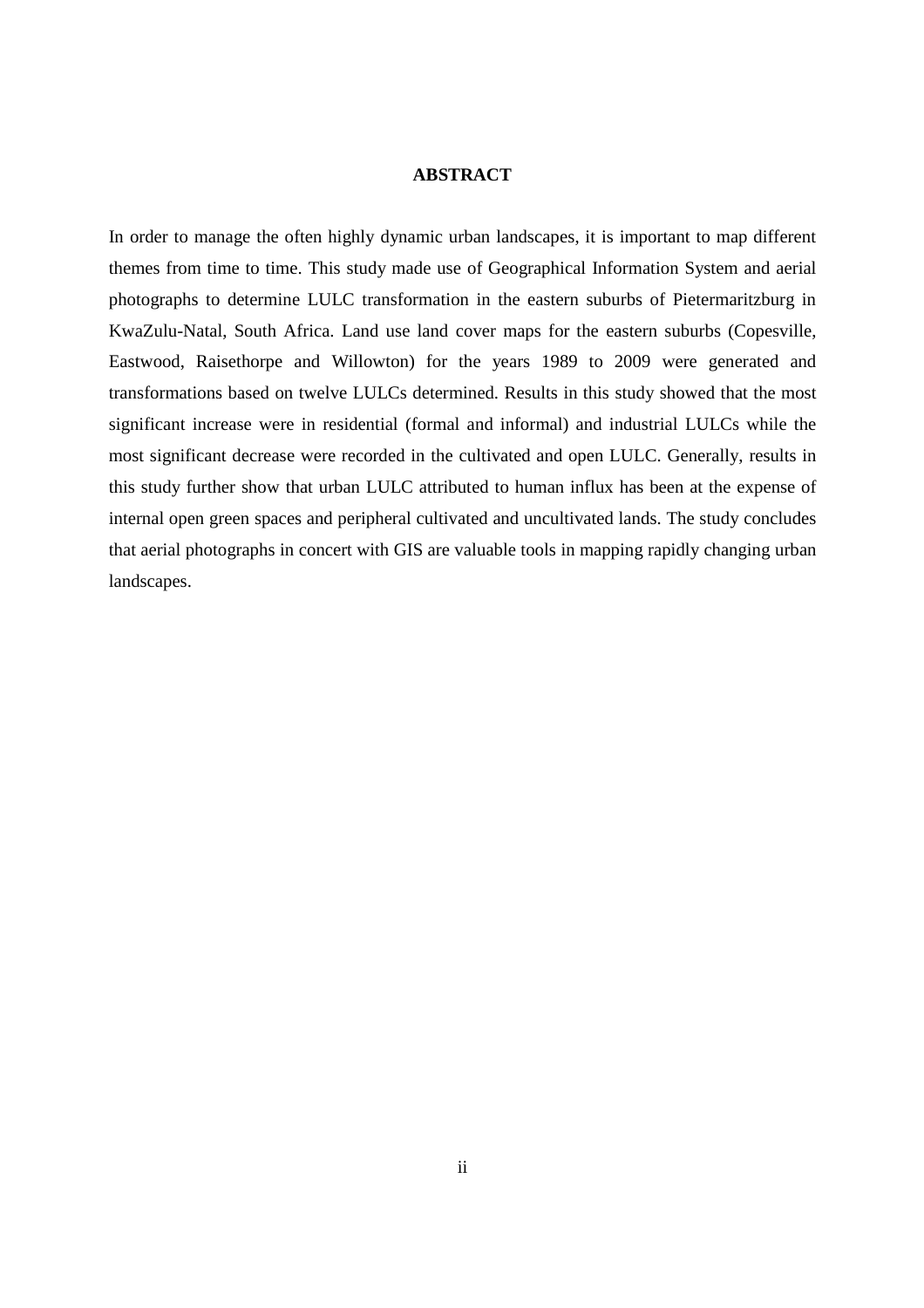# ABSTRACT

In order to manage the often highly dynamic urban landscapes, it is important to map different themes from time to time. This study made use of Geographical Information System and aerial photographs to determine LULC transformation in the eastern suburbs of Pietermaritzburg in KwaZulu-Natal, South Africa. Land use land cover maps for the eastern suburbs (Copesville, Eastwood, Raisethorpe and Willowton) for the years 1989 to 2009 were generated and transformations based on twelve LULCs determined. Results in this study showed that the most significant increase were in residential (formal and informal) and industrial LULCs while the most significant decrease were recorded in the cultivated and open LULC. Generally, results in this study further show that urban LULC attributed to human influx has been at the expense of internal open green spaces and peripheral cultivated and uncultivated lands. The study concludes that aerial photographs in concert with GIS are valuable tools in mapping rapidly changing urban landscapes.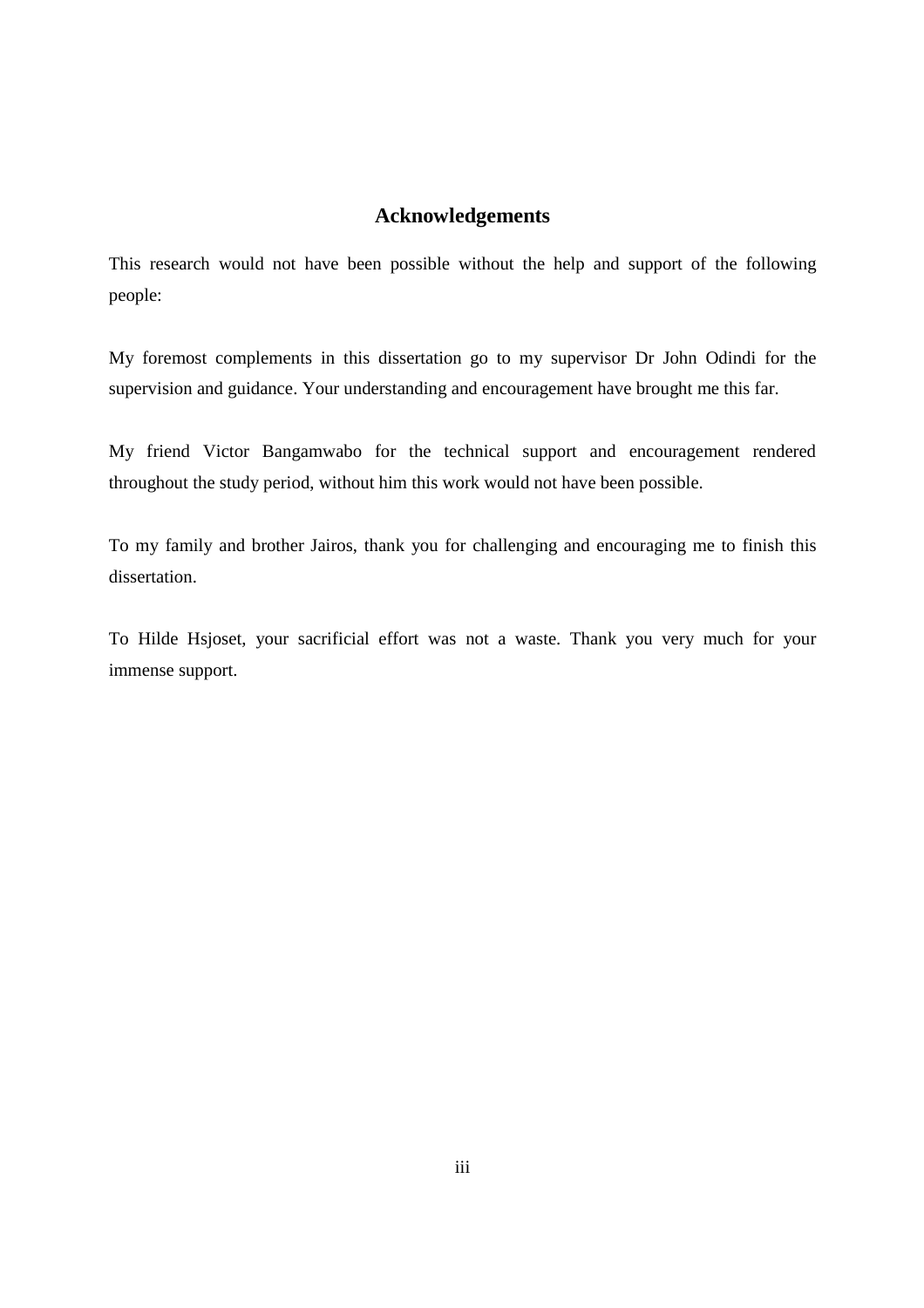## Acknowledgements

This research would not have been possible without the help and support of the following people:

My foremost complements in this dissertation go to my supervisor Dr John Odindi for the supervision and guidance. Your understanding and encouragement have brought me this far.

My friend Victor Bangamwabo for the technical support and encouragement rendered throughout the study period, without him this work would not have been possible.

To my family and brother Jairos, thank you for challenging and encouraging me to finish this dissertation.

To Hilde Hsjoset, your sacrificial effort was not a waste. Thank you very much for your immense support.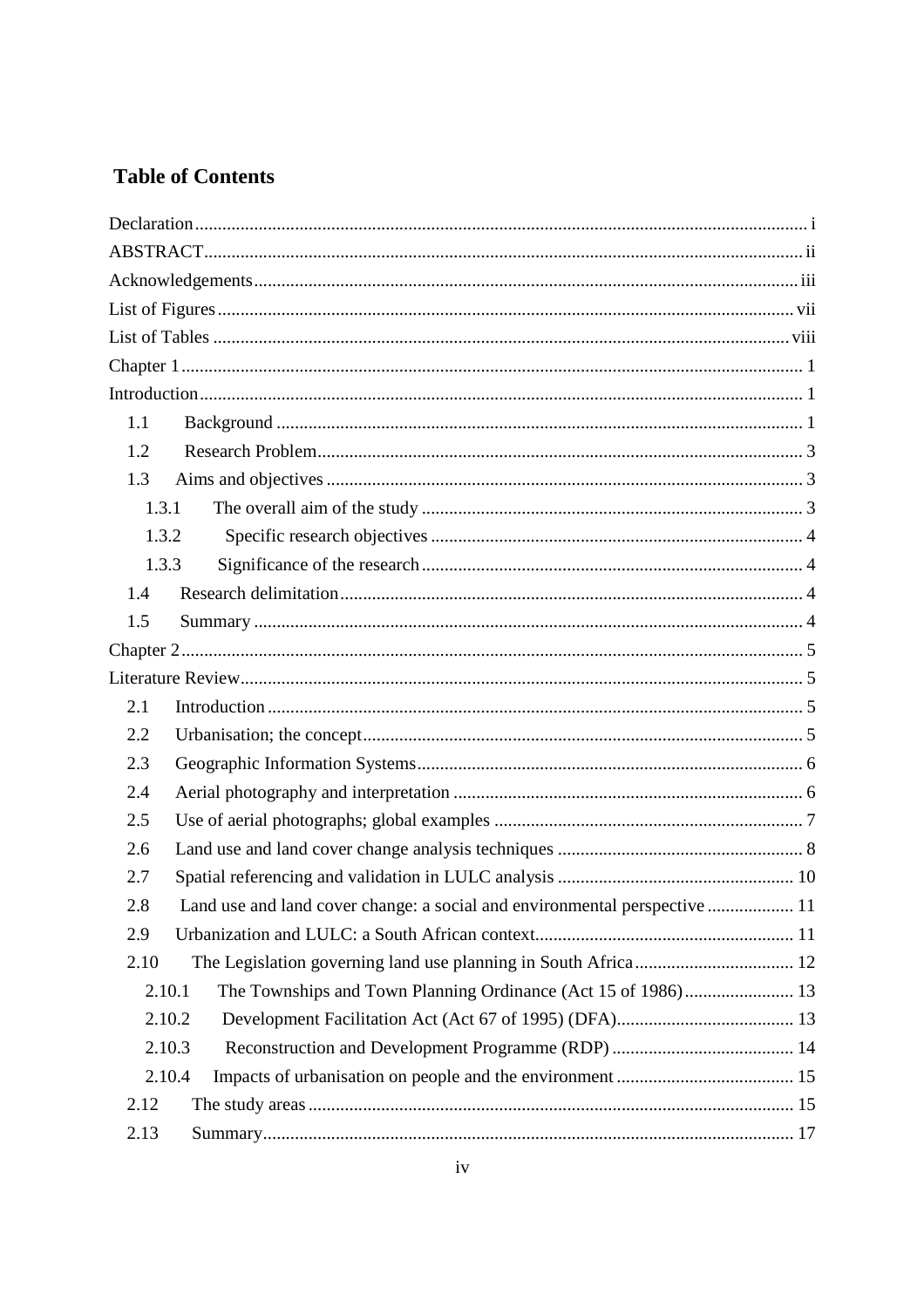# Table of Contents

Declaration ..................................................................................................................................... i
ABSTRACT .................................................................................................................................. ii
Acknowledgements ...................................................................................................................... iii
List of Figures ............................................................................................................................. vii
List of Tables .............................................................................................................................. viii
Chapter 1 ....................................................................................................................................... 1
Introduction ................................................................................................................................... 1
- 1.1 Background ............................................................................................................... 1
- 1.2 Research Problem ...................................................................................................... 3
- 1.3 Aims and objectives .................................................................................................. 3
  - 1.3.1 The overall aim of the study ............................................................................ 3
  - 1.3.2 Specific research objectives ............................................................................ 4
  - 1.3.3 Significance of the research ............................................................................ 4
- 1.4 Research delimitation ................................................................................................ 4
- 1.5 Summary ................................................................................................................... 4

Chapter 2 ....................................................................................................................................... 5
Literature Review .......................................................................................................................... 5
- 2.1 Introduction ............................................................................................................... 5
- 2.2 Urbanisation; the concept .......................................................................................... 5
- 2.3 Geographic Information Systems .............................................................................. 6
- 2.4 Aerial photography and interpretation ...................................................................... 6
- 2.5 Use of aerial photographs; global examples ............................................................. 7
- 2.6 Land use and land cover change analysis techniques ................................................ 8
- 2.7 Spatial referencing and validation in LULC analysis .............................................. 10
- 2.8 Land use and land cover change: a social and environmental perspective .............. 11
- 2.9 Urbanization and LULC: a South African context ................................................... 11
- 2.10 The Legislation governing land use planning in South Africa ................................ 12
  - 2.10.1 The Townships and Town Planning Ordinance (Act 15 of 1986) ..................... 13
  - 2.10.2 Development Facilitation Act (Act 67 of 1995) (DFA) ..................................... 13
  - 2.10.3 Reconstruction and Development Programme (RDP) ...................................... 14
  - 2.10.4 Impacts of urbanisation on people and the environment ................................... 15
- 2.12 The study areas ...................................................................................................... 15
- 2.13 Summary ................................................................................................................ 17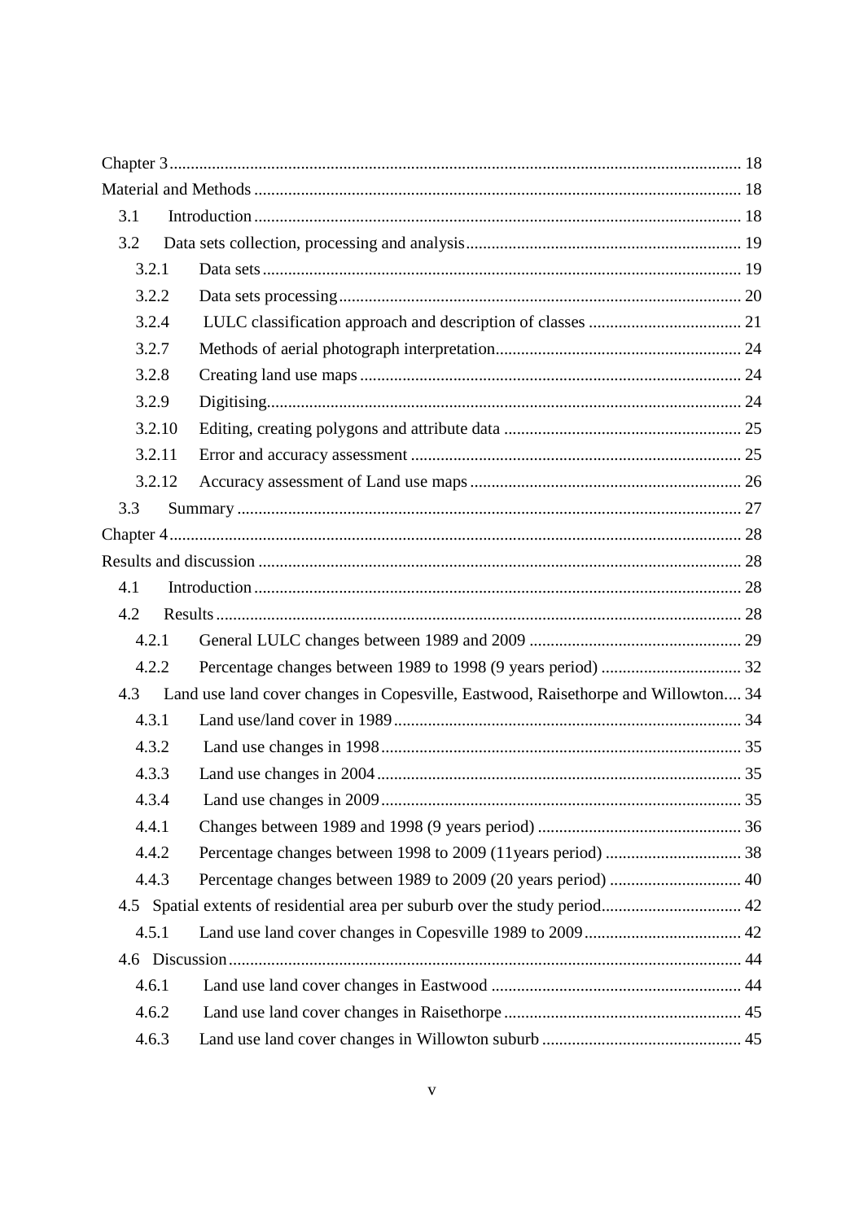Chapter 3 .......... 18

Material and Methods .......... 18

- 3.1 Introduction .......... 18
- 3.2 Data sets collection, processing and analysis .......... 19
  - 3.2.1 Data sets .......... 19
  - 3.2.2 Data sets processing .......... 20
  - 3.2.4 LULC classification approach and description of classes .......... 21
  - 3.2.7 Methods of aerial photograph interpretation .......... 24
  - 3.2.8 Creating land use maps .......... 24
  - 3.2.9 Digitising .......... 24
  - 3.2.10 Editing, creating polygons and attribute data .......... 25
  - 3.2.11 Error and accuracy assessment .......... 25
  - 3.2.12 Accuracy assessment of Land use maps .......... 26
- 3.3 Summary .......... 27

Chapter 4 .......... 28

Results and discussion .......... 28

- 4.1 Introduction .......... 28
- 4.2 Results .......... 28
  - 4.2.1 General LULC changes between 1989 and 2009 .......... 29
  - 4.2.2 Percentage changes between 1989 to 1998 (9 years period) .......... 32
- 4.3 Land use land cover changes in Copesville, Eastwood, Raisethorpe and Willowton .......... 34
  - 4.3.1 Land use/land cover in 1989 .......... 34
  - 4.3.2 Land use changes in 1998 .......... 35
  - 4.3.3 Land use changes in 2004 .......... 35
  - 4.3.4 Land use changes in 2009 .......... 35
  - 4.4.1 Changes between 1989 and 1998 (9 years period) .......... 36
  - 4.4.2 Percentage changes between 1998 to 2009 (11years period) .......... 38
  - 4.4.3 Percentage changes between 1989 to 2009 (20 years period) .......... 40
- 4.5 Spatial extents of residential area per suburb over the study period .......... 42
  - 4.5.1 Land use land cover changes in Copesville 1989 to 2009 .......... 42
- 4.6 Discussion .......... 44
  - 4.6.1 Land use land cover changes in Eastwood .......... 44
  - 4.6.2 Land use land cover changes in Raisethorpe .......... 45
  - 4.6.3 Land use land cover changes in Willowton suburb .......... 45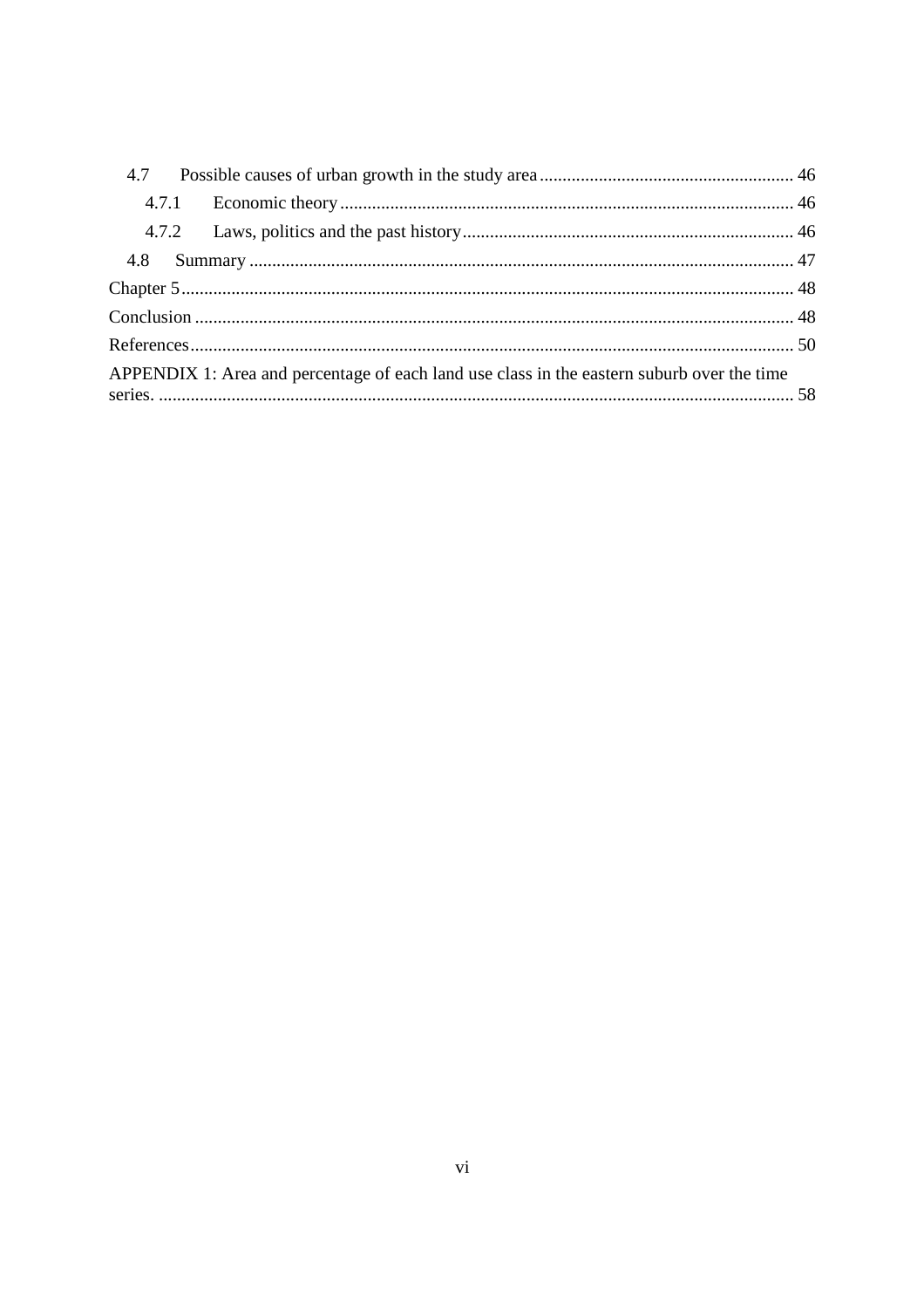4.7 Possible causes of urban growth in the study area ........ 46

4.7.1 Economic theory ........ 46

4.7.2 Laws, politics and the past history ........ 46

4.8 Summary ........ 47

Chapter 5 ........ 48

Conclusion ........ 48

References ........ 50

APPENDIX 1: Area and percentage of each land use class in the eastern suburb over the time series. ........ 58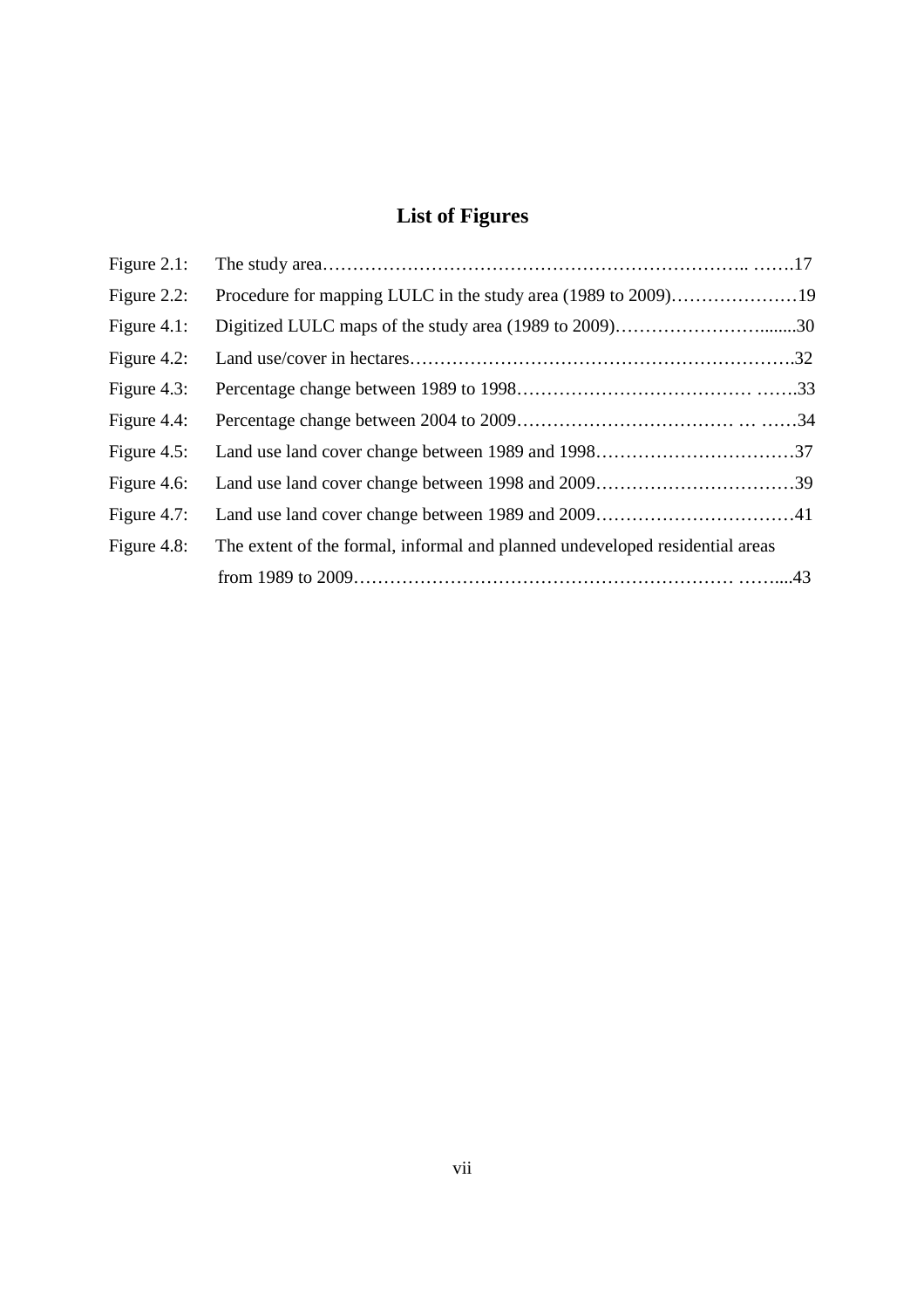# List of Figures

| | | |
|---|---|---|
| Figure 2.1: | The study area | 17 |
| Figure 2.2: | Procedure for mapping LULC in the study area (1989 to 2009) | 19 |
| Figure 4.1: | Digitized LULC maps of the study area (1989 to 2009) | 30 |
| Figure 4.2: | Land use/cover in hectares | 32 |
| Figure 4.3: | Percentage change between 1989 to 1998 | 33 |
| Figure 4.4: | Percentage change between 2004 to 2009 | 34 |
| Figure 4.5: | Land use land cover change between 1989 and 1998 | 37 |
| Figure 4.6: | Land use land cover change between 1998 and 2009 | 39 |
| Figure 4.7: | Land use land cover change between 1989 and 2009 | 41 |
| Figure 4.8: | The extent of the formal, informal and planned undeveloped residential areas from 1989 to 2009 | 43 |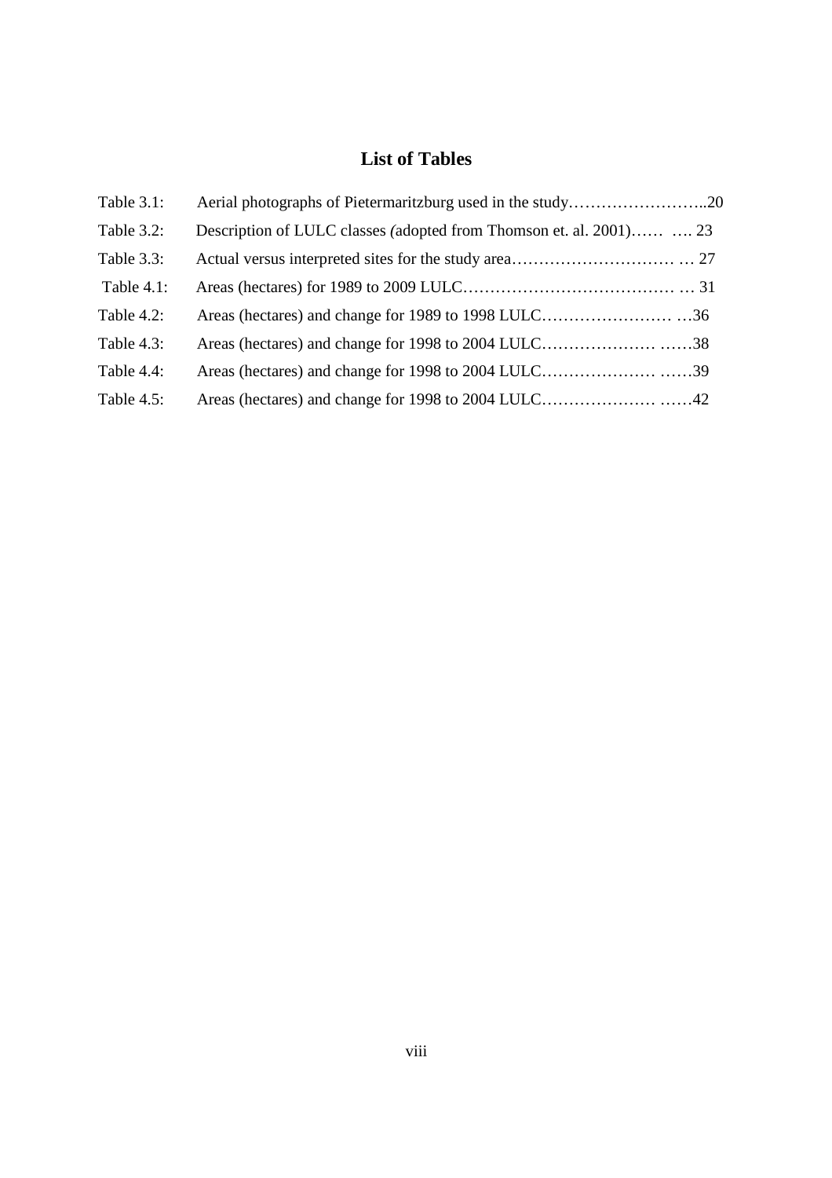# List of Tables

Table 3.1: Aerial photographs of Pietermaritzburg used in the study……………………..20

Table 3.2: Description of LULC classes *(*adopted from Thomson et. al. 2001)…… …. 23

Table 3.3: Actual versus interpreted sites for the study area………………………… … 27

Table 4.1: Areas (hectares) for 1989 to 2009 LULC………………………………… … 31

Table 4.2: Areas (hectares) and change for 1989 to 1998 LULC…………………… …36

Table 4.3: Areas (hectares) and change for 1998 to 2004 LULC………………… ……38

Table 4.4: Areas (hectares) and change for 1998 to 2004 LULC………………… ……39

Table 4.5: Areas (hectares) and change for 1998 to 2004 LULC………………… ……42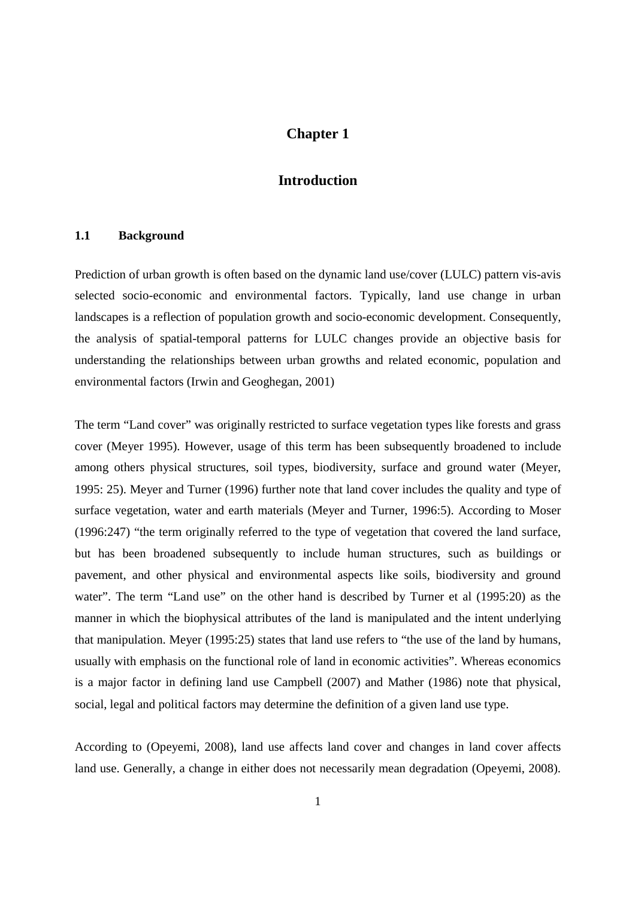# Chapter 1

# Introduction

## 1.1 Background

Prediction of urban growth is often based on the dynamic land use/cover (LULC) pattern vis-avis selected socio-economic and environmental factors. Typically, land use change in urban landscapes is a reflection of population growth and socio-economic development. Consequently, the analysis of spatial-temporal patterns for LULC changes provide an objective basis for understanding the relationships between urban growths and related economic, population and environmental factors (Irwin and Geoghegan, 2001)

The term "Land cover" was originally restricted to surface vegetation types like forests and grass cover (Meyer 1995). However, usage of this term has been subsequently broadened to include among others physical structures, soil types, biodiversity, surface and ground water (Meyer, 1995: 25). Meyer and Turner (1996) further note that land cover includes the quality and type of surface vegetation, water and earth materials (Meyer and Turner, 1996:5). According to Moser (1996:247) "the term originally referred to the type of vegetation that covered the land surface, but has been broadened subsequently to include human structures, such as buildings or pavement, and other physical and environmental aspects like soils, biodiversity and ground water". The term "Land use" on the other hand is described by Turner et al (1995:20) as the manner in which the biophysical attributes of the land is manipulated and the intent underlying that manipulation. Meyer (1995:25) states that land use refers to "the use of the land by humans, usually with emphasis on the functional role of land in economic activities". Whereas economics is a major factor in defining land use Campbell (2007) and Mather (1986) note that physical, social, legal and political factors may determine the definition of a given land use type.

According to (Opeyemi, 2008), land use affects land cover and changes in land cover affects land use. Generally, a change in either does not necessarily mean degradation (Opeyemi, 2008).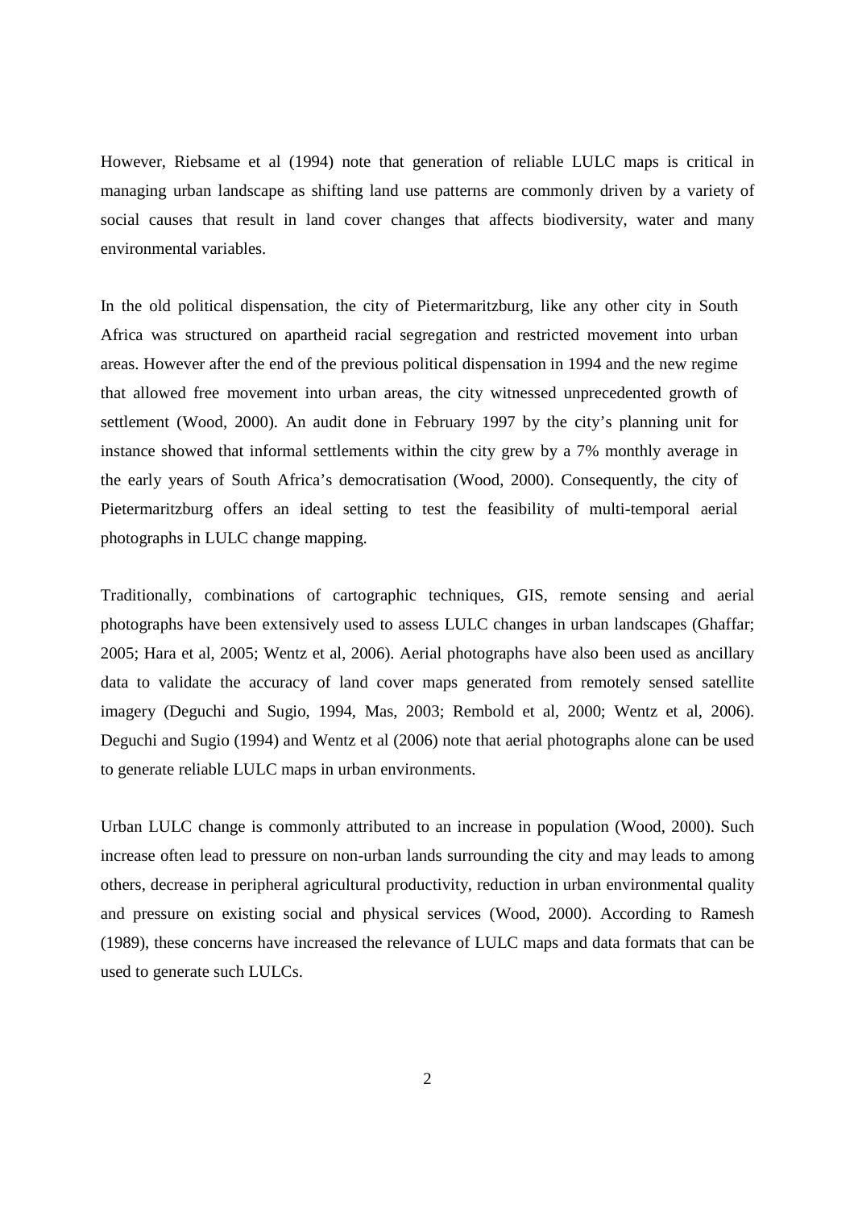However, Riebsame et al (1994) note that generation of reliable LULC maps is critical in managing urban landscape as shifting land use patterns are commonly driven by a variety of social causes that result in land cover changes that affects biodiversity, water and many environmental variables.

In the old political dispensation, the city of Pietermaritzburg, like any other city in South Africa was structured on apartheid racial segregation and restricted movement into urban areas. However after the end of the previous political dispensation in 1994 and the new regime that allowed free movement into urban areas, the city witnessed unprecedented growth of settlement (Wood, 2000). An audit done in February 1997 by the city's planning unit for instance showed that informal settlements within the city grew by a 7% monthly average in the early years of South Africa's democratisation (Wood, 2000). Consequently, the city of Pietermaritzburg offers an ideal setting to test the feasibility of multi-temporal aerial photographs in LULC change mapping.

Traditionally, combinations of cartographic techniques, GIS, remote sensing and aerial photographs have been extensively used to assess LULC changes in urban landscapes (Ghaffar; 2005; Hara et al, 2005; Wentz et al, 2006). Aerial photographs have also been used as ancillary data to validate the accuracy of land cover maps generated from remotely sensed satellite imagery (Deguchi and Sugio, 1994, Mas, 2003; Rembold et al, 2000; Wentz et al, 2006). Deguchi and Sugio (1994) and Wentz et al (2006) note that aerial photographs alone can be used to generate reliable LULC maps in urban environments.

Urban LULC change is commonly attributed to an increase in population (Wood, 2000). Such increase often lead to pressure on non-urban lands surrounding the city and may leads to among others, decrease in peripheral agricultural productivity, reduction in urban environmental quality and pressure on existing social and physical services (Wood, 2000). According to Ramesh (1989), these concerns have increased the relevance of LULC maps and data formats that can be used to generate such LULCs.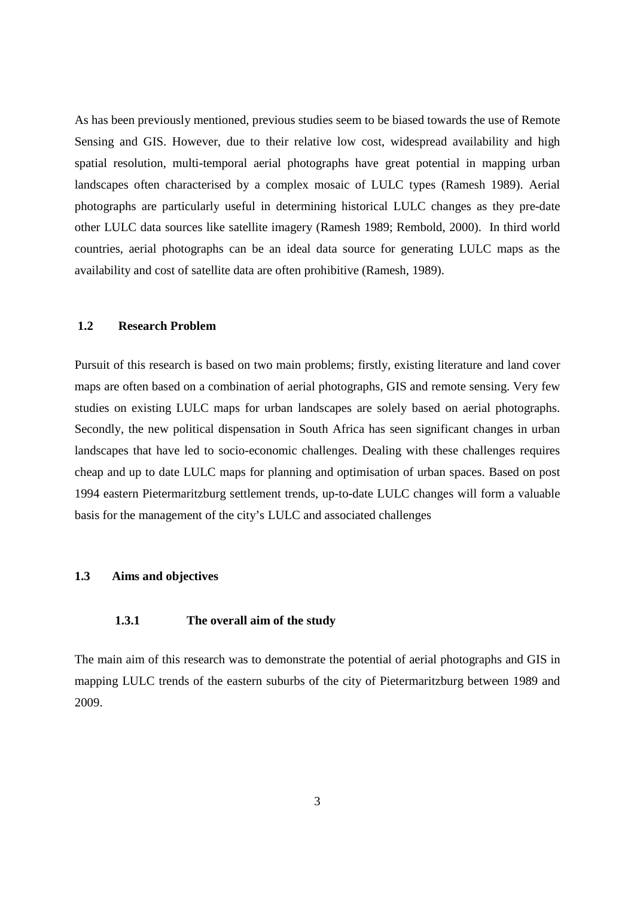As has been previously mentioned, previous studies seem to be biased towards the use of Remote Sensing and GIS. However, due to their relative low cost, widespread availability and high spatial resolution, multi-temporal aerial photographs have great potential in mapping urban landscapes often characterised by a complex mosaic of LULC types (Ramesh 1989). Aerial photographs are particularly useful in determining historical LULC changes as they pre-date other LULC data sources like satellite imagery (Ramesh 1989; Rembold, 2000). In third world countries, aerial photographs can be an ideal data source for generating LULC maps as the availability and cost of satellite data are often prohibitive (Ramesh, 1989).

## 1.2 Research Problem

Pursuit of this research is based on two main problems; firstly, existing literature and land cover maps are often based on a combination of aerial photographs, GIS and remote sensing. Very few studies on existing LULC maps for urban landscapes are solely based on aerial photographs. Secondly, the new political dispensation in South Africa has seen significant changes in urban landscapes that have led to socio-economic challenges. Dealing with these challenges requires cheap and up to date LULC maps for planning and optimisation of urban spaces. Based on post 1994 eastern Pietermaritzburg settlement trends, up-to-date LULC changes will form a valuable basis for the management of the city's LULC and associated challenges

## 1.3 Aims and objectives

### 1.3.1 The overall aim of the study

The main aim of this research was to demonstrate the potential of aerial photographs and GIS in mapping LULC trends of the eastern suburbs of the city of Pietermaritzburg between 1989 and 2009.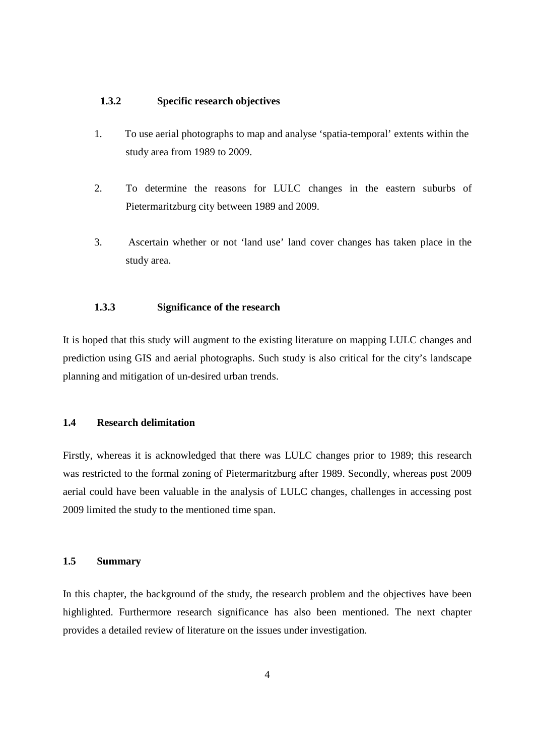### 1.3.2 Specific research objectives

1. To use aerial photographs to map and analyse 'spatia-temporal' extents within the study area from 1989 to 2009.

2. To determine the reasons for LULC changes in the eastern suburbs of Pietermaritzburg city between 1989 and 2009.

3. Ascertain whether or not 'land use' land cover changes has taken place in the study area.

### 1.3.3 Significance of the research

It is hoped that this study will augment to the existing literature on mapping LULC changes and prediction using GIS and aerial photographs. Such study is also critical for the city's landscape planning and mitigation of un-desired urban trends.

## 1.4 Research delimitation

Firstly, whereas it is acknowledged that there was LULC changes prior to 1989; this research was restricted to the formal zoning of Pietermaritzburg after 1989. Secondly, whereas post 2009 aerial could have been valuable in the analysis of LULC changes, challenges in accessing post 2009 limited the study to the mentioned time span.

## 1.5 Summary

In this chapter, the background of the study, the research problem and the objectives have been highlighted. Furthermore research significance has also been mentioned. The next chapter provides a detailed review of literature on the issues under investigation.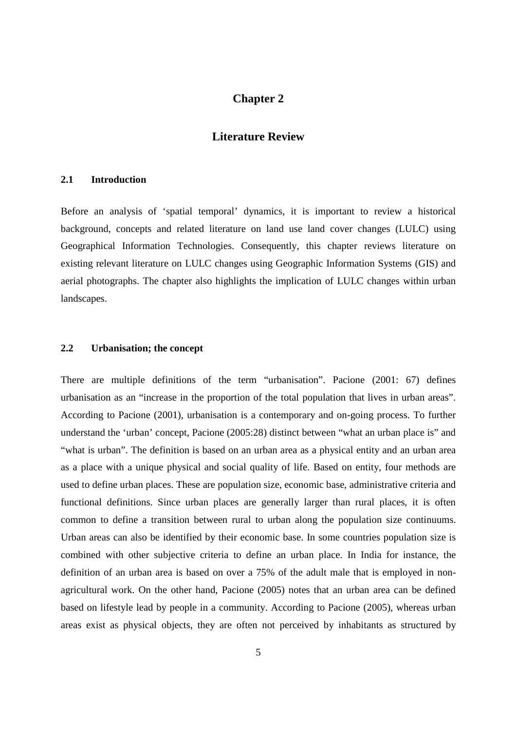# Chapter 2

# Literature Review

## 2.1 Introduction

Before an analysis of 'spatial temporal' dynamics, it is important to review a historical background, concepts and related literature on land use land cover changes (LULC) using Geographical Information Technologies. Consequently, this chapter reviews literature on existing relevant literature on LULC changes using Geographic Information Systems (GIS) and aerial photographs. The chapter also highlights the implication of LULC changes within urban landscapes.

## 2.2 Urbanisation; the concept

There are multiple definitions of the term "urbanisation". Pacione (2001: 67) defines urbanisation as an "increase in the proportion of the total population that lives in urban areas". According to Pacione (2001), urbanisation is a contemporary and on-going process. To further understand the 'urban' concept, Pacione (2005:28) distinct between "what an urban place is" and "what is urban". The definition is based on an urban area as a physical entity and an urban area as a place with a unique physical and social quality of life. Based on entity, four methods are used to define urban places. These are population size, economic base, administrative criteria and functional definitions. Since urban places are generally larger than rural places, it is often common to define a transition between rural to urban along the population size continuums. Urban areas can also be identified by their economic base. In some countries population size is combined with other subjective criteria to define an urban place. In India for instance, the definition of an urban area is based on over a 75% of the adult male that is employed in non-agricultural work. On the other hand, Pacione (2005) notes that an urban area can be defined based on lifestyle lead by people in a community. According to Pacione (2005), whereas urban areas exist as physical objects, they are often not perceived by inhabitants as structured by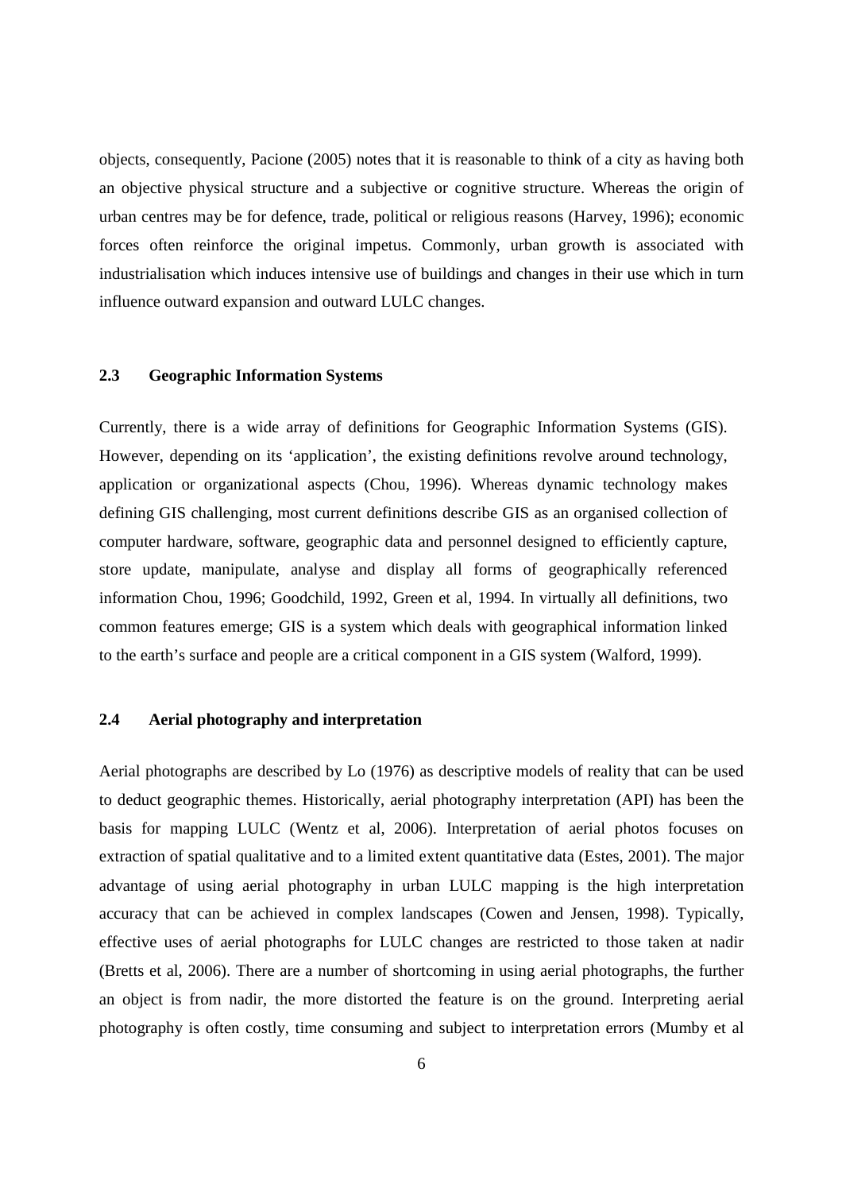objects, consequently, Pacione (2005) notes that it is reasonable to think of a city as having both an objective physical structure and a subjective or cognitive structure. Whereas the origin of urban centres may be for defence, trade, political or religious reasons (Harvey, 1996); economic forces often reinforce the original impetus. Commonly, urban growth is associated with industrialisation which induces intensive use of buildings and changes in their use which in turn influence outward expansion and outward LULC changes.

## 2.3 Geographic Information Systems

Currently, there is a wide array of definitions for Geographic Information Systems (GIS). However, depending on its 'application', the existing definitions revolve around technology, application or organizational aspects (Chou, 1996). Whereas dynamic technology makes defining GIS challenging, most current definitions describe GIS as an organised collection of computer hardware, software, geographic data and personnel designed to efficiently capture, store update, manipulate, analyse and display all forms of geographically referenced information Chou, 1996; Goodchild, 1992, Green et al, 1994. In virtually all definitions, two common features emerge; GIS is a system which deals with geographical information linked to the earth's surface and people are a critical component in a GIS system (Walford, 1999).

## 2.4 Aerial photography and interpretation

Aerial photographs are described by Lo (1976) as descriptive models of reality that can be used to deduct geographic themes. Historically, aerial photography interpretation (API) has been the basis for mapping LULC (Wentz et al, 2006). Interpretation of aerial photos focuses on extraction of spatial qualitative and to a limited extent quantitative data (Estes, 2001). The major advantage of using aerial photography in urban LULC mapping is the high interpretation accuracy that can be achieved in complex landscapes (Cowen and Jensen, 1998). Typically, effective uses of aerial photographs for LULC changes are restricted to those taken at nadir (Bretts et al, 2006). There are a number of shortcoming in using aerial photographs, the further an object is from nadir, the more distorted the feature is on the ground. Interpreting aerial photography is often costly, time consuming and subject to interpretation errors (Mumby et al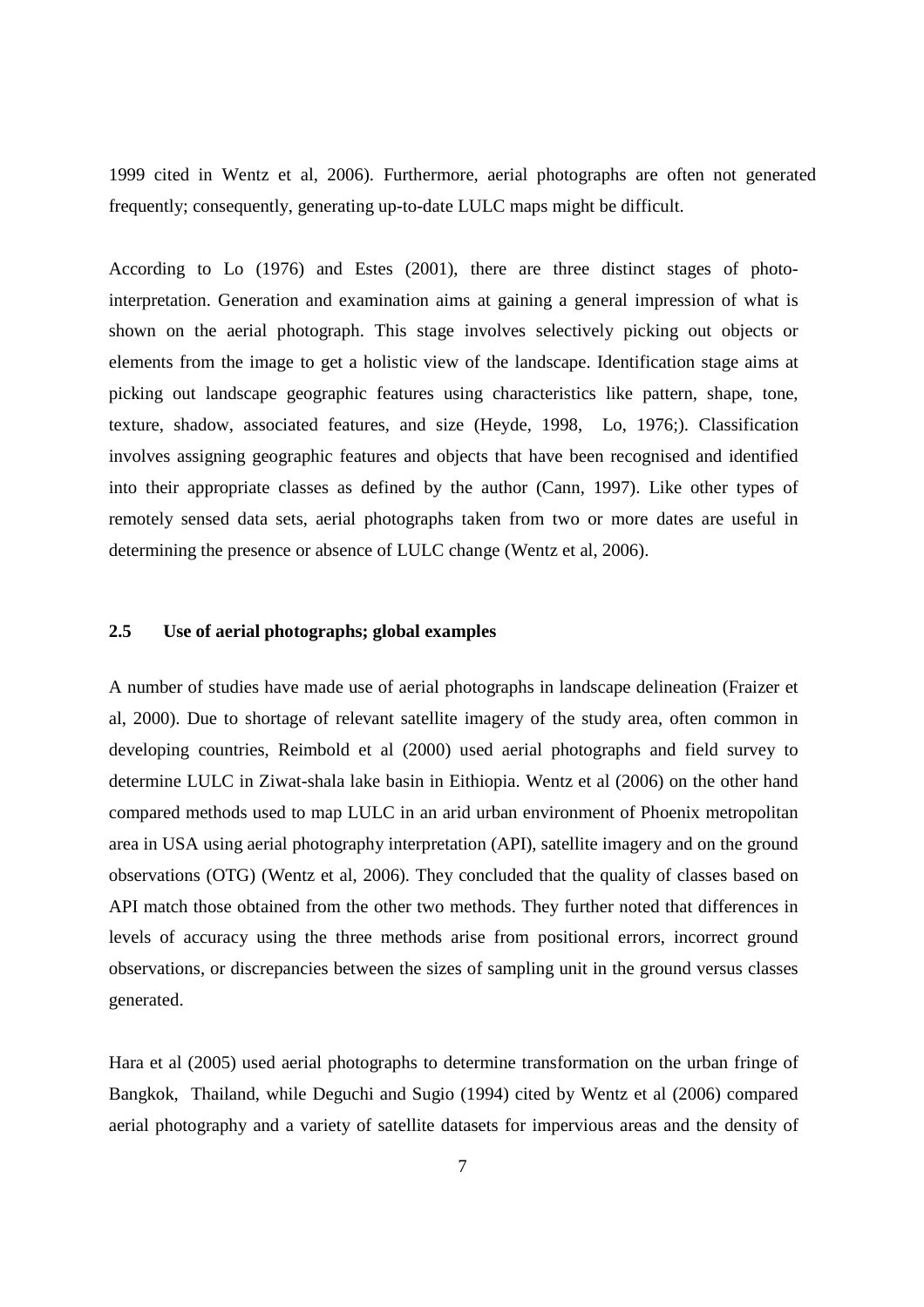1999 cited in Wentz et al, 2006). Furthermore, aerial photographs are often not generated frequently; consequently, generating up-to-date LULC maps might be difficult.

According to Lo (1976) and Estes (2001), there are three distinct stages of photo-interpretation. Generation and examination aims at gaining a general impression of what is shown on the aerial photograph. This stage involves selectively picking out objects or elements from the image to get a holistic view of the landscape. Identification stage aims at picking out landscape geographic features using characteristics like pattern, shape, tone, texture, shadow, associated features, and size (Heyde, 1998, Lo, 1976;). Classification involves assigning geographic features and objects that have been recognised and identified into their appropriate classes as defined by the author (Cann, 1997). Like other types of remotely sensed data sets, aerial photographs taken from two or more dates are useful in determining the presence or absence of LULC change (Wentz et al, 2006).

## 2.5 Use of aerial photographs; global examples

A number of studies have made use of aerial photographs in landscape delineation (Fraizer et al, 2000). Due to shortage of relevant satellite imagery of the study area, often common in developing countries, Reimbold et al (2000) used aerial photographs and field survey to determine LULC in Ziwat-shala lake basin in Eithiopia. Wentz et al (2006) on the other hand compared methods used to map LULC in an arid urban environment of Phoenix metropolitan area in USA using aerial photography interpretation (API), satellite imagery and on the ground observations (OTG) (Wentz et al, 2006). They concluded that the quality of classes based on API match those obtained from the other two methods. They further noted that differences in levels of accuracy using the three methods arise from positional errors, incorrect ground observations, or discrepancies between the sizes of sampling unit in the ground versus classes generated.

Hara et al (2005) used aerial photographs to determine transformation on the urban fringe of Bangkok, Thailand, while Deguchi and Sugio (1994) cited by Wentz et al (2006) compared aerial photography and a variety of satellite datasets for impervious areas and the density of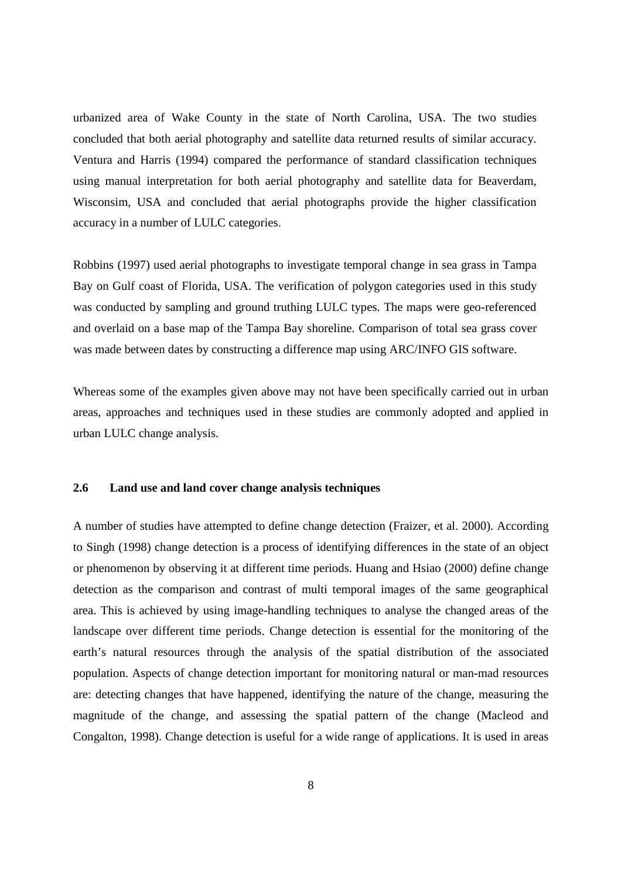urbanized area of Wake County in the state of North Carolina, USA. The two studies concluded that both aerial photography and satellite data returned results of similar accuracy. Ventura and Harris (1994) compared the performance of standard classification techniques using manual interpretation for both aerial photography and satellite data for Beaverdam, Wisconsim, USA and concluded that aerial photographs provide the higher classification accuracy in a number of LULC categories.

Robbins (1997) used aerial photographs to investigate temporal change in sea grass in Tampa Bay on Gulf coast of Florida, USA. The verification of polygon categories used in this study was conducted by sampling and ground truthing LULC types. The maps were geo-referenced and overlaid on a base map of the Tampa Bay shoreline. Comparison of total sea grass cover was made between dates by constructing a difference map using ARC/INFO GIS software.

Whereas some of the examples given above may not have been specifically carried out in urban areas, approaches and techniques used in these studies are commonly adopted and applied in urban LULC change analysis.

### 2.6 Land use and land cover change analysis techniques

A number of studies have attempted to define change detection (Fraizer, et al. 2000). According to Singh (1998) change detection is a process of identifying differences in the state of an object or phenomenon by observing it at different time periods. Huang and Hsiao (2000) define change detection as the comparison and contrast of multi temporal images of the same geographical area. This is achieved by using image-handling techniques to analyse the changed areas of the landscape over different time periods. Change detection is essential for the monitoring of the earth's natural resources through the analysis of the spatial distribution of the associated population. Aspects of change detection important for monitoring natural or man-mad resources are: detecting changes that have happened, identifying the nature of the change, measuring the magnitude of the change, and assessing the spatial pattern of the change (Macleod and Congalton, 1998). Change detection is useful for a wide range of applications. It is used in areas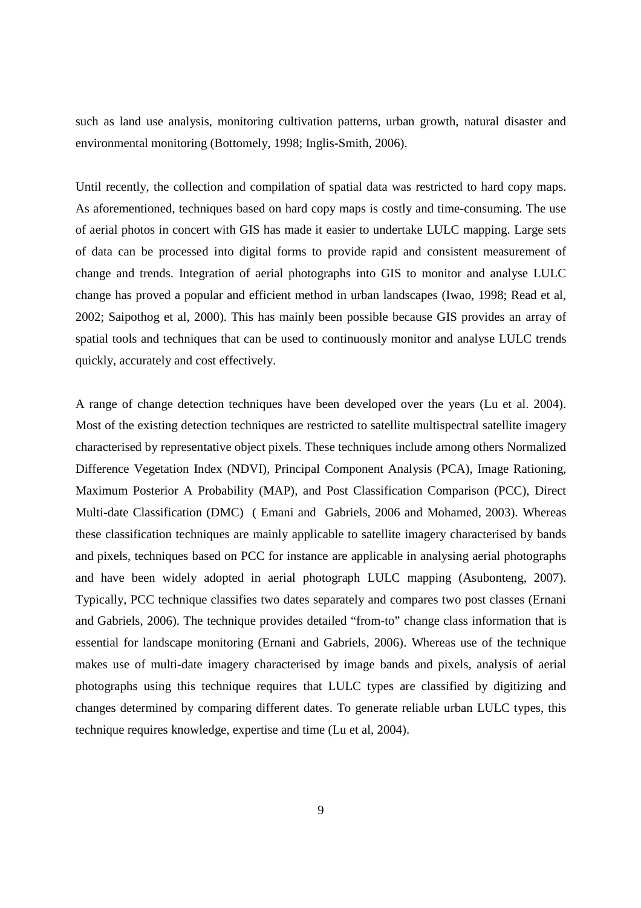such as land use analysis, monitoring cultivation patterns, urban growth, natural disaster and environmental monitoring (Bottomely, 1998; Inglis-Smith, 2006).

Until recently, the collection and compilation of spatial data was restricted to hard copy maps. As aforementioned, techniques based on hard copy maps is costly and time-consuming. The use of aerial photos in concert with GIS has made it easier to undertake LULC mapping. Large sets of data can be processed into digital forms to provide rapid and consistent measurement of change and trends. Integration of aerial photographs into GIS to monitor and analyse LULC change has proved a popular and efficient method in urban landscapes (Iwao, 1998; Read et al, 2002; Saipothog et al, 2000). This has mainly been possible because GIS provides an array of spatial tools and techniques that can be used to continuously monitor and analyse LULC trends quickly, accurately and cost effectively.

A range of change detection techniques have been developed over the years (Lu et al. 2004). Most of the existing detection techniques are restricted to satellite multispectral satellite imagery characterised by representative object pixels. These techniques include among others Normalized Difference Vegetation Index (NDVI), Principal Component Analysis (PCA), Image Rationing, Maximum Posterior A Probability (MAP), and Post Classification Comparison (PCC), Direct Multi-date Classification (DMC) ( Emani and Gabriels, 2006 and Mohamed, 2003). Whereas these classification techniques are mainly applicable to satellite imagery characterised by bands and pixels, techniques based on PCC for instance are applicable in analysing aerial photographs and have been widely adopted in aerial photograph LULC mapping (Asubonteng, 2007). Typically, PCC technique classifies two dates separately and compares two post classes (Ernani and Gabriels, 2006). The technique provides detailed "from-to" change class information that is essential for landscape monitoring (Ernani and Gabriels, 2006). Whereas use of the technique makes use of multi-date imagery characterised by image bands and pixels, analysis of aerial photographs using this technique requires that LULC types are classified by digitizing and changes determined by comparing different dates. To generate reliable urban LULC types, this technique requires knowledge, expertise and time (Lu et al, 2004).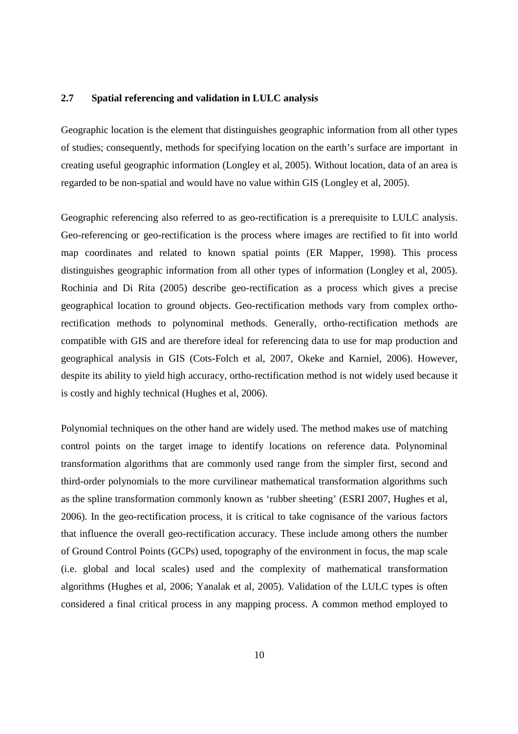### 2.7 Spatial referencing and validation in LULC analysis

Geographic location is the element that distinguishes geographic information from all other types of studies; consequently, methods for specifying location on the earth's surface are important in creating useful geographic information (Longley et al, 2005). Without location, data of an area is regarded to be non-spatial and would have no value within GIS (Longley et al, 2005).

Geographic referencing also referred to as geo-rectification is a prerequisite to LULC analysis. Geo-referencing or geo-rectification is the process where images are rectified to fit into world map coordinates and related to known spatial points (ER Mapper, 1998). This process distinguishes geographic information from all other types of information (Longley et al, 2005). Rochinia and Di Rita (2005) describe geo-rectification as a process which gives a precise geographical location to ground objects. Geo-rectification methods vary from complex ortho-rectification methods to polynominal methods. Generally, ortho-rectification methods are compatible with GIS and are therefore ideal for referencing data to use for map production and geographical analysis in GIS (Cots-Folch et al, 2007, Okeke and Karniel, 2006). However, despite its ability to yield high accuracy, ortho-rectification method is not widely used because it is costly and highly technical (Hughes et al, 2006).

Polynomial techniques on the other hand are widely used. The method makes use of matching control points on the target image to identify locations on reference data. Polynominal transformation algorithms that are commonly used range from the simpler first, second and third-order polynomials to the more curvilinear mathematical transformation algorithms such as the spline transformation commonly known as 'rubber sheeting' (ESRI 2007, Hughes et al, 2006). In the geo-rectification process, it is critical to take cognisance of the various factors that influence the overall geo-rectification accuracy. These include among others the number of Ground Control Points (GCPs) used, topography of the environment in focus, the map scale (i.e. global and local scales) used and the complexity of mathematical transformation algorithms (Hughes et al, 2006; Yanalak et al, 2005). Validation of the LULC types is often considered a final critical process in any mapping process. A common method employed to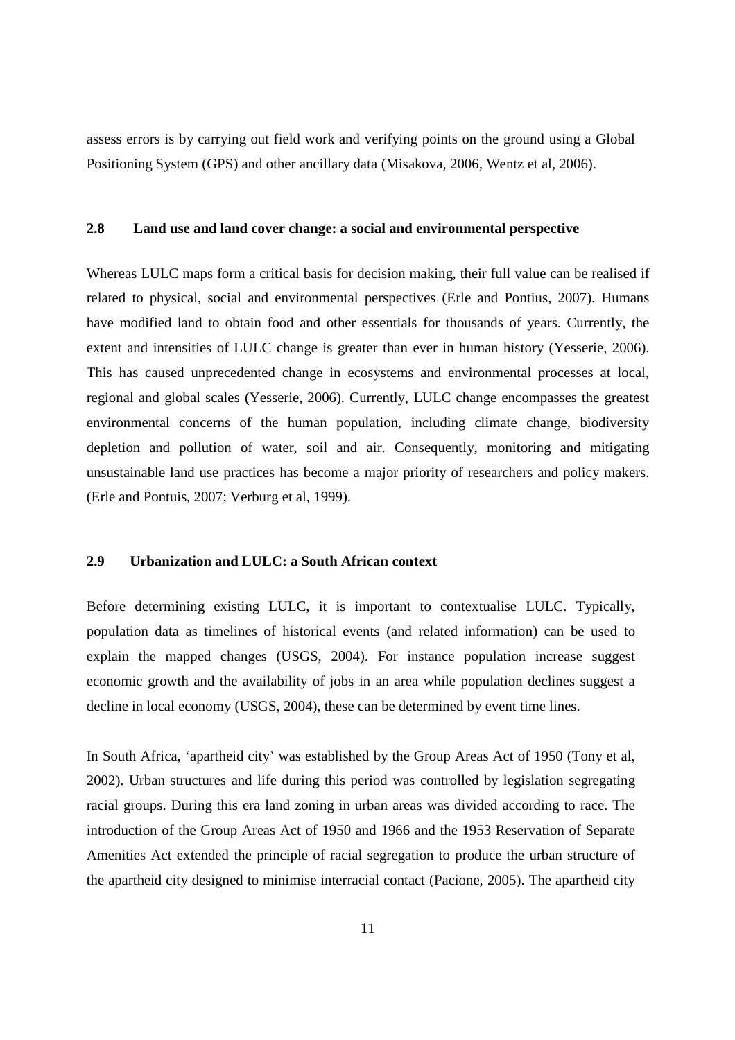assess errors is by carrying out field work and verifying points on the ground using a Global Positioning System (GPS) and other ancillary data (Misakova, 2006, Wentz et al, 2006).

## 2.8 Land use and land cover change: a social and environmental perspective

Whereas LULC maps form a critical basis for decision making, their full value can be realised if related to physical, social and environmental perspectives (Erle and Pontius, 2007). Humans have modified land to obtain food and other essentials for thousands of years. Currently, the extent and intensities of LULC change is greater than ever in human history (Yesserie, 2006). This has caused unprecedented change in ecosystems and environmental processes at local, regional and global scales (Yesserie, 2006). Currently, LULC change encompasses the greatest environmental concerns of the human population, including climate change, biodiversity depletion and pollution of water, soil and air. Consequently, monitoring and mitigating unsustainable land use practices has become a major priority of researchers and policy makers. (Erle and Pontuis, 2007; Verburg et al, 1999).

## 2.9 Urbanization and LULC: a South African context

Before determining existing LULC, it is important to contextualise LULC. Typically, population data as timelines of historical events (and related information) can be used to explain the mapped changes (USGS, 2004). For instance population increase suggest economic growth and the availability of jobs in an area while population declines suggest a decline in local economy (USGS, 2004), these can be determined by event time lines.

In South Africa, 'apartheid city' was established by the Group Areas Act of 1950 (Tony et al, 2002). Urban structures and life during this period was controlled by legislation segregating racial groups. During this era land zoning in urban areas was divided according to race. The introduction of the Group Areas Act of 1950 and 1966 and the 1953 Reservation of Separate Amenities Act extended the principle of racial segregation to produce the urban structure of the apartheid city designed to minimise interracial contact (Pacione, 2005). The apartheid city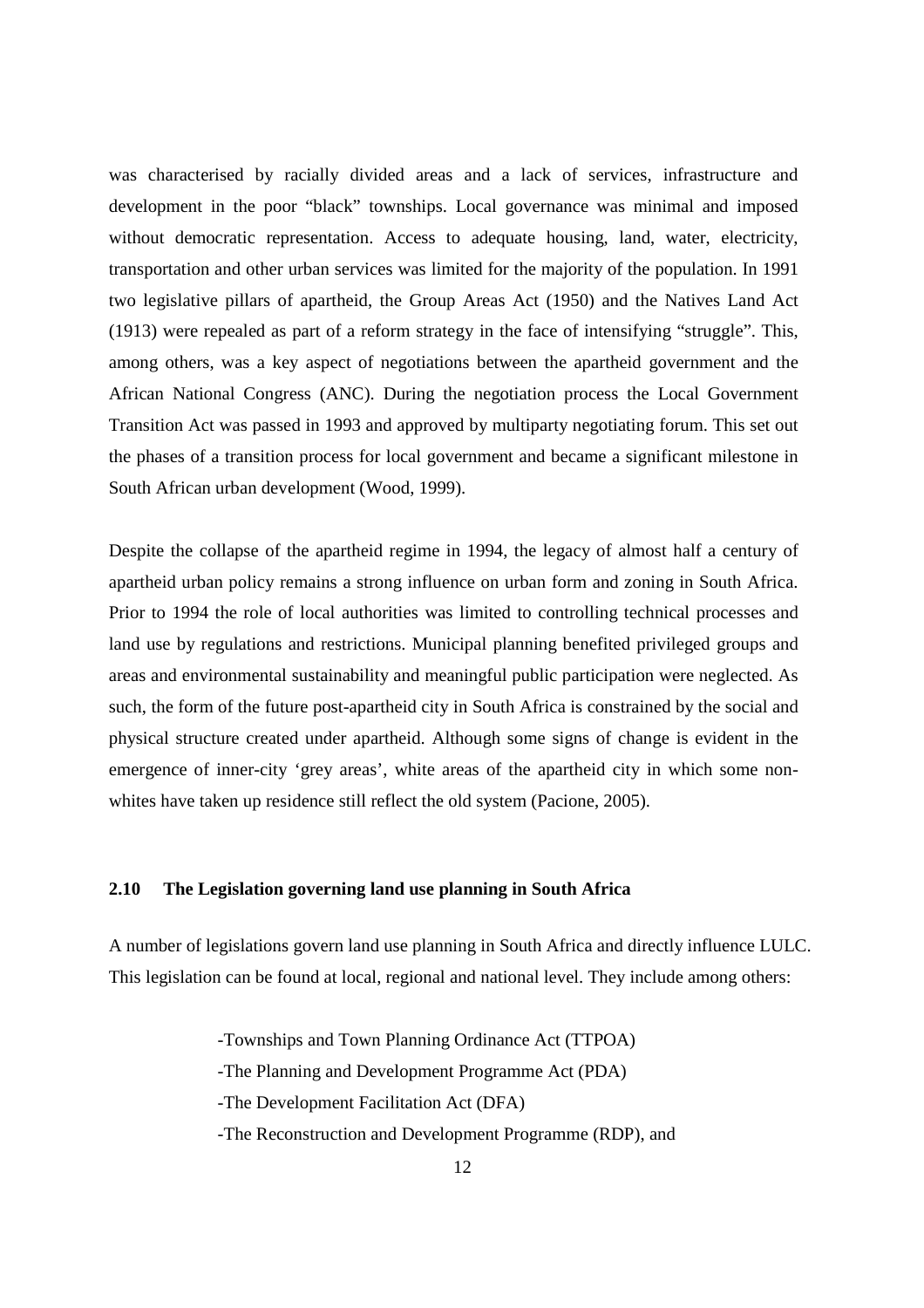was characterised by racially divided areas and a lack of services, infrastructure and development in the poor "black" townships. Local governance was minimal and imposed without democratic representation. Access to adequate housing, land, water, electricity, transportation and other urban services was limited for the majority of the population. In 1991 two legislative pillars of apartheid, the Group Areas Act (1950) and the Natives Land Act (1913) were repealed as part of a reform strategy in the face of intensifying "struggle". This, among others, was a key aspect of negotiations between the apartheid government and the African National Congress (ANC). During the negotiation process the Local Government Transition Act was passed in 1993 and approved by multiparty negotiating forum. This set out the phases of a transition process for local government and became a significant milestone in South African urban development (Wood, 1999).

Despite the collapse of the apartheid regime in 1994, the legacy of almost half a century of apartheid urban policy remains a strong influence on urban form and zoning in South Africa. Prior to 1994 the role of local authorities was limited to controlling technical processes and land use by regulations and restrictions. Municipal planning benefited privileged groups and areas and environmental sustainability and meaningful public participation were neglected. As such, the form of the future post-apartheid city in South Africa is constrained by the social and physical structure created under apartheid. Although some signs of change is evident in the emergence of inner-city 'grey areas', white areas of the apartheid city in which some non-whites have taken up residence still reflect the old system (Pacione, 2005).

### 2.10 The Legislation governing land use planning in South Africa

A number of legislations govern land use planning in South Africa and directly influence LULC. This legislation can be found at local, regional and national level. They include among others:

- Townships and Town Planning Ordinance Act (TTPOA)
- The Planning and Development Programme Act (PDA)
- The Development Facilitation Act (DFA)
- The Reconstruction and Development Programme (RDP), and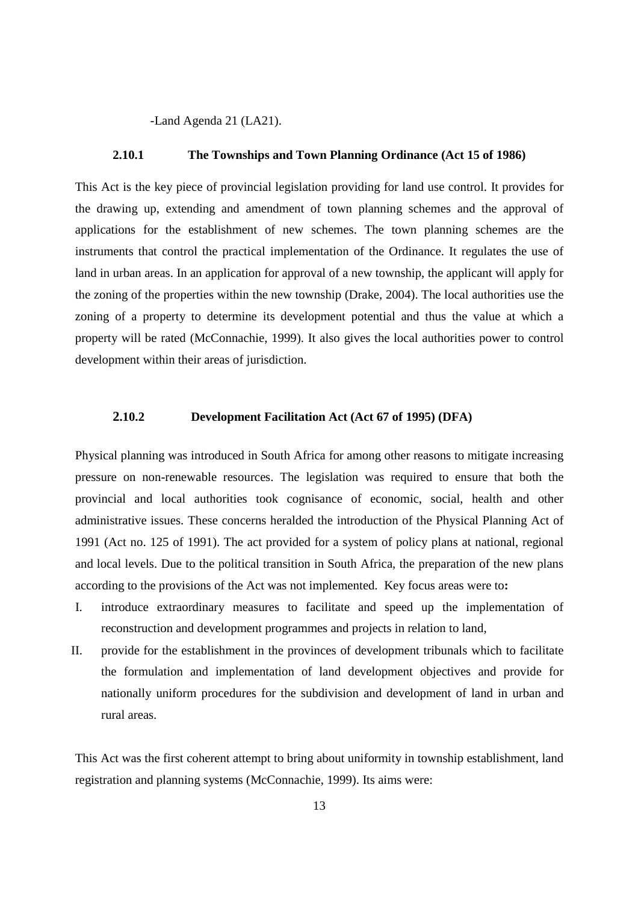-Land Agenda 21 (LA21).

### 2.10.1 The Townships and Town Planning Ordinance (Act 15 of 1986)

This Act is the key piece of provincial legislation providing for land use control. It provides for the drawing up, extending and amendment of town planning schemes and the approval of applications for the establishment of new schemes. The town planning schemes are the instruments that control the practical implementation of the Ordinance. It regulates the use of land in urban areas. In an application for approval of a new township, the applicant will apply for the zoning of the properties within the new township (Drake, 2004). The local authorities use the zoning of a property to determine its development potential and thus the value at which a property will be rated (McConnachie, 1999). It also gives the local authorities power to control development within their areas of jurisdiction.

### 2.10.2 Development Facilitation Act (Act 67 of 1995) (DFA)

Physical planning was introduced in South Africa for among other reasons to mitigate increasing pressure on non-renewable resources. The legislation was required to ensure that both the provincial and local authorities took cognisance of economic, social, health and other administrative issues. These concerns heralded the introduction of the Physical Planning Act of 1991 (Act no. 125 of 1991). The act provided for a system of policy plans at national, regional and local levels. Due to the political transition in South Africa, the preparation of the new plans according to the provisions of the Act was not implemented. Key focus areas were to**:**

I. introduce extraordinary measures to facilitate and speed up the implementation of reconstruction and development programmes and projects in relation to land,
II. provide for the establishment in the provinces of development tribunals which to facilitate the formulation and implementation of land development objectives and provide for nationally uniform procedures for the subdivision and development of land in urban and rural areas.

This Act was the first coherent attempt to bring about uniformity in township establishment, land registration and planning systems (McConnachie, 1999). Its aims were: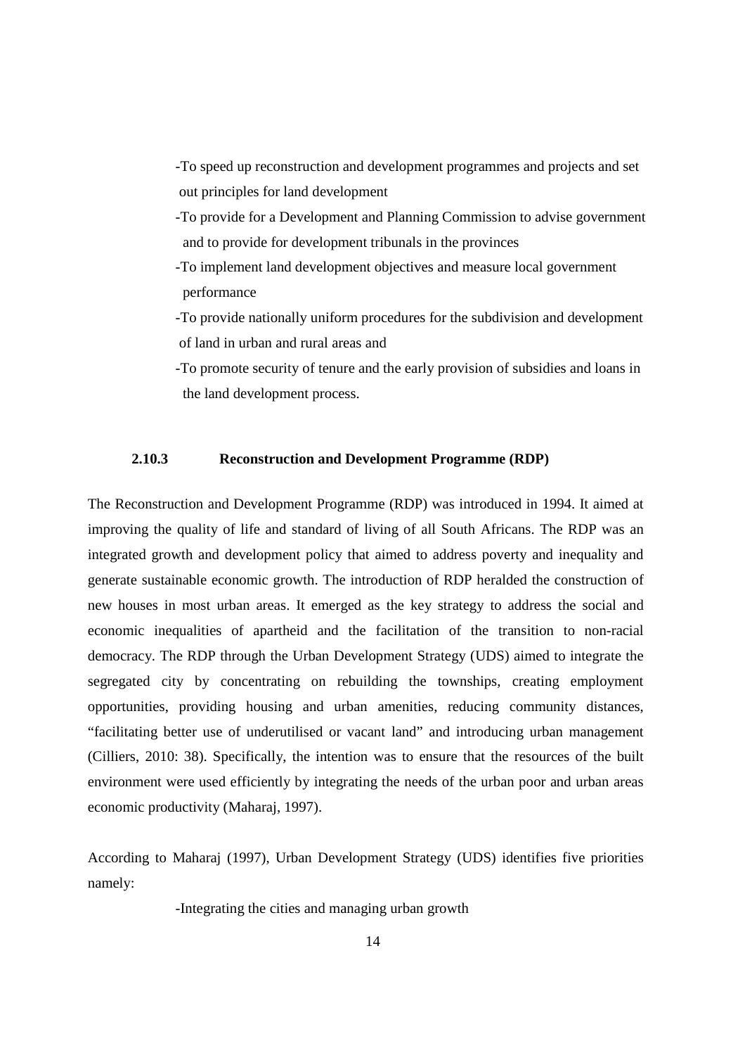-To speed up reconstruction and development programmes and projects and set out principles for land development

-To provide for a Development and Planning Commission to advise government and to provide for development tribunals in the provinces

-To implement land development objectives and measure local government performance

-To provide nationally uniform procedures for the subdivision and development of land in urban and rural areas and

-To promote security of tenure and the early provision of subsidies and loans in the land development process.

### 2.10.3 Reconstruction and Development Programme (RDP)

The Reconstruction and Development Programme (RDP) was introduced in 1994. It aimed at improving the quality of life and standard of living of all South Africans. The RDP was an integrated growth and development policy that aimed to address poverty and inequality and generate sustainable economic growth. The introduction of RDP heralded the construction of new houses in most urban areas. It emerged as the key strategy to address the social and economic inequalities of apartheid and the facilitation of the transition to non-racial democracy. The RDP through the Urban Development Strategy (UDS) aimed to integrate the segregated city by concentrating on rebuilding the townships, creating employment opportunities, providing housing and urban amenities, reducing community distances, "facilitating better use of underutilised or vacant land" and introducing urban management (Cilliers, 2010: 38). Specifically, the intention was to ensure that the resources of the built environment were used efficiently by integrating the needs of the urban poor and urban areas economic productivity (Maharaj, 1997).

According to Maharaj (1997), Urban Development Strategy (UDS) identifies five priorities namely:

-Integrating the cities and managing urban growth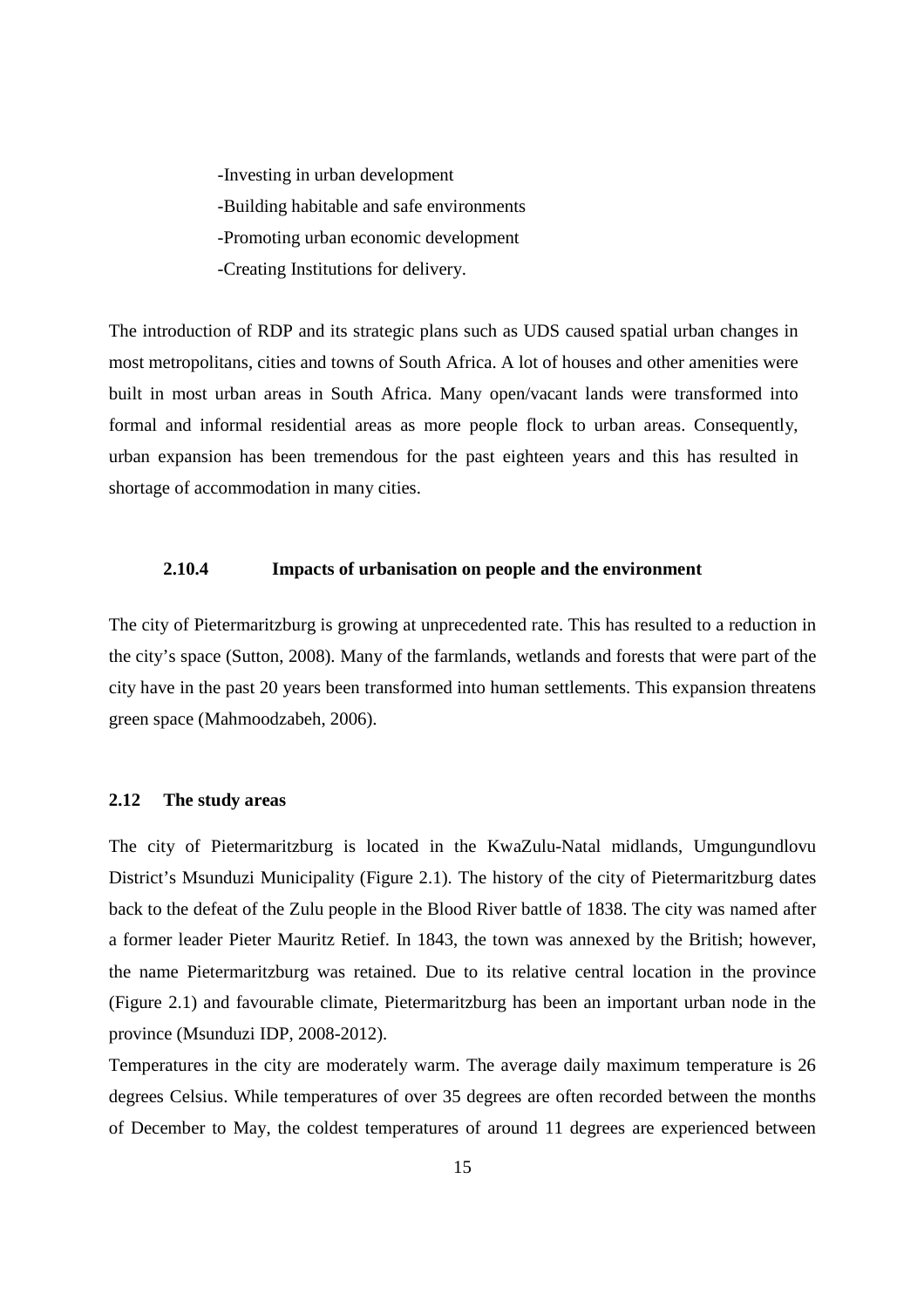-Investing in urban development

-Building habitable and safe environments

-Promoting urban economic development

-Creating Institutions for delivery.

The introduction of RDP and its strategic plans such as UDS caused spatial urban changes in most metropolitans, cities and towns of South Africa. A lot of houses and other amenities were built in most urban areas in South Africa. Many open/vacant lands were transformed into formal and informal residential areas as more people flock to urban areas. Consequently, urban expansion has been tremendous for the past eighteen years and this has resulted in shortage of accommodation in many cities.

#### 2.10.4 Impacts of urbanisation on people and the environment

The city of Pietermaritzburg is growing at unprecedented rate. This has resulted to a reduction in the city's space (Sutton, 2008). Many of the farmlands, wetlands and forests that were part of the city have in the past 20 years been transformed into human settlements. This expansion threatens green space (Mahmoodzabeh, 2006).

### 2.12 The study areas

The city of Pietermaritzburg is located in the KwaZulu-Natal midlands, Umgungundlovu District's Msunduzi Municipality (Figure 2.1). The history of the city of Pietermaritzburg dates back to the defeat of the Zulu people in the Blood River battle of 1838. The city was named after a former leader Pieter Mauritz Retief. In 1843, the town was annexed by the British; however, the name Pietermaritzburg was retained. Due to its relative central location in the province (Figure 2.1) and favourable climate, Pietermaritzburg has been an important urban node in the province (Msunduzi IDP, 2008-2012).

Temperatures in the city are moderately warm. The average daily maximum temperature is 26 degrees Celsius. While temperatures of over 35 degrees are often recorded between the months of December to May, the coldest temperatures of around 11 degrees are experienced between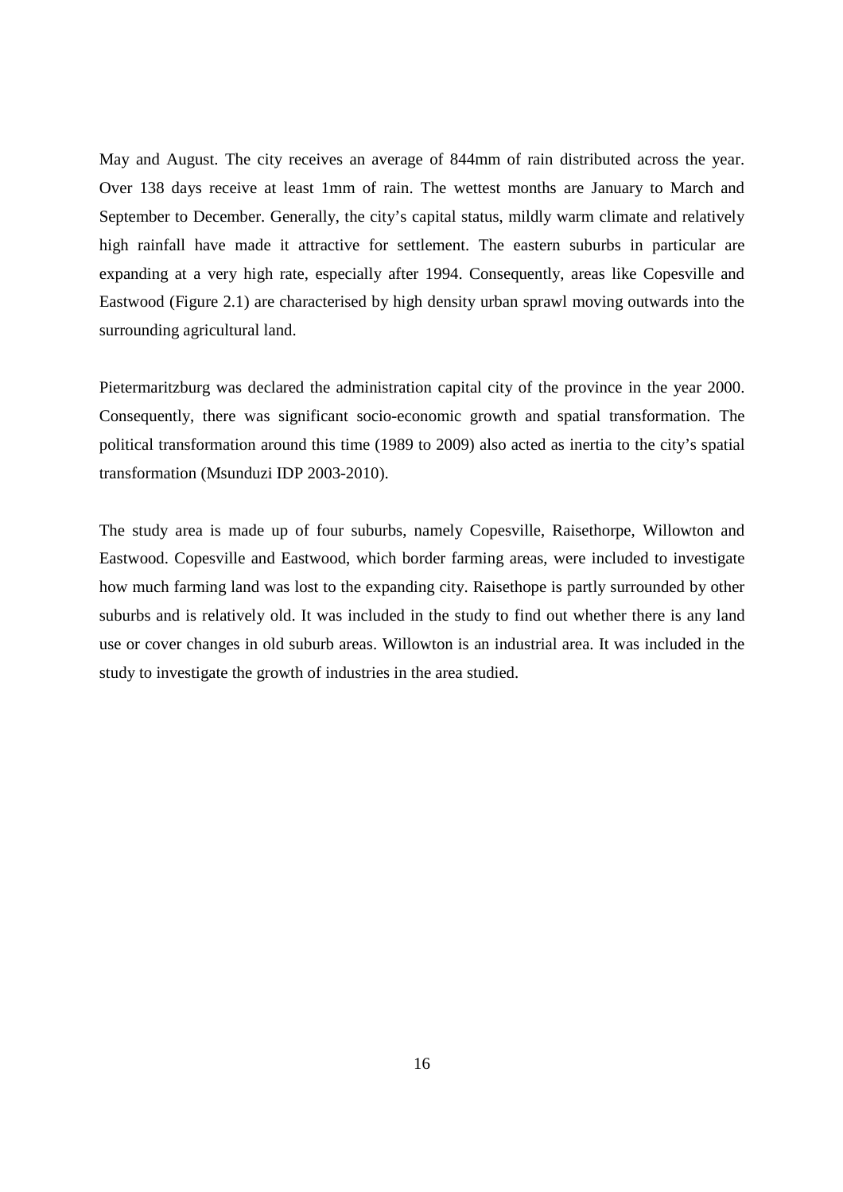May and August. The city receives an average of 844mm of rain distributed across the year. Over 138 days receive at least 1mm of rain. The wettest months are January to March and September to December. Generally, the city's capital status, mildly warm climate and relatively high rainfall have made it attractive for settlement. The eastern suburbs in particular are expanding at a very high rate, especially after 1994. Consequently, areas like Copesville and Eastwood (Figure 2.1) are characterised by high density urban sprawl moving outwards into the surrounding agricultural land.

Pietermaritzburg was declared the administration capital city of the province in the year 2000. Consequently, there was significant socio-economic growth and spatial transformation. The political transformation around this time (1989 to 2009) also acted as inertia to the city's spatial transformation (Msunduzi IDP 2003-2010).

The study area is made up of four suburbs, namely Copesville, Raisethorpe, Willowton and Eastwood. Copesville and Eastwood, which border farming areas, were included to investigate how much farming land was lost to the expanding city. Raisethope is partly surrounded by other suburbs and is relatively old. It was included in the study to find out whether there is any land use or cover changes in old suburb areas. Willowton is an industrial area. It was included in the study to investigate the growth of industries in the area studied.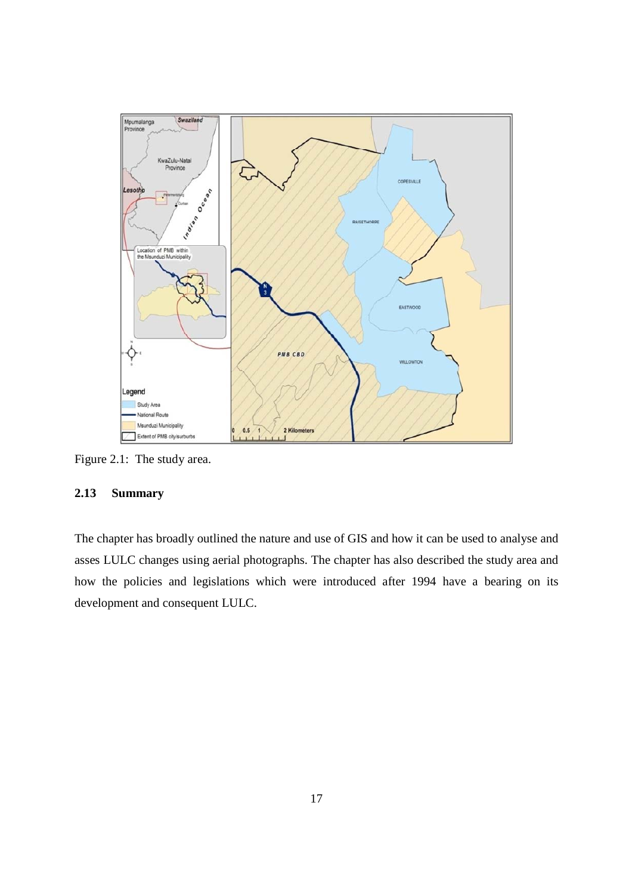Figure 2.1: The study area.

## 2.13 Summary

The chapter has broadly outlined the nature and use of GIS and how it can be used to analyse and asses LULC changes using aerial photographs. The chapter has also described the study area and how the policies and legislations which were introduced after 1994 have a bearing on its development and consequent LULC.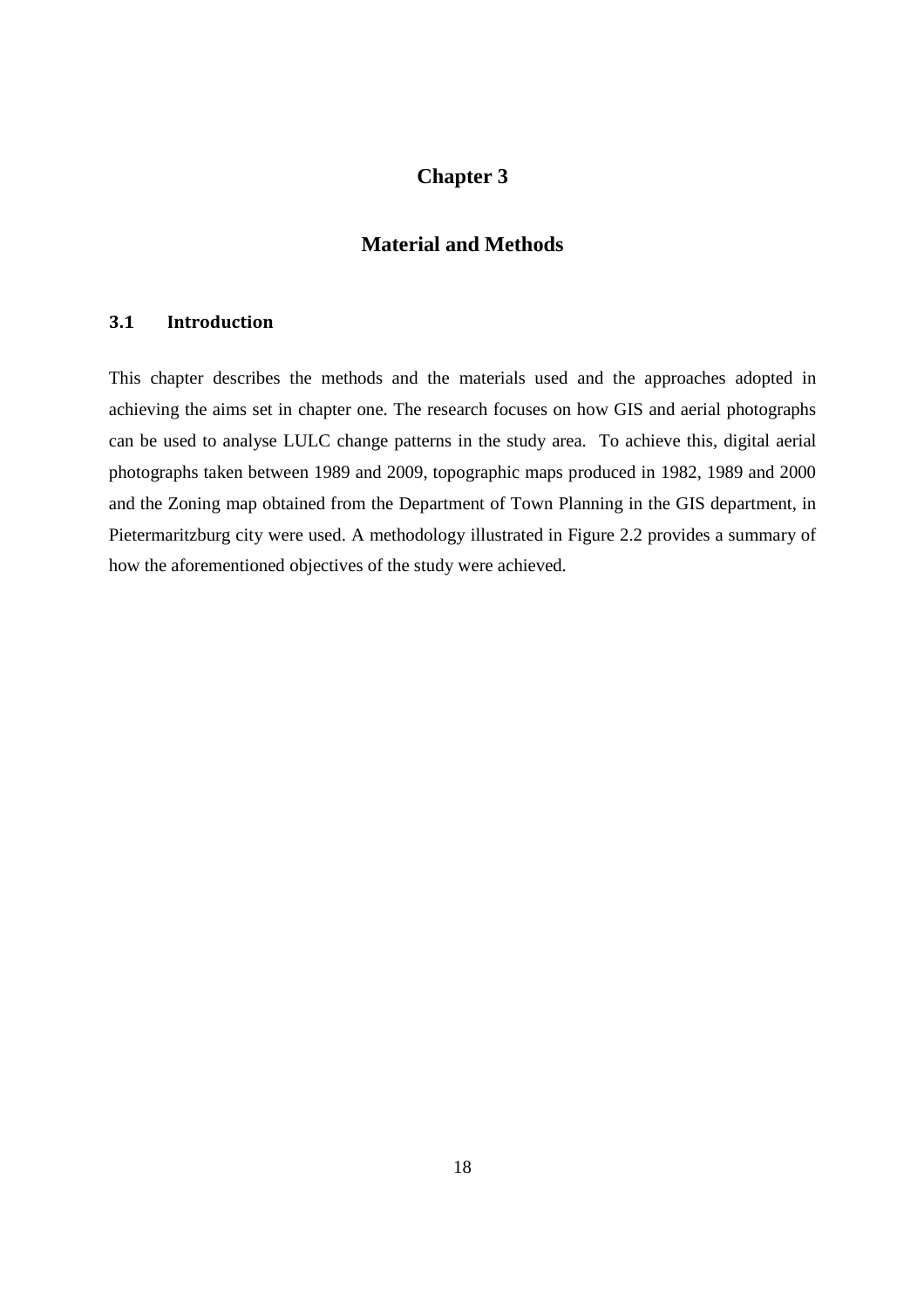# Chapter 3

# Material and Methods

## 3.1 Introduction

This chapter describes the methods and the materials used and the approaches adopted in achieving the aims set in chapter one. The research focuses on how GIS and aerial photographs can be used to analyse LULC change patterns in the study area. To achieve this, digital aerial photographs taken between 1989 and 2009, topographic maps produced in 1982, 1989 and 2000 and the Zoning map obtained from the Department of Town Planning in the GIS department, in Pietermaritzburg city were used. A methodology illustrated in Figure 2.2 provides a summary of how the aforementioned objectives of the study were achieved.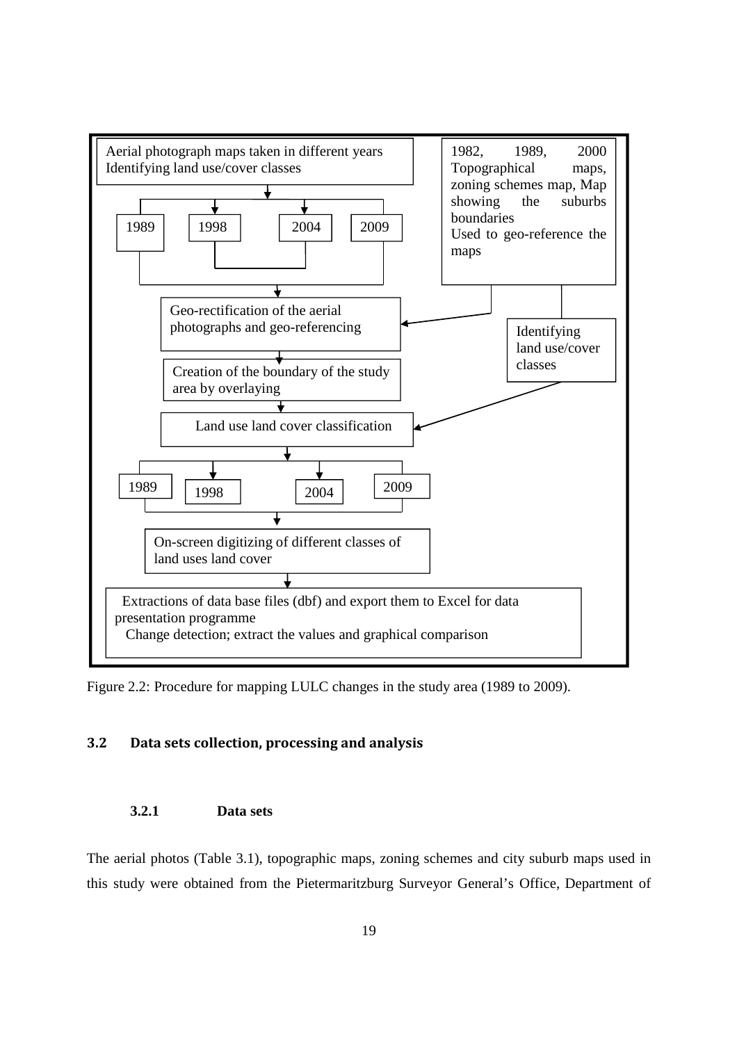Aerial photograph maps taken in different years
Identifying land use/cover classes

1989 | 1998 | 2004 | 2009

1982, 1989, 2000 Topographical maps, zoning schemes map, Map showing the suburbs boundaries
Used to geo-reference the maps

Geo-rectification of the aerial photographs and geo-referencing

Identifying land use/cover classes

Creation of the boundary of the study area by overlaying

Land use land cover classification

1989 | 1998 | 2004 | 2009

On-screen digitizing of different classes of land uses land cover

Extractions of data base files (dbf) and export them to Excel for data presentation programme
Change detection; extract the values and graphical comparison

Figure 2.2: Procedure for mapping LULC changes in the study area (1989 to 2009).

## 3.2 Data sets collection, processing and analysis

### 3.2.1 Data sets

The aerial photos (Table 3.1), topographic maps, zoning schemes and city suburb maps used in this study were obtained from the Pietermaritzburg Surveyor General's Office, Department of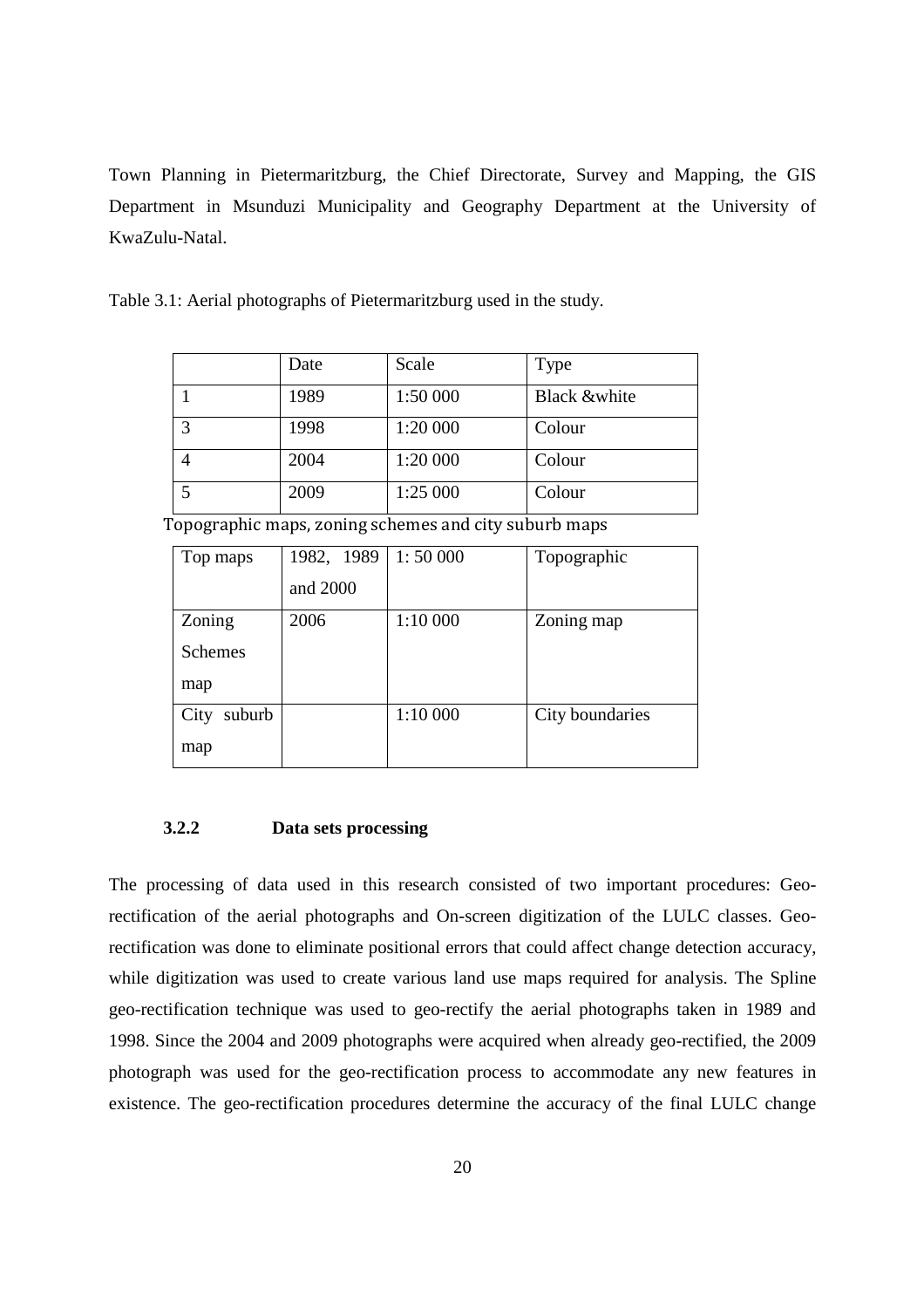Town Planning in Pietermaritzburg, the Chief Directorate, Survey and Mapping, the GIS Department in Msunduzi Municipality and Geography Department at the University of KwaZulu-Natal.

Table 3.1: Aerial photographs of Pietermaritzburg used in the study.

| | Date | Scale | Type |
|---|---|---|---|
| 1 | 1989 | 1:50 000 | Black &white |
| 3 | 1998 | 1:20 000 | Colour |
| 4 | 2004 | 1:20 000 | Colour |
| 5 | 2009 | 1:25 000 | Colour |

Topographic maps, zoning schemes and city suburb maps

| Top maps | 1982, 1989 and 2000 | 1: 50 000 | Topographic |
|---|---|---|---|
| Zoning Schemes map | 2006 | 1:10 000 | Zoning map |
| City suburb map | | 1:10 000 | City boundaries |

### 3.2.2 Data sets processing

The processing of data used in this research consisted of two important procedures: Geo-rectification of the aerial photographs and On-screen digitization of the LULC classes. Geo-rectification was done to eliminate positional errors that could affect change detection accuracy, while digitization was used to create various land use maps required for analysis. The Spline geo-rectification technique was used to geo-rectify the aerial photographs taken in 1989 and 1998. Since the 2004 and 2009 photographs were acquired when already geo-rectified, the 2009 photograph was used for the geo-rectification process to accommodate any new features in existence. The geo-rectification procedures determine the accuracy of the final LULC change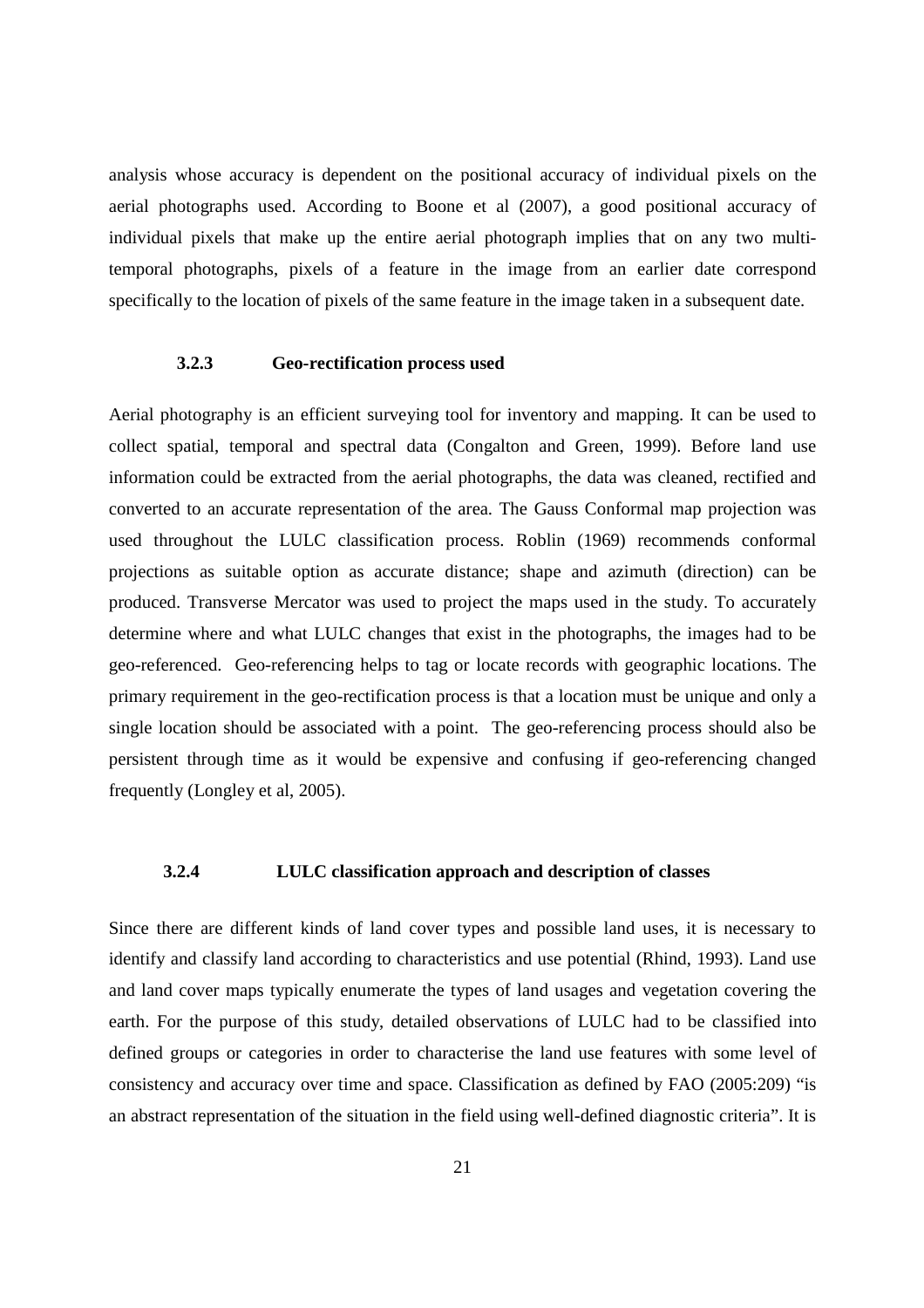analysis whose accuracy is dependent on the positional accuracy of individual pixels on the aerial photographs used. According to Boone et al (2007), a good positional accuracy of individual pixels that make up the entire aerial photograph implies that on any two multi-temporal photographs, pixels of a feature in the image from an earlier date correspond specifically to the location of pixels of the same feature in the image taken in a subsequent date.

### 3.2.3 Geo-rectification process used

Aerial photography is an efficient surveying tool for inventory and mapping. It can be used to collect spatial, temporal and spectral data (Congalton and Green, 1999). Before land use information could be extracted from the aerial photographs, the data was cleaned, rectified and converted to an accurate representation of the area. The Gauss Conformal map projection was used throughout the LULC classification process. Roblin (1969) recommends conformal projections as suitable option as accurate distance; shape and azimuth (direction) can be produced. Transverse Mercator was used to project the maps used in the study. To accurately determine where and what LULC changes that exist in the photographs, the images had to be geo-referenced. Geo-referencing helps to tag or locate records with geographic locations. The primary requirement in the geo-rectification process is that a location must be unique and only a single location should be associated with a point. The geo-referencing process should also be persistent through time as it would be expensive and confusing if geo-referencing changed frequently (Longley et al, 2005).

### 3.2.4 LULC classification approach and description of classes

Since there are different kinds of land cover types and possible land uses, it is necessary to identify and classify land according to characteristics and use potential (Rhind, 1993). Land use and land cover maps typically enumerate the types of land usages and vegetation covering the earth. For the purpose of this study, detailed observations of LULC had to be classified into defined groups or categories in order to characterise the land use features with some level of consistency and accuracy over time and space. Classification as defined by FAO (2005:209) "is an abstract representation of the situation in the field using well-defined diagnostic criteria". It is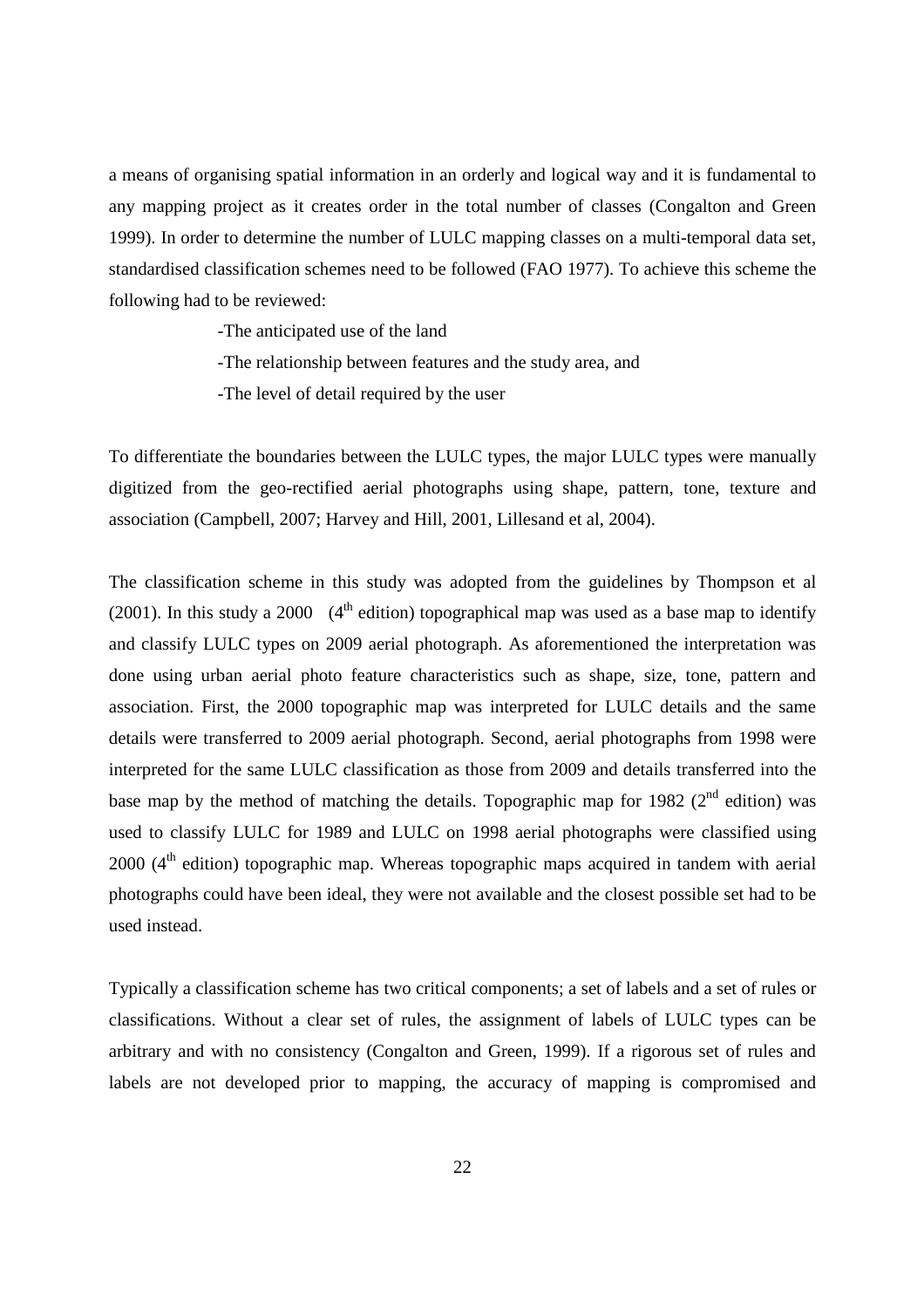a means of organising spatial information in an orderly and logical way and it is fundamental to any mapping project as it creates order in the total number of classes (Congalton and Green 1999). In order to determine the number of LULC mapping classes on a multi-temporal data set, standardised classification schemes need to be followed (FAO 1977). To achieve this scheme the following had to be reviewed:

- The anticipated use of the land
- The relationship between features and the study area, and
- The level of detail required by the user

To differentiate the boundaries between the LULC types, the major LULC types were manually digitized from the geo-rectified aerial photographs using shape, pattern, tone, texture and association (Campbell, 2007; Harvey and Hill, 2001, Lillesand et al, 2004).

The classification scheme in this study was adopted from the guidelines by Thompson et al (2001). In this study a 2000 ($4^{th}$ edition) topographical map was used as a base map to identify and classify LULC types on 2009 aerial photograph. As aforementioned the interpretation was done using urban aerial photo feature characteristics such as shape, size, tone, pattern and association. First, the 2000 topographic map was interpreted for LULC details and the same details were transferred to 2009 aerial photograph. Second, aerial photographs from 1998 were interpreted for the same LULC classification as those from 2009 and details transferred into the base map by the method of matching the details. Topographic map for 1982 ($2^{nd}$ edition) was used to classify LULC for 1989 and LULC on 1998 aerial photographs were classified using 2000 ($4^{th}$ edition) topographic map. Whereas topographic maps acquired in tandem with aerial photographs could have been ideal, they were not available and the closest possible set had to be used instead.

Typically a classification scheme has two critical components; a set of labels and a set of rules or classifications. Without a clear set of rules, the assignment of labels of LULC types can be arbitrary and with no consistency (Congalton and Green, 1999). If a rigorous set of rules and labels are not developed prior to mapping, the accuracy of mapping is compromised and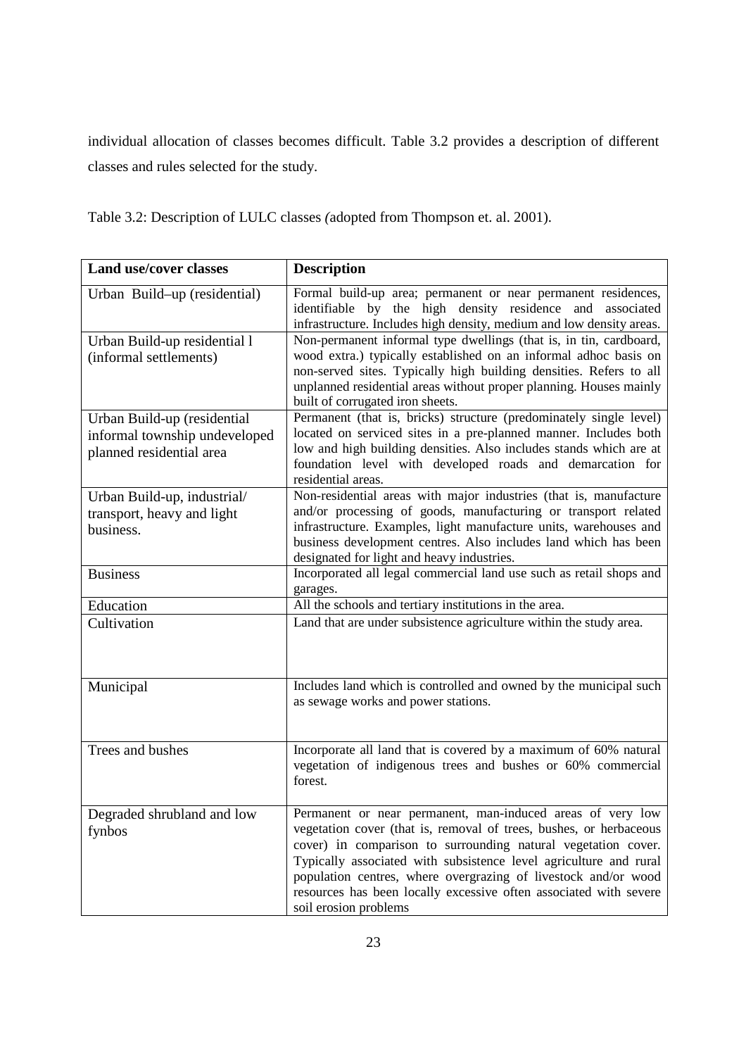individual allocation of classes becomes difficult. Table 3.2 provides a description of different classes and rules selected for the study.

Table 3.2: Description of LULC classes *(*adopted from Thompson et. al. 2001).

| **Land use/cover classes** | **Description** |
|---|---|
| Urban Build–up (residential) | Formal build-up area; permanent or near permanent residences, identifiable by the high density residence and associated infrastructure. Includes high density, medium and low density areas. |
| Urban Build-up residential l (informal settlements) | Non-permanent informal type dwellings (that is, in tin, cardboard, wood extra.) typically established on an informal adhoc basis on non-served sites. Typically high building densities. Refers to all unplanned residential areas without proper planning. Houses mainly built of corrugated iron sheets. |
| Urban Build-up (residential informal township undeveloped planned residential area | Permanent (that is, bricks) structure (predominately single level) located on serviced sites in a pre-planned manner. Includes both low and high building densities. Also includes stands which are at foundation level with developed roads and demarcation for residential areas. |
| Urban Build-up, industrial/ transport, heavy and light business. | Non-residential areas with major industries (that is, manufacture and/or processing of goods, manufacturing or transport related infrastructure. Examples, light manufacture units, warehouses and business development centres. Also includes land which has been designated for light and heavy industries. |
| Business | Incorporated all legal commercial land use such as retail shops and garages. |
| Education | All the schools and tertiary institutions in the area. |
| Cultivation | Land that are under subsistence agriculture within the study area. |
| Municipal | Includes land which is controlled and owned by the municipal such as sewage works and power stations. |
| Trees and bushes | Incorporate all land that is covered by a maximum of 60% natural vegetation of indigenous trees and bushes or 60% commercial forest. |
| Degraded shrubland and low fynbos | Permanent or near permanent, man-induced areas of very low vegetation cover (that is, removal of trees, bushes, or herbaceous cover) in comparison to surrounding natural vegetation cover. Typically associated with subsistence level agriculture and rural population centres, where overgrazing of livestock and/or wood resources has been locally excessive often associated with severe soil erosion problems |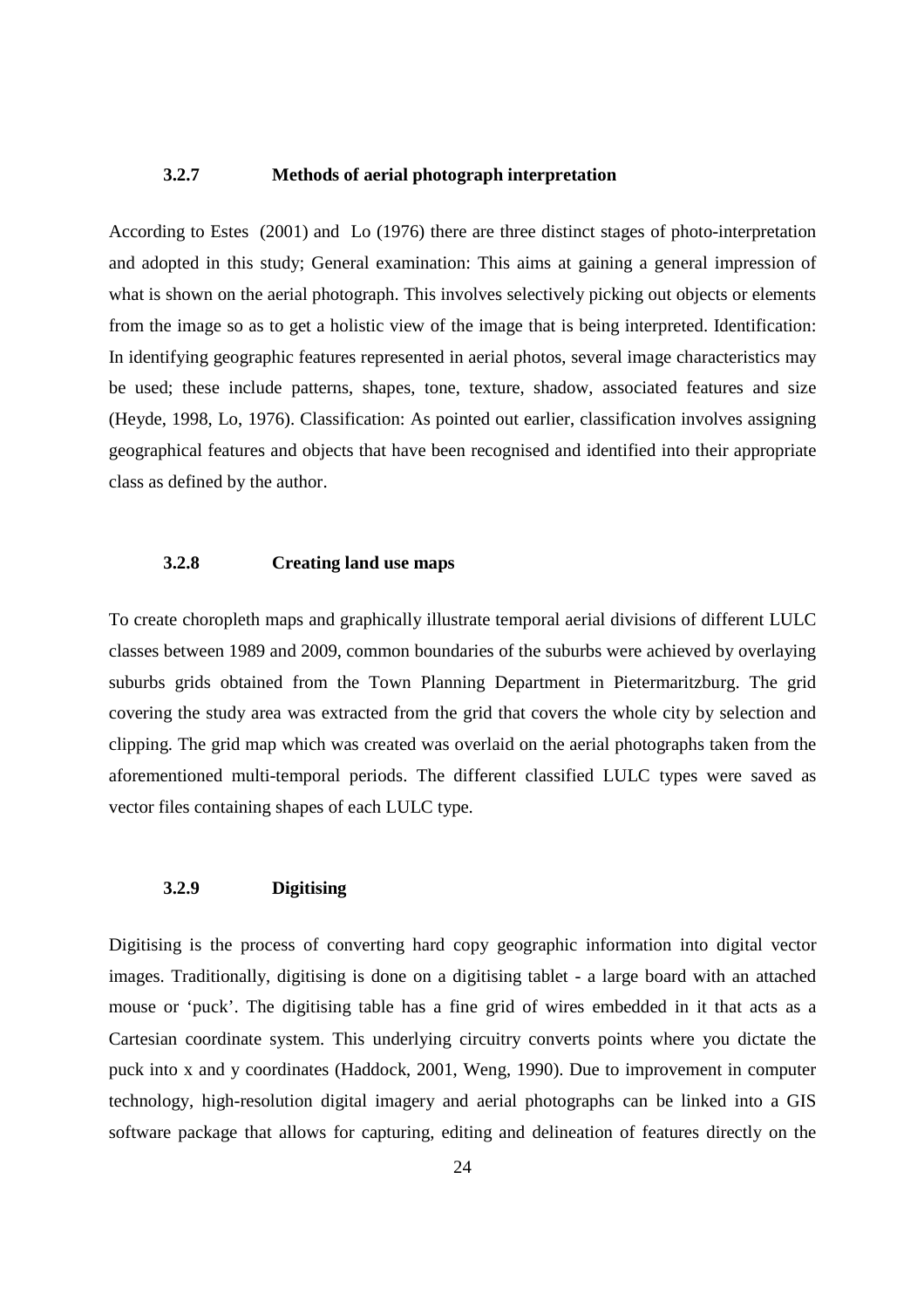### 3.2.7 Methods of aerial photograph interpretation

According to Estes (2001) and Lo (1976) there are three distinct stages of photo-interpretation and adopted in this study; General examination: This aims at gaining a general impression of what is shown on the aerial photograph. This involves selectively picking out objects or elements from the image so as to get a holistic view of the image that is being interpreted. Identification: In identifying geographic features represented in aerial photos, several image characteristics may be used; these include patterns, shapes, tone, texture, shadow, associated features and size (Heyde, 1998, Lo, 1976). Classification: As pointed out earlier, classification involves assigning geographical features and objects that have been recognised and identified into their appropriate class as defined by the author.

### 3.2.8 Creating land use maps

To create choropleth maps and graphically illustrate temporal aerial divisions of different LULC classes between 1989 and 2009, common boundaries of the suburbs were achieved by overlaying suburbs grids obtained from the Town Planning Department in Pietermaritzburg. The grid covering the study area was extracted from the grid that covers the whole city by selection and clipping. The grid map which was created was overlaid on the aerial photographs taken from the aforementioned multi-temporal periods. The different classified LULC types were saved as vector files containing shapes of each LULC type.

### 3.2.9 Digitising

Digitising is the process of converting hard copy geographic information into digital vector images. Traditionally, digitising is done on a digitising tablet - a large board with an attached mouse or 'puck'. The digitising table has a fine grid of wires embedded in it that acts as a Cartesian coordinate system. This underlying circuitry converts points where you dictate the puck into x and y coordinates (Haddock, 2001, Weng, 1990). Due to improvement in computer technology, high-resolution digital imagery and aerial photographs can be linked into a GIS software package that allows for capturing, editing and delineation of features directly on the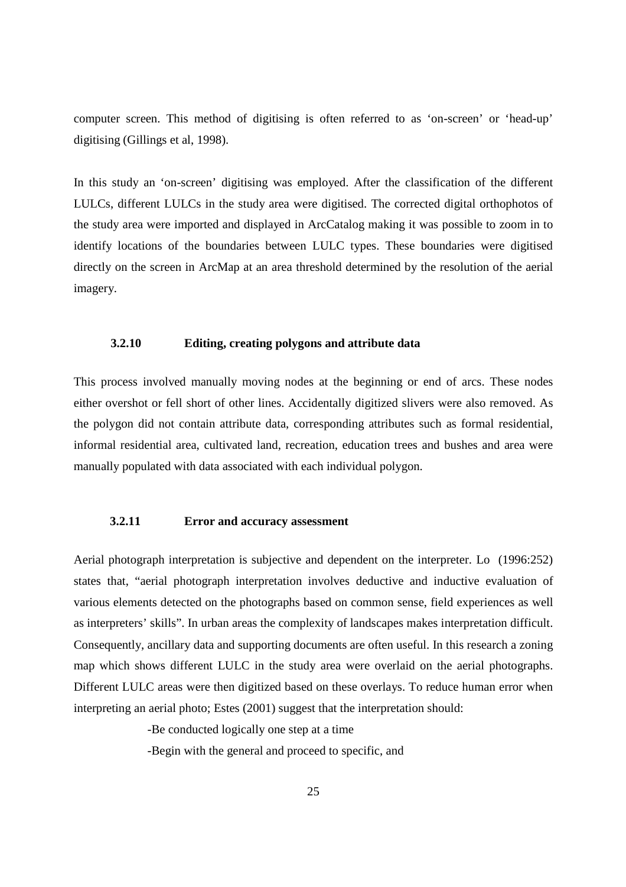computer screen. This method of digitising is often referred to as 'on-screen' or 'head-up' digitising (Gillings et al, 1998).

In this study an 'on-screen' digitising was employed. After the classification of the different LULCs, different LULCs in the study area were digitised. The corrected digital orthophotos of the study area were imported and displayed in ArcCatalog making it was possible to zoom in to identify locations of the boundaries between LULC types. These boundaries were digitised directly on the screen in ArcMap at an area threshold determined by the resolution of the aerial imagery.

### 3.2.10 Editing, creating polygons and attribute data

This process involved manually moving nodes at the beginning or end of arcs. These nodes either overshot or fell short of other lines. Accidentally digitized slivers were also removed. As the polygon did not contain attribute data, corresponding attributes such as formal residential, informal residential area, cultivated land, recreation, education trees and bushes and area were manually populated with data associated with each individual polygon.

### 3.2.11 Error and accuracy assessment

Aerial photograph interpretation is subjective and dependent on the interpreter. Lo (1996:252) states that, "aerial photograph interpretation involves deductive and inductive evaluation of various elements detected on the photographs based on common sense, field experiences as well as interpreters' skills". In urban areas the complexity of landscapes makes interpretation difficult. Consequently, ancillary data and supporting documents are often useful. In this research a zoning map which shows different LULC in the study area were overlaid on the aerial photographs. Different LULC areas were then digitized based on these overlays. To reduce human error when interpreting an aerial photo; Estes (2001) suggest that the interpretation should:

-Be conducted logically one step at a time

-Begin with the general and proceed to specific, and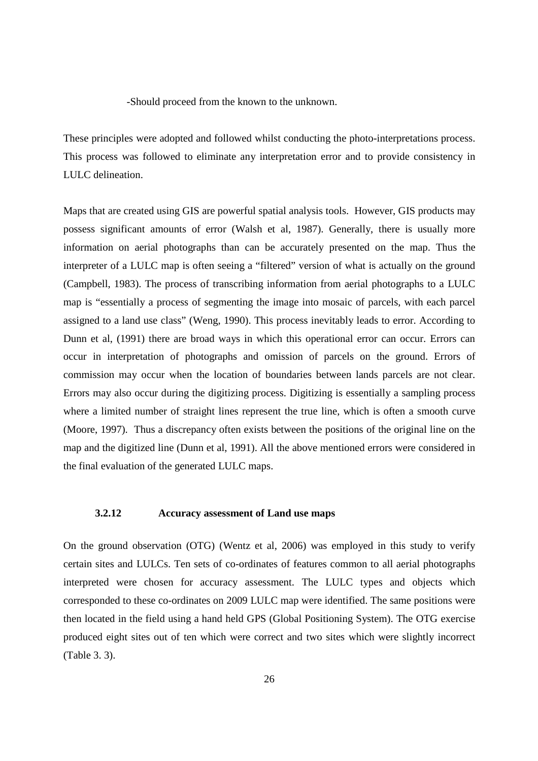-Should proceed from the known to the unknown.

These principles were adopted and followed whilst conducting the photo-interpretations process. This process was followed to eliminate any interpretation error and to provide consistency in LULC delineation.

Maps that are created using GIS are powerful spatial analysis tools. However, GIS products may possess significant amounts of error (Walsh et al, 1987). Generally, there is usually more information on aerial photographs than can be accurately presented on the map. Thus the interpreter of a LULC map is often seeing a "filtered" version of what is actually on the ground (Campbell, 1983). The process of transcribing information from aerial photographs to a LULC map is "essentially a process of segmenting the image into mosaic of parcels, with each parcel assigned to a land use class" (Weng, 1990). This process inevitably leads to error. According to Dunn et al, (1991) there are broad ways in which this operational error can occur. Errors can occur in interpretation of photographs and omission of parcels on the ground. Errors of commission may occur when the location of boundaries between lands parcels are not clear. Errors may also occur during the digitizing process. Digitizing is essentially a sampling process where a limited number of straight lines represent the true line, which is often a smooth curve (Moore, 1997). Thus a discrepancy often exists between the positions of the original line on the map and the digitized line (Dunn et al, 1991). All the above mentioned errors were considered in the final evaluation of the generated LULC maps.

### 3.2.12 Accuracy assessment of Land use maps

On the ground observation (OTG) (Wentz et al, 2006) was employed in this study to verify certain sites and LULCs. Ten sets of co-ordinates of features common to all aerial photographs interpreted were chosen for accuracy assessment. The LULC types and objects which corresponded to these co-ordinates on 2009 LULC map were identified. The same positions were then located in the field using a hand held GPS (Global Positioning System). The OTG exercise produced eight sites out of ten which were correct and two sites which were slightly incorrect (Table 3. 3).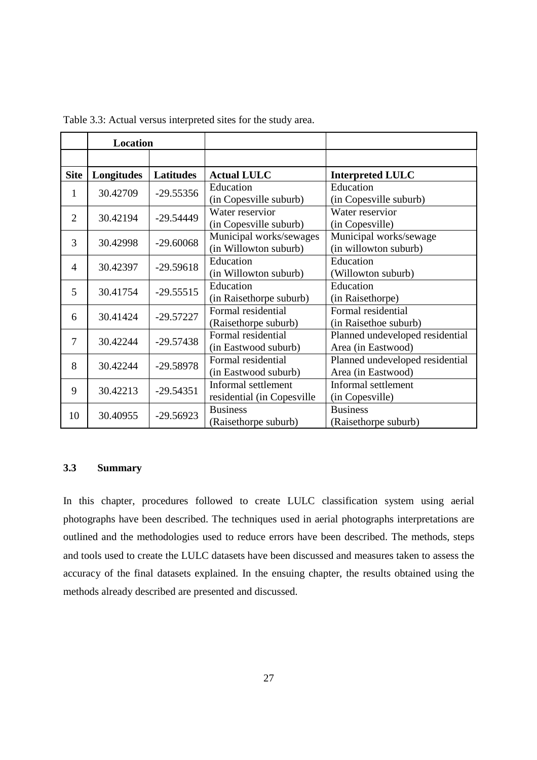Table 3.3: Actual versus interpreted sites for the study area.

| | Location | | | |
|---|---|---|---|---|
| | | | | |
| **Site** | **Longitudes** | **Latitudes** | **Actual LULC** | **Interpreted LULC** |
| 1 | 30.42709 | -29.55356 | Education (in Copesville suburb) | Education (in Copesville suburb) |
| 2 | 30.42194 | -29.54449 | Water reservior (in Copesville suburb) | Water reservior (in Copesville) |
| 3 | 30.42998 | -29.60068 | Municipal works/sewages (in Willowton suburb) | Municipal works/sewage (in willowton suburb) |
| 4 | 30.42397 | -29.59618 | Education (in Willowton suburb) | Education (Willowton suburb) |
| 5 | 30.41754 | -29.55515 | Education (in Raisethorpe suburb) | Education (in Raisethorpe) |
| 6 | 30.41424 | -29.57227 | Formal residential (Raisethorpe suburb) | Formal residential (in Raisethoe suburb) |
| 7 | 30.42244 | -29.57438 | Formal residential (in Eastwood suburb) | Planned undeveloped residential Area (in Eastwood) |
| 8 | 30.42244 | -29.58978 | Formal residential (in Eastwood suburb) | Planned undeveloped residential Area (in Eastwood) |
| 9 | 30.42213 | -29.54351 | Informal settlement residential (in Copesville | Informal settlement (in Copesville) |
| 10 | 30.40955 | -29.56923 | Business (Raisethorpe suburb) | Business (Raisethorpe suburb) |

## 3.3 Summary

In this chapter, procedures followed to create LULC classification system using aerial photographs have been described. The techniques used in aerial photographs interpretations are outlined and the methodologies used to reduce errors have been described. The methods, steps and tools used to create the LULC datasets have been discussed and measures taken to assess the accuracy of the final datasets explained. In the ensuing chapter, the results obtained using the methods already described are presented and discussed.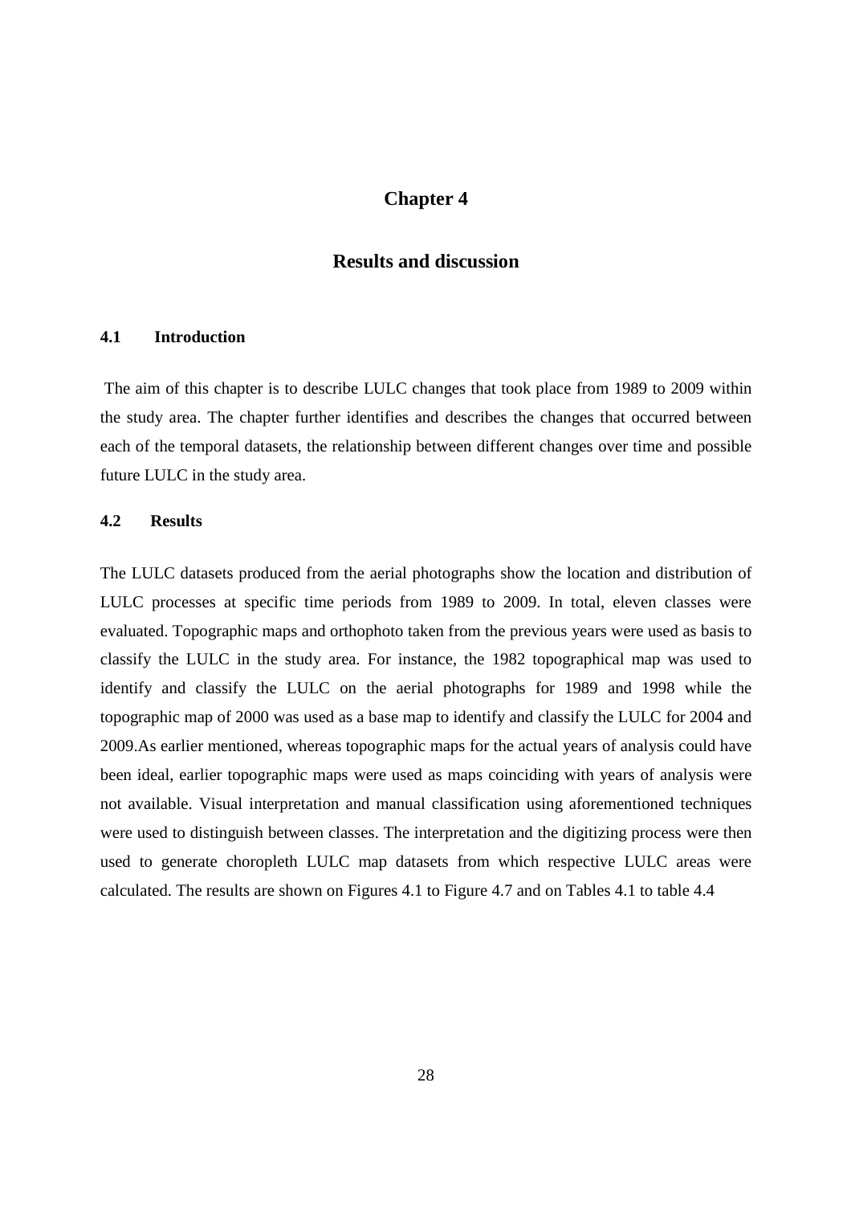# Chapter 4

# Results and discussion

## 4.1 Introduction

The aim of this chapter is to describe LULC changes that took place from 1989 to 2009 within the study area. The chapter further identifies and describes the changes that occurred between each of the temporal datasets, the relationship between different changes over time and possible future LULC in the study area.

## 4.2 Results

The LULC datasets produced from the aerial photographs show the location and distribution of LULC processes at specific time periods from 1989 to 2009. In total, eleven classes were evaluated. Topographic maps and orthophoto taken from the previous years were used as basis to classify the LULC in the study area. For instance, the 1982 topographical map was used to identify and classify the LULC on the aerial photographs for 1989 and 1998 while the topographic map of 2000 was used as a base map to identify and classify the LULC for 2004 and 2009.As earlier mentioned, whereas topographic maps for the actual years of analysis could have been ideal, earlier topographic maps were used as maps coinciding with years of analysis were not available. Visual interpretation and manual classification using aforementioned techniques were used to distinguish between classes. The interpretation and the digitizing process were then used to generate choropleth LULC map datasets from which respective LULC areas were calculated. The results are shown on Figures 4.1 to Figure 4.7 and on Tables 4.1 to table 4.4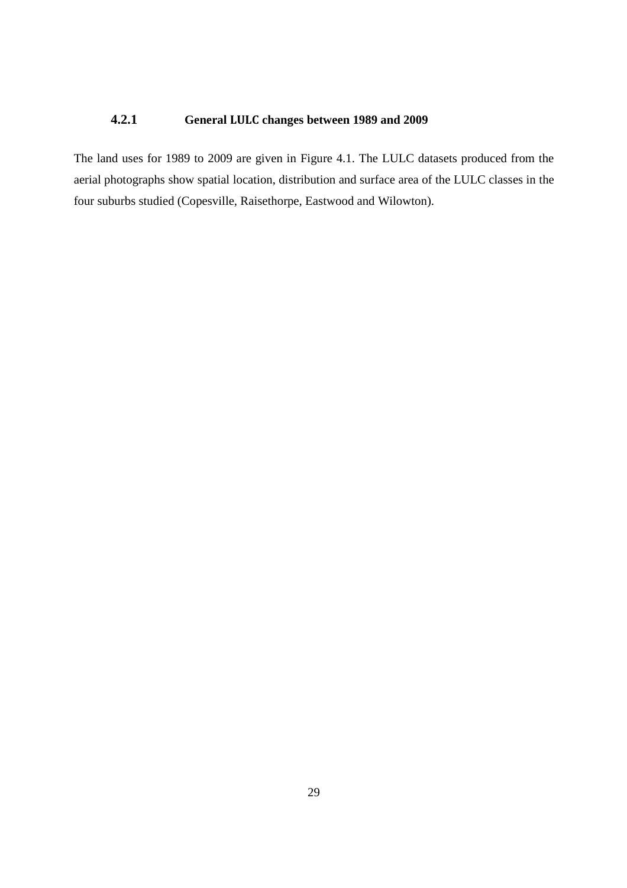### 4.2.1 General LULC changes between 1989 and 2009

The land uses for 1989 to 2009 are given in Figure 4.1. The LULC datasets produced from the aerial photographs show spatial location, distribution and surface area of the LULC classes in the four suburbs studied (Copesville, Raisethorpe, Eastwood and Wilowton).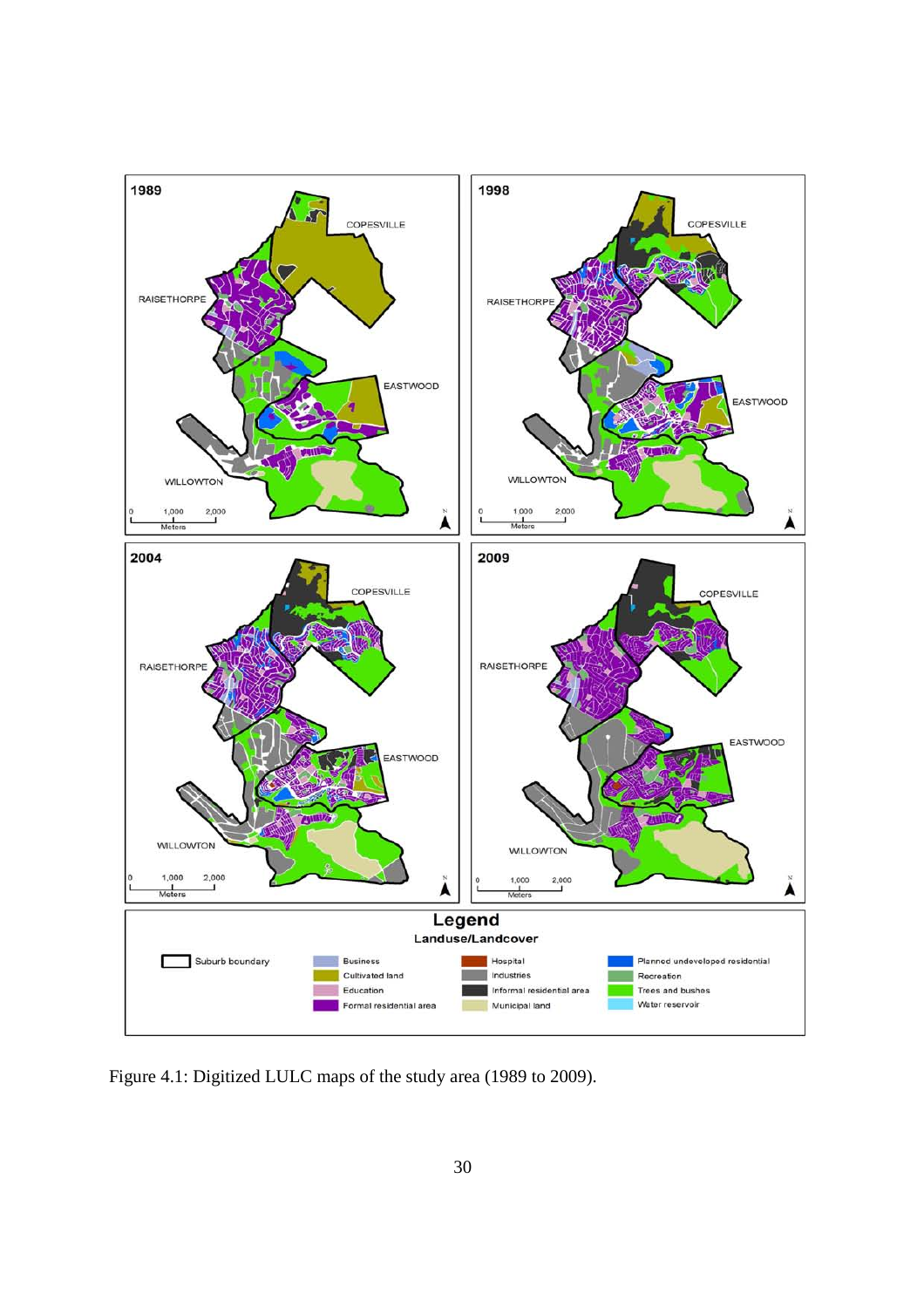Figure 4.1: Digitized LULC maps of the study area (1989 to 2009).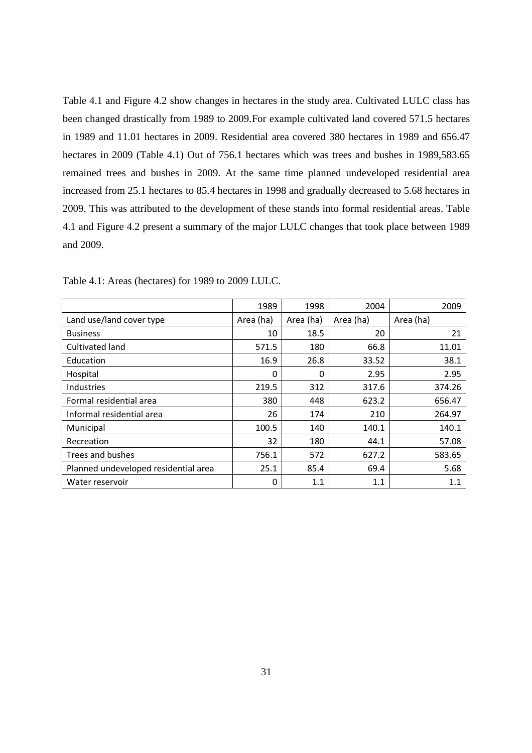Table 4.1 and Figure 4.2 show changes in hectares in the study area. Cultivated LULC class has been changed drastically from 1989 to 2009.For example cultivated land covered 571.5 hectares in 1989 and 11.01 hectares in 2009. Residential area covered 380 hectares in 1989 and 656.47 hectares in 2009 (Table 4.1) Out of 756.1 hectares which was trees and bushes in 1989,583.65 remained trees and bushes in 2009. At the same time planned undeveloped residential area increased from 25.1 hectares to 85.4 hectares in 1998 and gradually decreased to 5.68 hectares in 2009. This was attributed to the development of these stands into formal residential areas. Table 4.1 and Figure 4.2 present a summary of the major LULC changes that took place between 1989 and 2009.

Table 4.1: Areas (hectares) for 1989 to 2009 LULC.

| | 1989 | 1998 | 2004 | 2009 |
|---|---|---|---|---|
| Land use/land cover type | Area (ha) | Area (ha) | Area (ha) | Area (ha) |
| Business | 10 | 18.5 | 20 | 21 |
| Cultivated land | 571.5 | 180 | 66.8 | 11.01 |
| Education | 16.9 | 26.8 | 33.52 | 38.1 |
| Hospital | 0 | 0 | 2.95 | 2.95 |
| Industries | 219.5 | 312 | 317.6 | 374.26 |
| Formal residential area | 380 | 448 | 623.2 | 656.47 |
| Informal residential area | 26 | 174 | 210 | 264.97 |
| Municipal | 100.5 | 140 | 140.1 | 140.1 |
| Recreation | 32 | 180 | 44.1 | 57.08 |
| Trees and bushes | 756.1 | 572 | 627.2 | 583.65 |
| Planned undeveloped residential area | 25.1 | 85.4 | 69.4 | 5.68 |
| Water reservoir | 0 | 1.1 | 1.1 | 1.1 |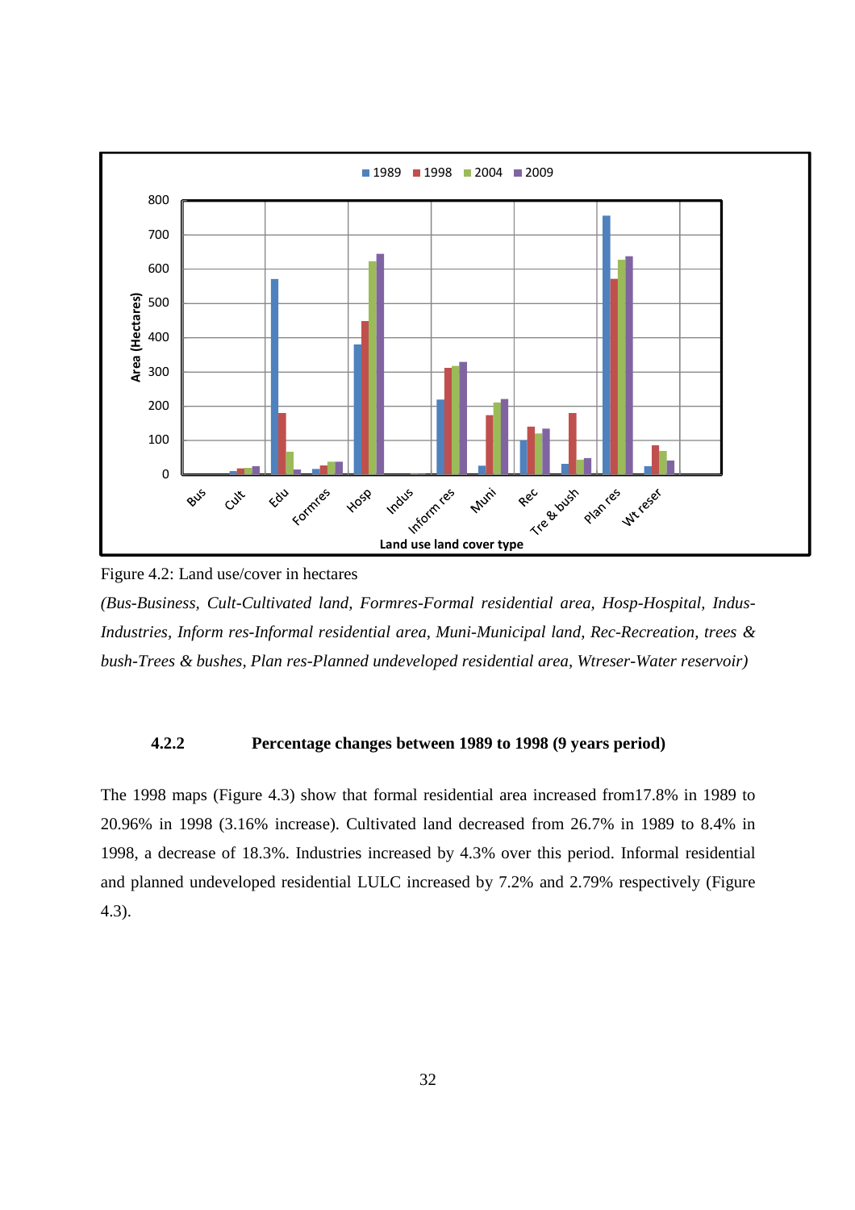Figure 4.2: Land use/cover in hectares

*(Bus-Business, Cult-Cultivated land, Formres-Formal residential area, Hosp-Hospital, Indus-Industries, Inform res-Informal residential area, Muni-Municipal land, Rec-Recreation, trees & bush-Trees & bushes, Plan res-Planned undeveloped residential area, Wtreser-Water reservoir)*

#### 4.2.2 Percentage changes between 1989 to 1998 (9 years period)

The 1998 maps (Figure 4.3) show that formal residential area increased from17.8% in 1989 to 20.96% in 1998 (3.16% increase). Cultivated land decreased from 26.7% in 1989 to 8.4% in 1998, a decrease of 18.3%. Industries increased by 4.3% over this period. Informal residential and planned undeveloped residential LULC increased by 7.2% and 2.79% respectively (Figure 4.3).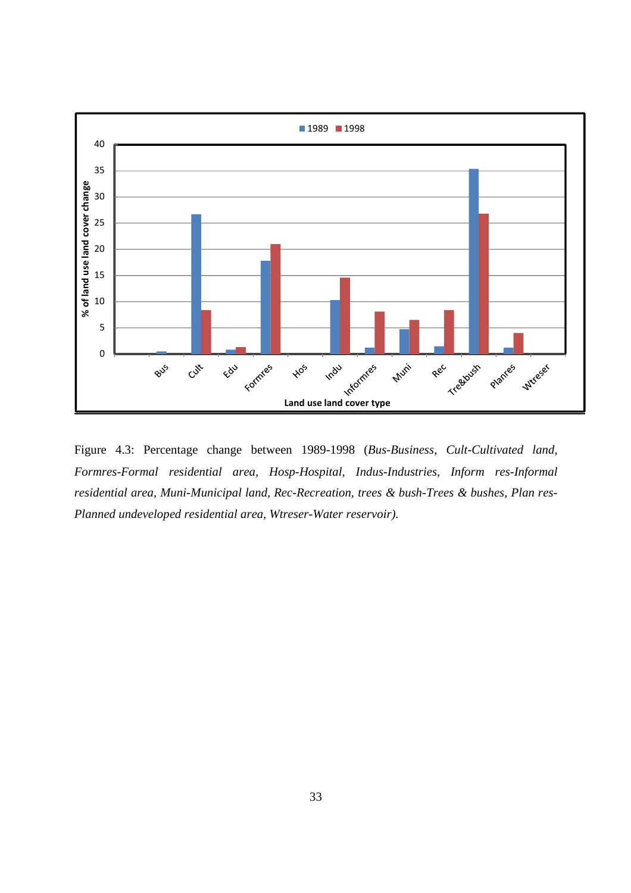*Figure 4.3: Percentage change between 1989-1998 (Bus-Business, Cult-Cultivated land, Formres-Formal residential area, Hosp-Hospital, Indus-Industries, Inform res-Informal residential area, Muni-Municipal land, Rec-Recreation, trees & bush-Trees & bushes, Plan res-Planned undeveloped residential area, Wtreser-Water reservoir).*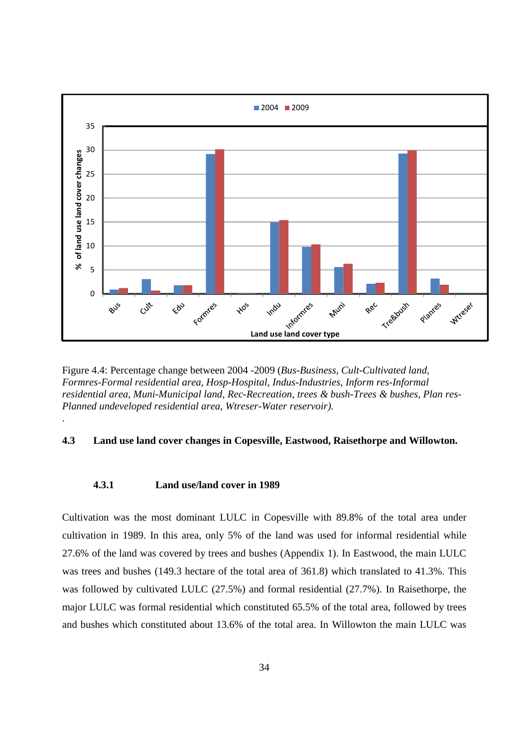Figure 4.4: Percentage change between 2004 -2009 (*Bus-Business, Cult-Cultivated land, Formres-Formal residential area, Hosp-Hospital, Indus-Industries, Inform res-Informal residential area, Muni-Municipal land, Rec-Recreation, trees & bush-Trees & bushes, Plan res-Planned undeveloped residential area, Wtreser-Water reservoir).*

.

## 4.3 Land use land cover changes in Copesville, Eastwood, Raisethorpe and Willowton.

### 4.3.1 Land use/land cover in 1989

Cultivation was the most dominant LULC in Copesville with 89.8% of the total area under cultivation in 1989. In this area, only 5% of the land was used for informal residential while 27.6% of the land was covered by trees and bushes (Appendix 1). In Eastwood, the main LULC was trees and bushes (149.3 hectare of the total area of 361.8) which translated to 41.3%. This was followed by cultivated LULC (27.5%) and formal residential (27.7%). In Raisethorpe, the major LULC was formal residential which constituted 65.5% of the total area, followed by trees and bushes which constituted about 13.6% of the total area. In Willowton the main LULC was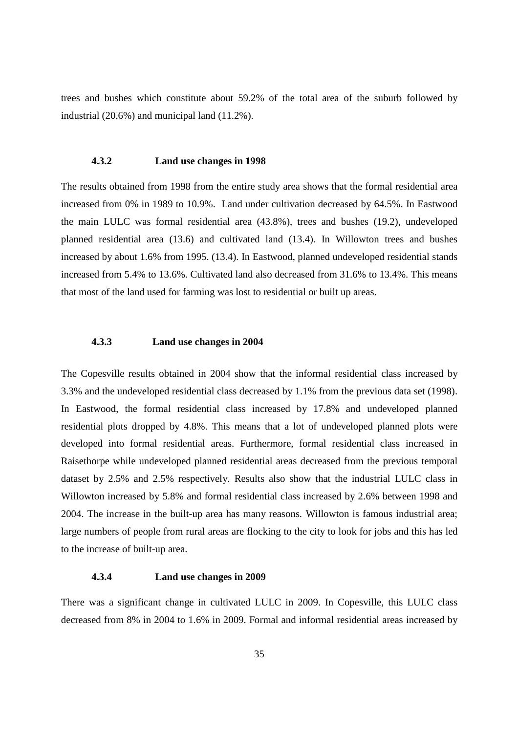trees and bushes which constitute about 59.2% of the total area of the suburb followed by industrial (20.6%) and municipal land (11.2%).

### 4.3.2 Land use changes in 1998

The results obtained from 1998 from the entire study area shows that the formal residential area increased from 0% in 1989 to 10.9%. Land under cultivation decreased by 64.5%. In Eastwood the main LULC was formal residential area (43.8%), trees and bushes (19.2), undeveloped planned residential area (13.6) and cultivated land (13.4). In Willowton trees and bushes increased by about 1.6% from 1995. (13.4). In Eastwood, planned undeveloped residential stands increased from 5.4% to 13.6%. Cultivated land also decreased from 31.6% to 13.4%. This means that most of the land used for farming was lost to residential or built up areas.

### 4.3.3 Land use changes in 2004

The Copesville results obtained in 2004 show that the informal residential class increased by 3.3% and the undeveloped residential class decreased by 1.1% from the previous data set (1998). In Eastwood, the formal residential class increased by 17.8% and undeveloped planned residential plots dropped by 4.8%. This means that a lot of undeveloped planned plots were developed into formal residential areas. Furthermore, formal residential class increased in Raisethorpe while undeveloped planned residential areas decreased from the previous temporal dataset by 2.5% and 2.5% respectively. Results also show that the industrial LULC class in Willowton increased by 5.8% and formal residential class increased by 2.6% between 1998 and 2004. The increase in the built-up area has many reasons. Willowton is famous industrial area; large numbers of people from rural areas are flocking to the city to look for jobs and this has led to the increase of built-up area.

### 4.3.4 Land use changes in 2009

There was a significant change in cultivated LULC in 2009. In Copesville, this LULC class decreased from 8% in 2004 to 1.6% in 2009. Formal and informal residential areas increased by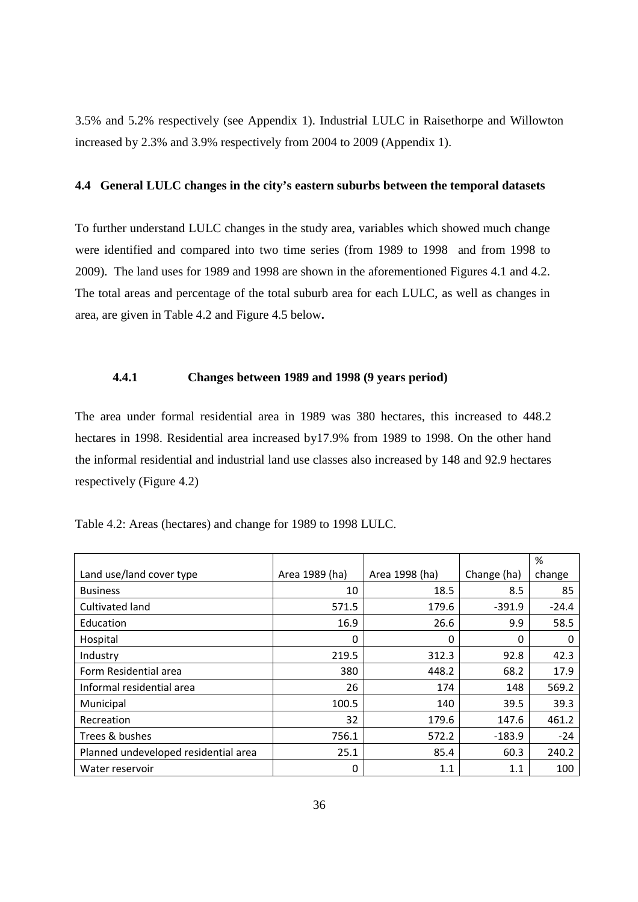3.5% and 5.2% respectively (see Appendix 1). Industrial LULC in Raisethorpe and Willowton increased by 2.3% and 3.9% respectively from 2004 to 2009 (Appendix 1).

## 4.4 General LULC changes in the city's eastern suburbs between the temporal datasets

To further understand LULC changes in the study area, variables which showed much change were identified and compared into two time series (from 1989 to 1998 and from 1998 to 2009). The land uses for 1989 and 1998 are shown in the aforementioned Figures 4.1 and 4.2. The total areas and percentage of the total suburb area for each LULC, as well as changes in area, are given in Table 4.2 and Figure 4.5 below**.**

### 4.4.1 Changes between 1989 and 1998 (9 years period)

The area under formal residential area in 1989 was 380 hectares, this increased to 448.2 hectares in 1998. Residential area increased by17.9% from 1989 to 1998. On the other hand the informal residential and industrial land use classes also increased by 148 and 92.9 hectares respectively (Figure 4.2)

Table 4.2: Areas (hectares) and change for 1989 to 1998 LULC.

| Land use/land cover type | Area 1989 (ha) | Area 1998 (ha) | Change (ha) | % change |
|---|---|---|---|---|
| Business | 10 | 18.5 | 8.5 | 85 |
| Cultivated land | 571.5 | 179.6 | -391.9 | -24.4 |
| Education | 16.9 | 26.6 | 9.9 | 58.5 |
| Hospital | 0 | 0 | 0 | 0 |
| Industry | 219.5 | 312.3 | 92.8 | 42.3 |
| Form Residential area | 380 | 448.2 | 68.2 | 17.9 |
| Informal residential area | 26 | 174 | 148 | 569.2 |
| Municipal | 100.5 | 140 | 39.5 | 39.3 |
| Recreation | 32 | 179.6 | 147.6 | 461.2 |
| Trees & bushes | 756.1 | 572.2 | -183.9 | -24 |
| Planned undeveloped residential area | 25.1 | 85.4 | 60.3 | 240.2 |
| Water reservoir | 0 | 1.1 | 1.1 | 100 |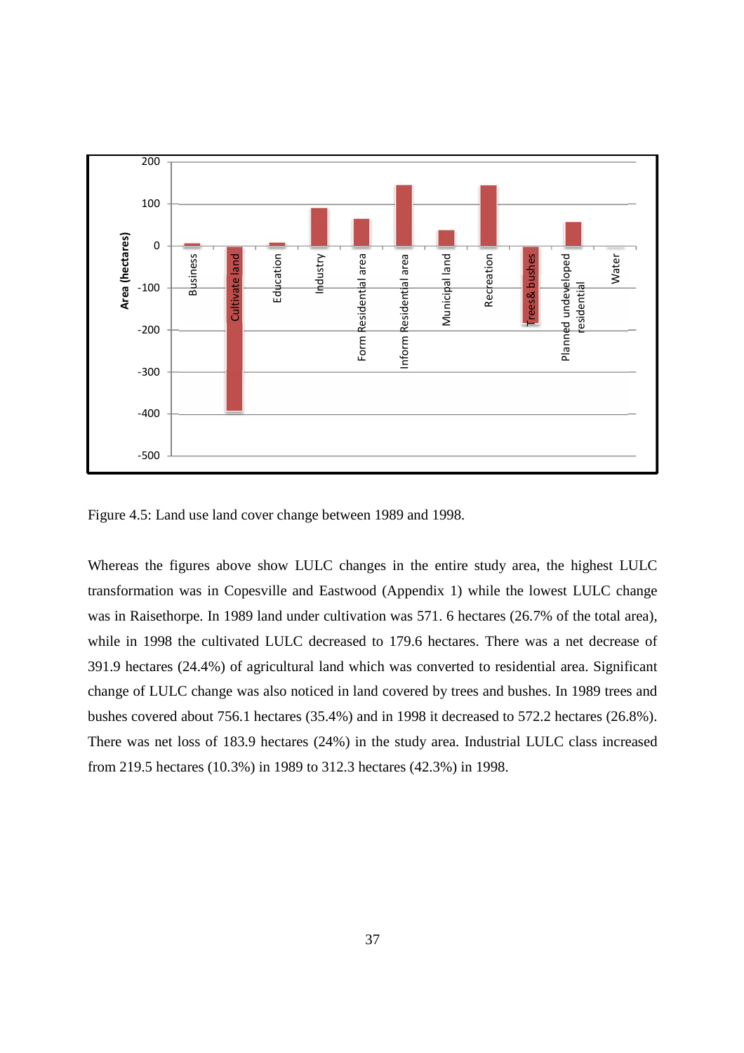Figure 4.5: Land use land cover change between 1989 and 1998.

Whereas the figures above show LULC changes in the entire study area, the highest LULC transformation was in Copesville and Eastwood (Appendix 1) while the lowest LULC change was in Raisethorpe. In 1989 land under cultivation was 571. 6 hectares (26.7% of the total area), while in 1998 the cultivated LULC decreased to 179.6 hectares. There was a net decrease of 391.9 hectares (24.4%) of agricultural land which was converted to residential area. Significant change of LULC change was also noticed in land covered by trees and bushes. In 1989 trees and bushes covered about 756.1 hectares (35.4%) and in 1998 it decreased to 572.2 hectares (26.8%). There was net loss of 183.9 hectares (24%) in the study area. Industrial LULC class increased from 219.5 hectares (10.3%) in 1989 to 312.3 hectares (42.3%) in 1998.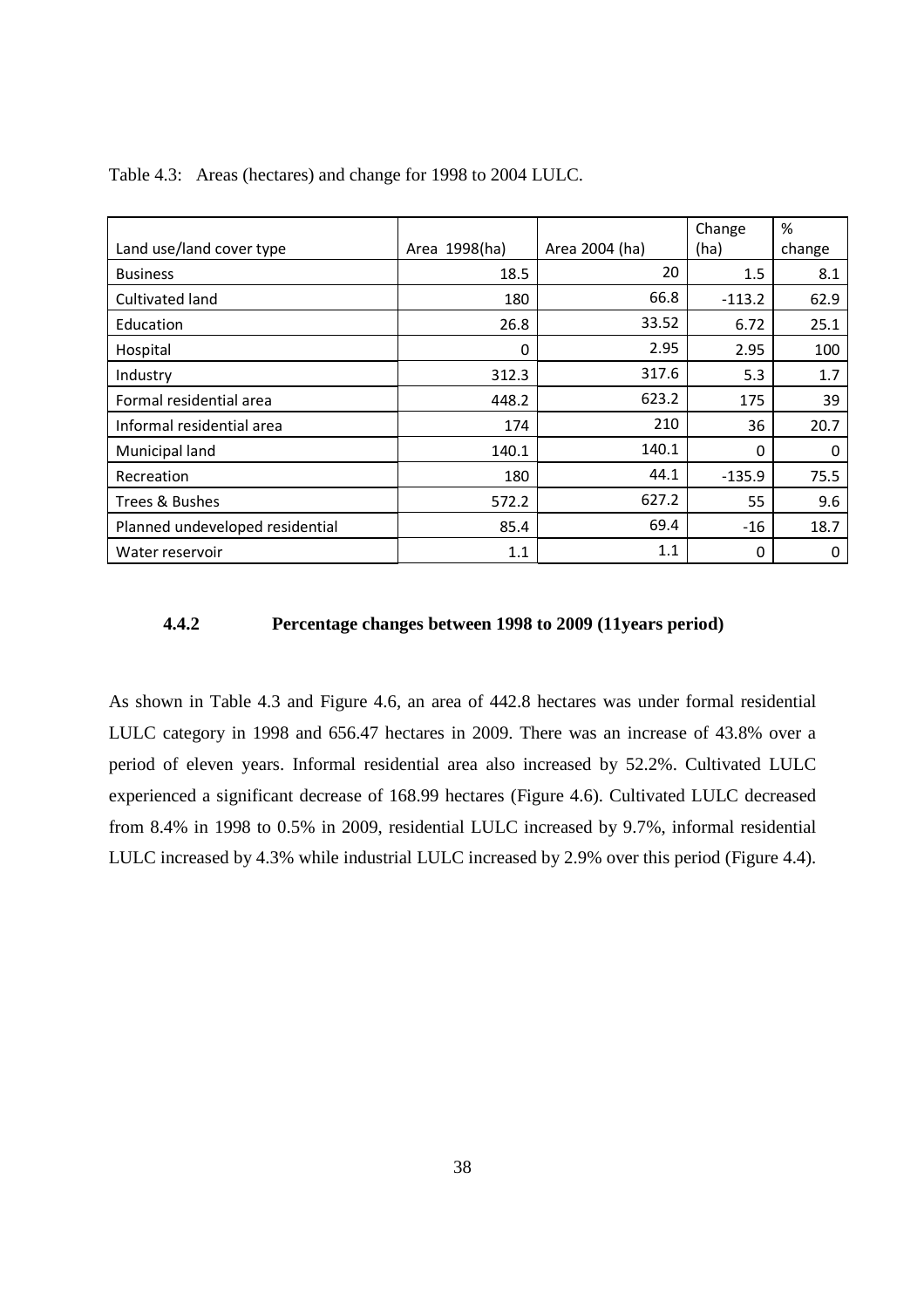Table 4.3: Areas (hectares) and change for 1998 to 2004 LULC.

| Land use/land cover type | Area 1998(ha) | Area 2004 (ha) | Change (ha) | % change |
|---|---|---|---|---|
| Business | 18.5 | 20 | 1.5 | 8.1 |
| Cultivated land | 180 | 66.8 | -113.2 | 62.9 |
| Education | 26.8 | 33.52 | 6.72 | 25.1 |
| Hospital | 0 | 2.95 | 2.95 | 100 |
| Industry | 312.3 | 317.6 | 5.3 | 1.7 |
| Formal residential area | 448.2 | 623.2 | 175 | 39 |
| Informal residential area | 174 | 210 | 36 | 20.7 |
| Municipal land | 140.1 | 140.1 | 0 | 0 |
| Recreation | 180 | 44.1 | -135.9 | 75.5 |
| Trees & Bushes | 572.2 | 627.2 | 55 | 9.6 |
| Planned undeveloped residential | 85.4 | 69.4 | -16 | 18.7 |
| Water reservoir | 1.1 | 1.1 | 0 | 0 |

### 4.4.2 Percentage changes between 1998 to 2009 (11years period)

As shown in Table 4.3 and Figure 4.6, an area of 442.8 hectares was under formal residential LULC category in 1998 and 656.47 hectares in 2009. There was an increase of 43.8% over a period of eleven years. Informal residential area also increased by 52.2%. Cultivated LULC experienced a significant decrease of 168.99 hectares (Figure 4.6). Cultivated LULC decreased from 8.4% in 1998 to 0.5% in 2009, residential LULC increased by 9.7%, informal residential LULC increased by 4.3% while industrial LULC increased by 2.9% over this period (Figure 4.4).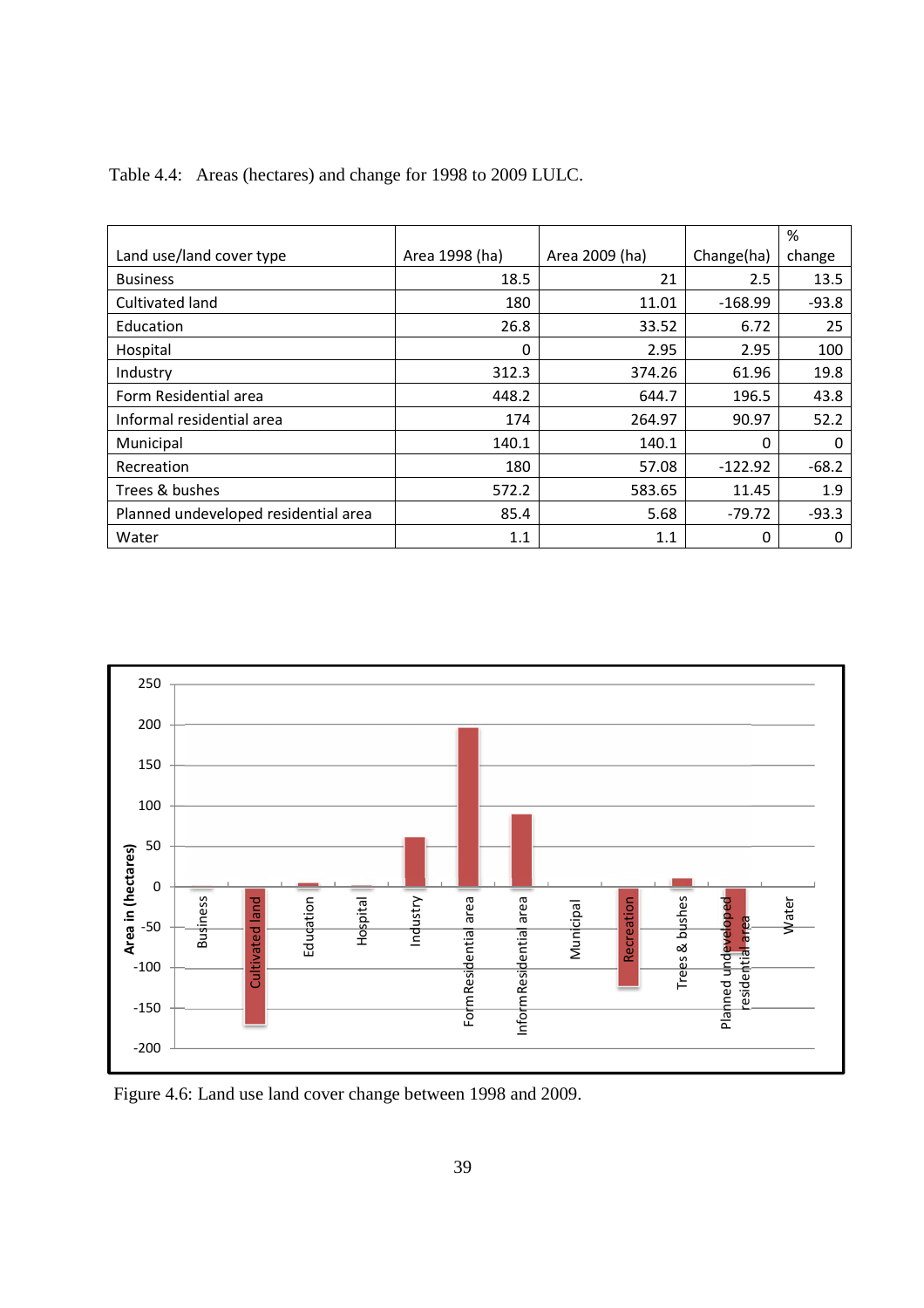Table 4.4: Areas (hectares) and change for 1998 to 2009 LULC.

| Land use/land cover type | Area 1998 (ha) | Area 2009 (ha) | Change(ha) | % change |
|---|---|---|---|---|
| Business | 18.5 | 21 | 2.5 | 13.5 |
| Cultivated land | 180 | 11.01 | -168.99 | -93.8 |
| Education | 26.8 | 33.52 | 6.72 | 25 |
| Hospital | 0 | 2.95 | 2.95 | 100 |
| Industry | 312.3 | 374.26 | 61.96 | 19.8 |
| Form Residential area | 448.2 | 644.7 | 196.5 | 43.8 |
| Informal residential area | 174 | 264.97 | 90.97 | 52.2 |
| Municipal | 140.1 | 140.1 | 0 | 0 |
| Recreation | 180 | 57.08 | -122.92 | -68.2 |
| Trees & bushes | 572.2 | 583.65 | 11.45 | 1.9 |
| Planned undeveloped residential area | 85.4 | 5.68 | -79.72 | -93.3 |
| Water | 1.1 | 1.1 | 0 | 0 |

Figure 4.6: Land use land cover change between 1998 and 2009.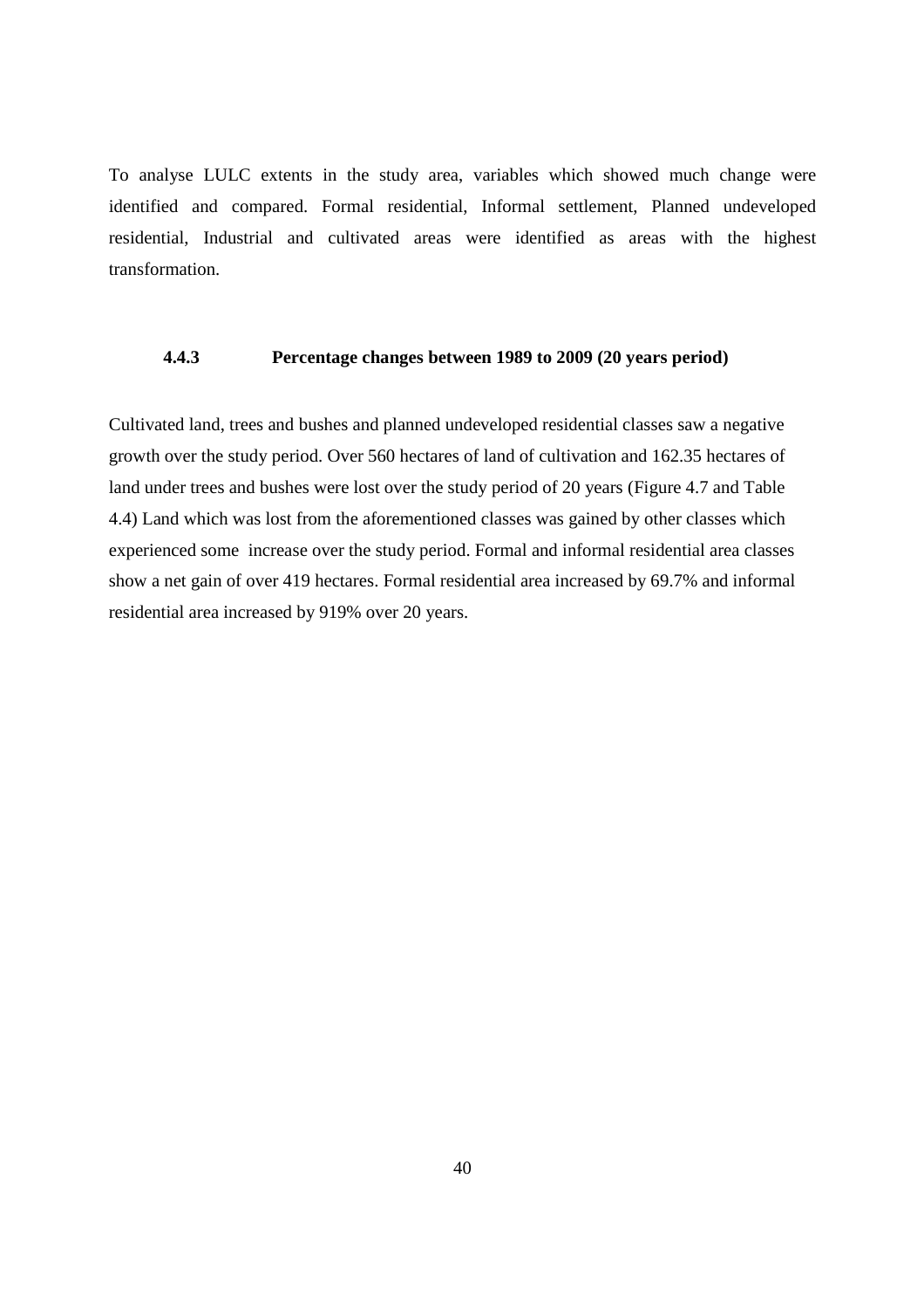To analyse LULC extents in the study area, variables which showed much change were identified and compared. Formal residential, Informal settlement, Planned undeveloped residential, Industrial and cultivated areas were identified as areas with the highest transformation.

### 4.4.3 Percentage changes between 1989 to 2009 (20 years period)

Cultivated land, trees and bushes and planned undeveloped residential classes saw a negative growth over the study period. Over 560 hectares of land of cultivation and 162.35 hectares of land under trees and bushes were lost over the study period of 20 years (Figure 4.7 and Table 4.4) Land which was lost from the aforementioned classes was gained by other classes which experienced some increase over the study period. Formal and informal residential area classes show a net gain of over 419 hectares. Formal residential area increased by 69.7% and informal residential area increased by 919% over 20 years.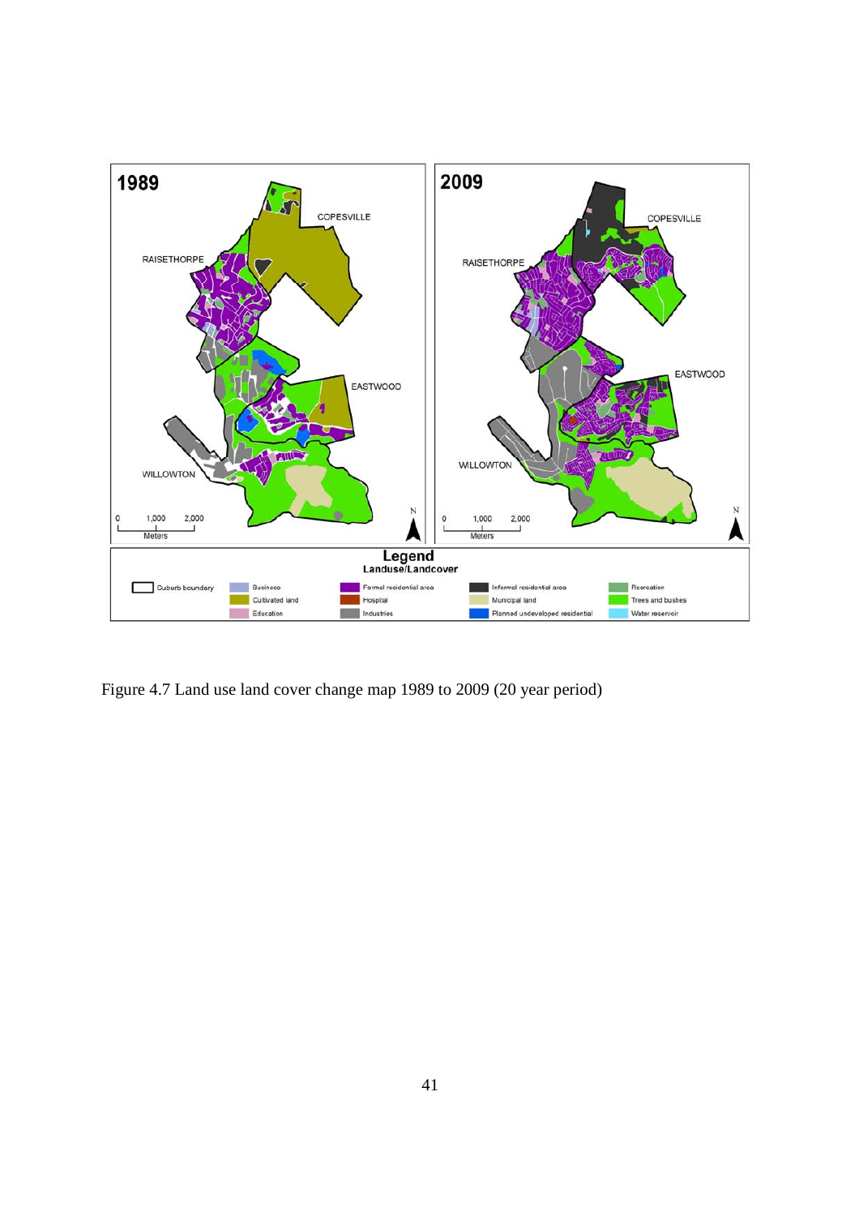Figure 4.7 Land use land cover change map 1989 to 2009 (20 year period)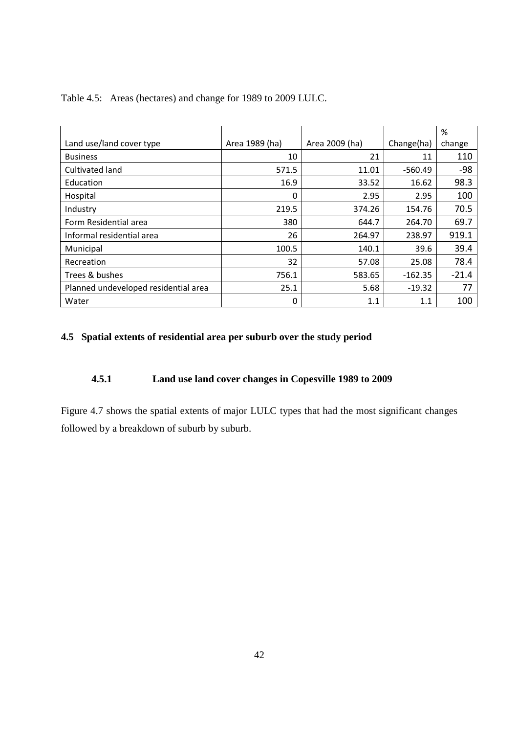Table 4.5: Areas (hectares) and change for 1989 to 2009 LULC.

| Land use/land cover type | Area 1989 (ha) | Area 2009 (ha) | Change(ha) | % change |
|---|---|---|---|---|
| Business | 10 | 21 | 11 | 110 |
| Cultivated land | 571.5 | 11.01 | -560.49 | -98 |
| Education | 16.9 | 33.52 | 16.62 | 98.3 |
| Hospital | 0 | 2.95 | 2.95 | 100 |
| Industry | 219.5 | 374.26 | 154.76 | 70.5 |
| Form Residential area | 380 | 644.7 | 264.70 | 69.7 |
| Informal residential area | 26 | 264.97 | 238.97 | 919.1 |
| Municipal | 100.5 | 140.1 | 39.6 | 39.4 |
| Recreation | 32 | 57.08 | 25.08 | 78.4 |
| Trees & bushes | 756.1 | 583.65 | -162.35 | -21.4 |
| Planned undeveloped residential area | 25.1 | 5.68 | -19.32 | 77 |
| Water | 0 | 1.1 | 1.1 | 100 |

## 4.5 Spatial extents of residential area per suburb over the study period

### 4.5.1 Land use land cover changes in Copesville 1989 to 2009

Figure 4.7 shows the spatial extents of major LULC types that had the most significant changes followed by a breakdown of suburb by suburb.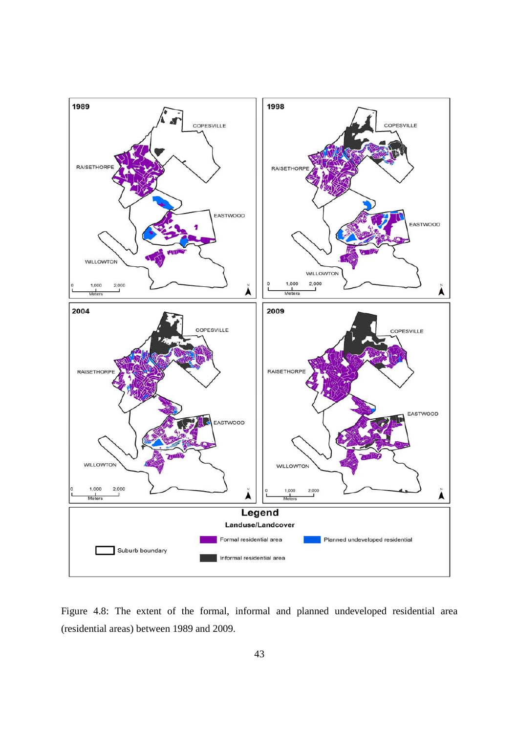Figure 4.8: The extent of the formal, informal and planned undeveloped residential area (residential areas) between 1989 and 2009.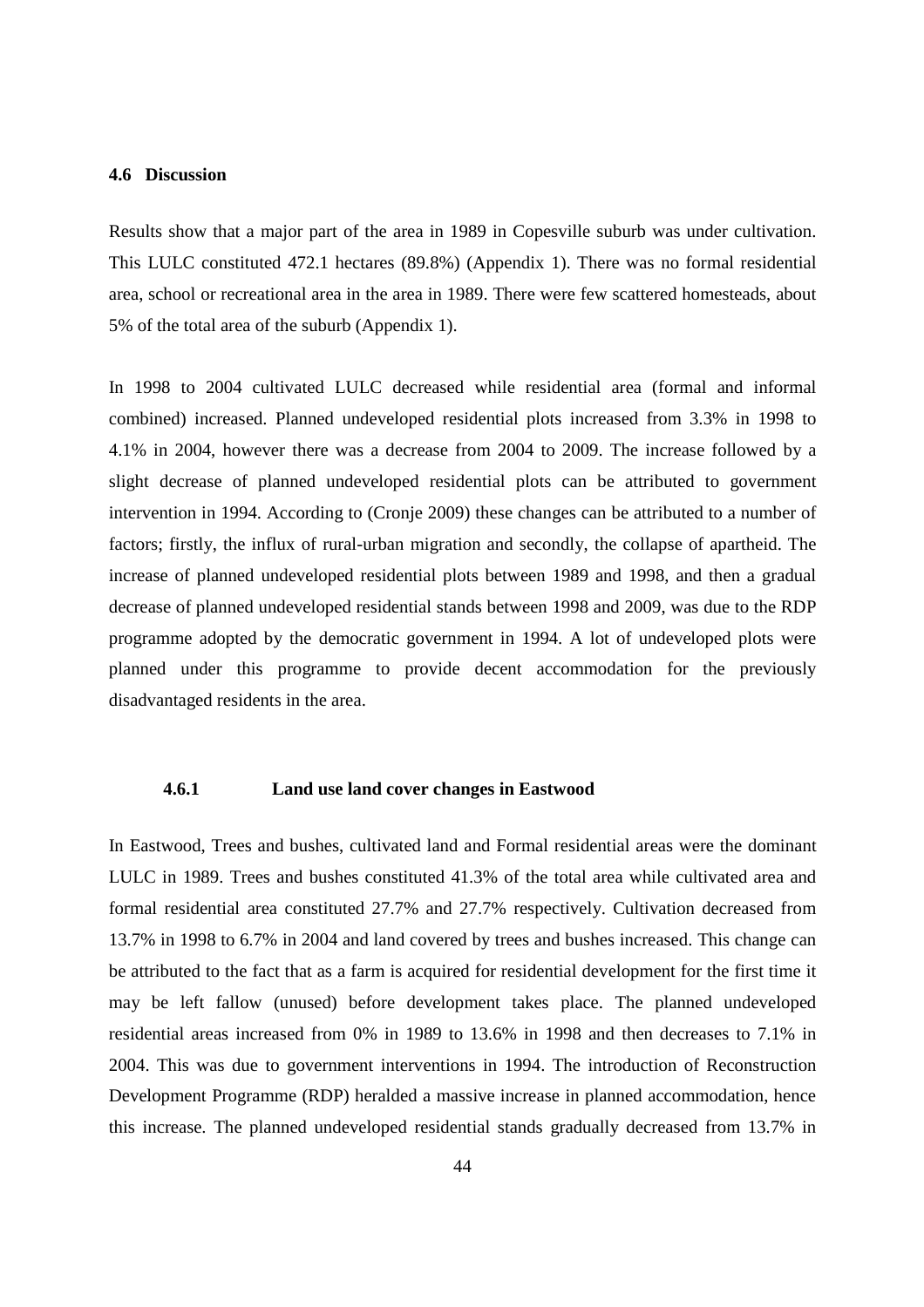### 4.6 Discussion

Results show that a major part of the area in 1989 in Copesville suburb was under cultivation. This LULC constituted 472.1 hectares (89.8%) (Appendix 1). There was no formal residential area, school or recreational area in the area in 1989. There were few scattered homesteads, about 5% of the total area of the suburb (Appendix 1).

In 1998 to 2004 cultivated LULC decreased while residential area (formal and informal combined) increased. Planned undeveloped residential plots increased from 3.3% in 1998 to 4.1% in 2004, however there was a decrease from 2004 to 2009. The increase followed by a slight decrease of planned undeveloped residential plots can be attributed to government intervention in 1994. According to (Cronje 2009) these changes can be attributed to a number of factors; firstly, the influx of rural-urban migration and secondly, the collapse of apartheid. The increase of planned undeveloped residential plots between 1989 and 1998, and then a gradual decrease of planned undeveloped residential stands between 1998 and 2009, was due to the RDP programme adopted by the democratic government in 1994. A lot of undeveloped plots were planned under this programme to provide decent accommodation for the previously disadvantaged residents in the area.

#### 4.6.1 Land use land cover changes in Eastwood

In Eastwood, Trees and bushes, cultivated land and Formal residential areas were the dominant LULC in 1989. Trees and bushes constituted 41.3% of the total area while cultivated area and formal residential area constituted 27.7% and 27.7% respectively. Cultivation decreased from 13.7% in 1998 to 6.7% in 2004 and land covered by trees and bushes increased. This change can be attributed to the fact that as a farm is acquired for residential development for the first time it may be left fallow (unused) before development takes place. The planned undeveloped residential areas increased from 0% in 1989 to 13.6% in 1998 and then decreases to 7.1% in 2004. This was due to government interventions in 1994. The introduction of Reconstruction Development Programme (RDP) heralded a massive increase in planned accommodation, hence this increase. The planned undeveloped residential stands gradually decreased from 13.7% in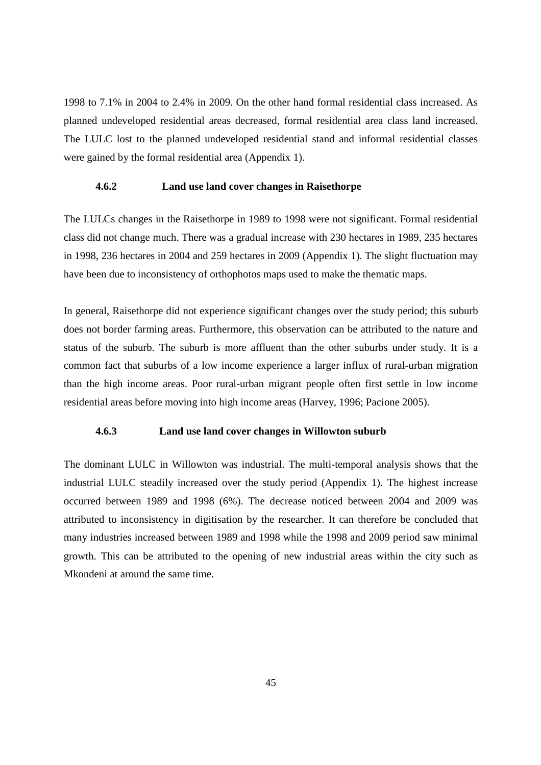1998 to 7.1% in 2004 to 2.4% in 2009. On the other hand formal residential class increased. As planned undeveloped residential areas decreased, formal residential area class land increased. The LULC lost to the planned undeveloped residential stand and informal residential classes were gained by the formal residential area (Appendix 1).

### 4.6.2 Land use land cover changes in Raisethorpe

The LULCs changes in the Raisethorpe in 1989 to 1998 were not significant. Formal residential class did not change much. There was a gradual increase with 230 hectares in 1989, 235 hectares in 1998, 236 hectares in 2004 and 259 hectares in 2009 (Appendix 1). The slight fluctuation may have been due to inconsistency of orthophotos maps used to make the thematic maps.

In general, Raisethorpe did not experience significant changes over the study period; this suburb does not border farming areas. Furthermore, this observation can be attributed to the nature and status of the suburb. The suburb is more affluent than the other suburbs under study. It is a common fact that suburbs of a low income experience a larger influx of rural-urban migration than the high income areas. Poor rural-urban migrant people often first settle in low income residential areas before moving into high income areas (Harvey, 1996; Pacione 2005).

### 4.6.3 Land use land cover changes in Willowton suburb

The dominant LULC in Willowton was industrial. The multi-temporal analysis shows that the industrial LULC steadily increased over the study period (Appendix 1). The highest increase occurred between 1989 and 1998 (6%). The decrease noticed between 2004 and 2009 was attributed to inconsistency in digitisation by the researcher. It can therefore be concluded that many industries increased between 1989 and 1998 while the 1998 and 2009 period saw minimal growth. This can be attributed to the opening of new industrial areas within the city such as Mkondeni at around the same time.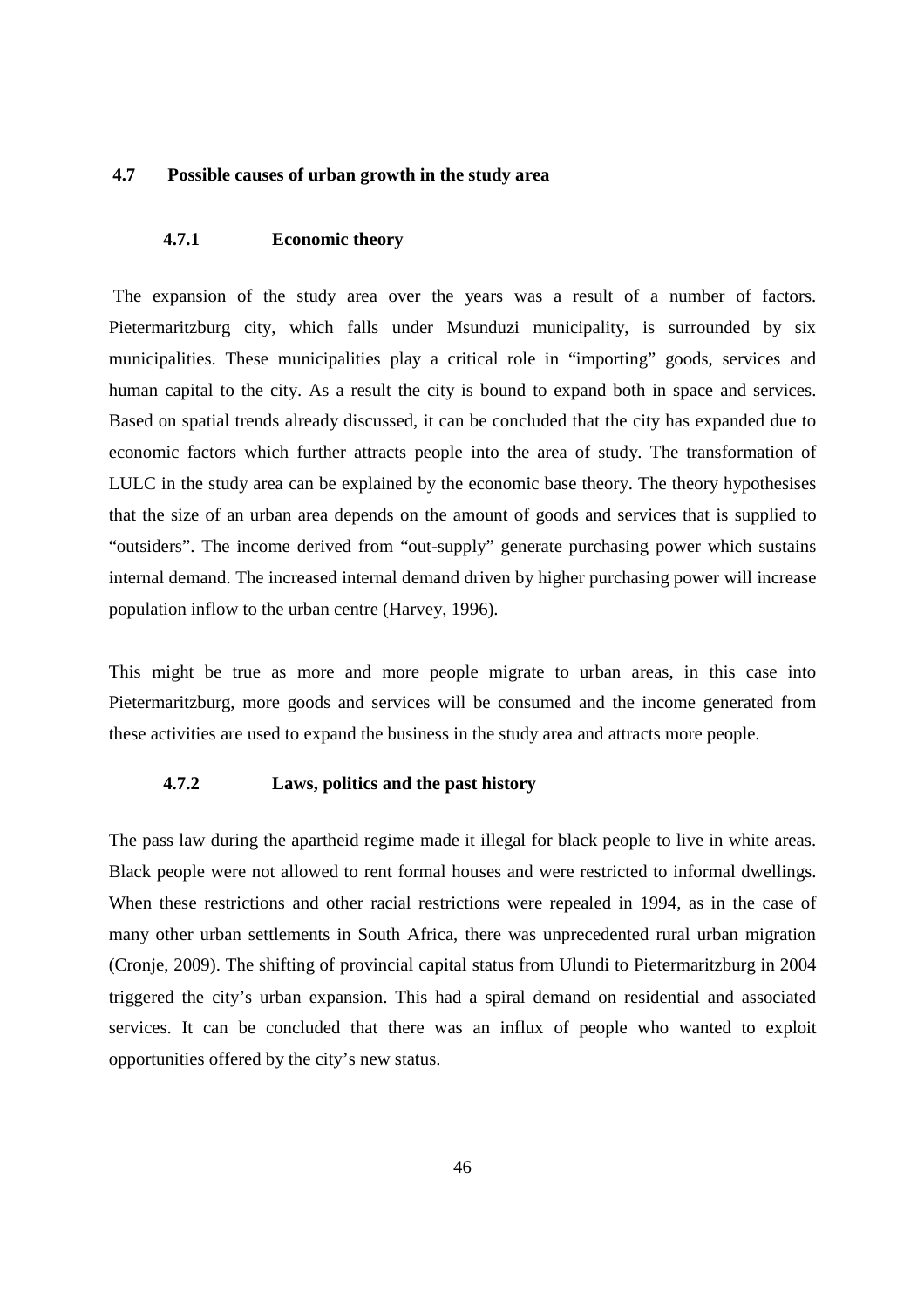## 4.7 Possible causes of urban growth in the study area

### 4.7.1 Economic theory

The expansion of the study area over the years was a result of a number of factors. Pietermaritzburg city, which falls under Msunduzi municipality, is surrounded by six municipalities. These municipalities play a critical role in "importing" goods, services and human capital to the city. As a result the city is bound to expand both in space and services. Based on spatial trends already discussed, it can be concluded that the city has expanded due to economic factors which further attracts people into the area of study. The transformation of LULC in the study area can be explained by the economic base theory. The theory hypothesises that the size of an urban area depends on the amount of goods and services that is supplied to "outsiders". The income derived from "out-supply" generate purchasing power which sustains internal demand. The increased internal demand driven by higher purchasing power will increase population inflow to the urban centre (Harvey, 1996).

This might be true as more and more people migrate to urban areas, in this case into Pietermaritzburg, more goods and services will be consumed and the income generated from these activities are used to expand the business in the study area and attracts more people.

### 4.7.2 Laws, politics and the past history

The pass law during the apartheid regime made it illegal for black people to live in white areas. Black people were not allowed to rent formal houses and were restricted to informal dwellings. When these restrictions and other racial restrictions were repealed in 1994, as in the case of many other urban settlements in South Africa, there was unprecedented rural urban migration (Cronje, 2009). The shifting of provincial capital status from Ulundi to Pietermaritzburg in 2004 triggered the city's urban expansion. This had a spiral demand on residential and associated services. It can be concluded that there was an influx of people who wanted to exploit opportunities offered by the city's new status.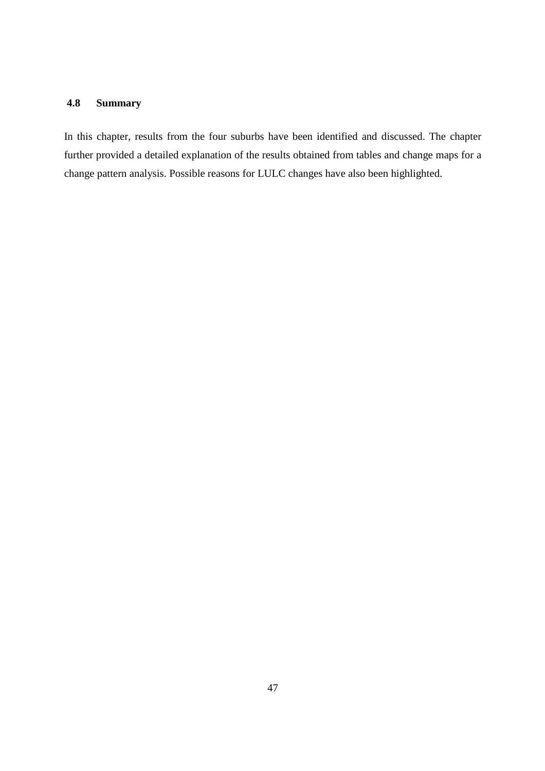## 4.8 Summary

In this chapter, results from the four suburbs have been identified and discussed. The chapter further provided a detailed explanation of the results obtained from tables and change maps for a change pattern analysis. Possible reasons for LULC changes have also been highlighted.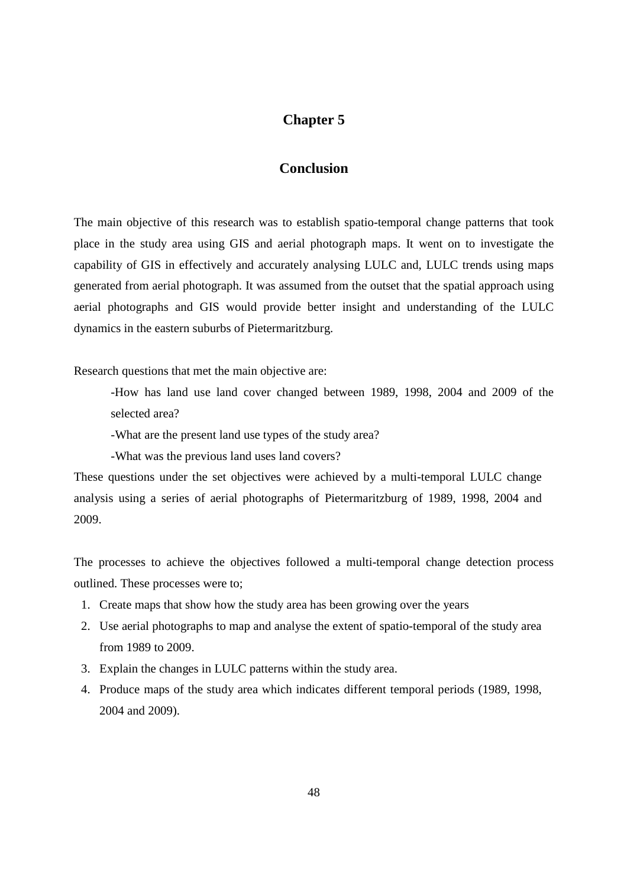# Chapter 5

## Conclusion

The main objective of this research was to establish spatio-temporal change patterns that took place in the study area using GIS and aerial photograph maps. It went on to investigate the capability of GIS in effectively and accurately analysing LULC and, LULC trends using maps generated from aerial photograph. It was assumed from the outset that the spatial approach using aerial photographs and GIS would provide better insight and understanding of the LULC dynamics in the eastern suburbs of Pietermaritzburg.

Research questions that met the main objective are:

-How has land use land cover changed between 1989, 1998, 2004 and 2009 of the selected area?

-What are the present land use types of the study area?

-What was the previous land uses land covers?

These questions under the set objectives were achieved by a multi-temporal LULC change analysis using a series of aerial photographs of Pietermaritzburg of 1989, 1998, 2004 and 2009.

The processes to achieve the objectives followed a multi-temporal change detection process outlined. These processes were to;

1. Create maps that show how the study area has been growing over the years
2. Use aerial photographs to map and analyse the extent of spatio-temporal of the study area from 1989 to 2009.
3. Explain the changes in LULC patterns within the study area.
4. Produce maps of the study area which indicates different temporal periods (1989, 1998, 2004 and 2009).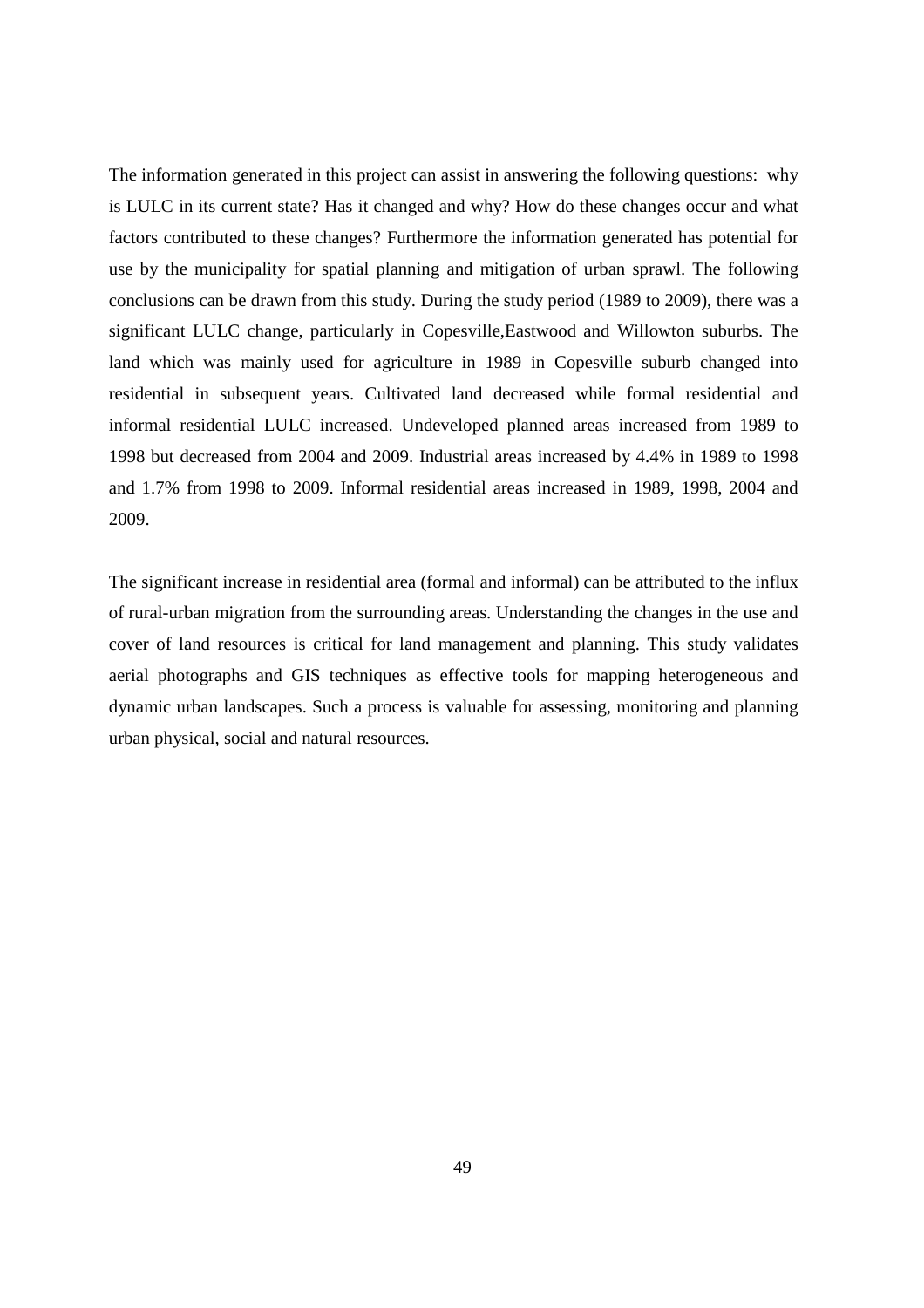The information generated in this project can assist in answering the following questions: why is LULC in its current state? Has it changed and why? How do these changes occur and what factors contributed to these changes? Furthermore the information generated has potential for use by the municipality for spatial planning and mitigation of urban sprawl. The following conclusions can be drawn from this study. During the study period (1989 to 2009), there was a significant LULC change, particularly in Copesville,Eastwood and Willowton suburbs. The land which was mainly used for agriculture in 1989 in Copesville suburb changed into residential in subsequent years. Cultivated land decreased while formal residential and informal residential LULC increased. Undeveloped planned areas increased from 1989 to 1998 but decreased from 2004 and 2009. Industrial areas increased by 4.4% in 1989 to 1998 and 1.7% from 1998 to 2009. Informal residential areas increased in 1989, 1998, 2004 and 2009.

The significant increase in residential area (formal and informal) can be attributed to the influx of rural-urban migration from the surrounding areas. Understanding the changes in the use and cover of land resources is critical for land management and planning. This study validates aerial photographs and GIS techniques as effective tools for mapping heterogeneous and dynamic urban landscapes. Such a process is valuable for assessing, monitoring and planning urban physical, social and natural resources.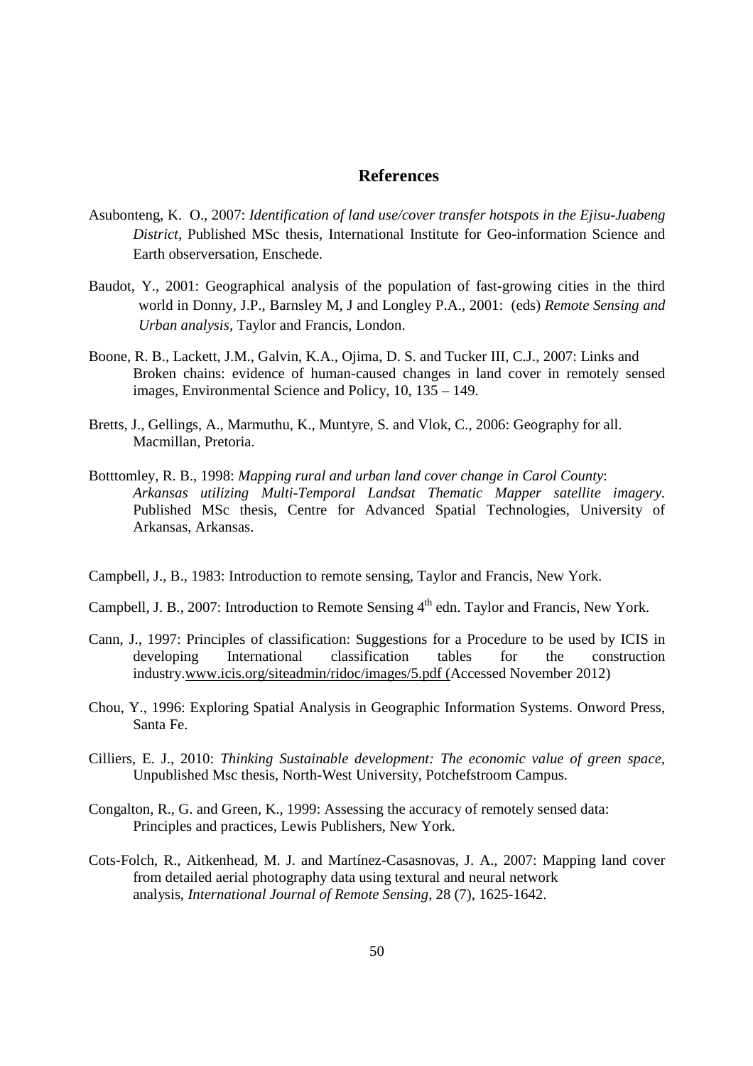# References

Asubonteng, K. O., 2007: *Identification of land use/cover transfer hotspots in the Ejisu-Juabeng District*, Published MSc thesis, International Institute for Geo-information Science and Earth observersation, Enschede.

Baudot, Y., 2001: Geographical analysis of the population of fast-growing cities in the third world in Donny, J.P., Barnsley M, J and Longley P.A., 2001: (eds) *Remote Sensing and Urban analysis,* Taylor and Francis, London.

Boone, R. B., Lackett, J.M., Galvin, K.A., Ojima, D. S. and Tucker III, C.J., 2007: Links and Broken chains: evidence of human-caused changes in land cover in remotely sensed images, Environmental Science and Policy, 10, 135 – 149.

Bretts, J., Gellings, A., Marmuthu, K., Muntyre, S. and Vlok, C., 2006: Geography for all. Macmillan, Pretoria.

Botttomley, R. B., 1998: *Mapping rural and urban land cover change in Carol County*: *Arkansas utilizing Multi-Temporal Landsat Thematic Mapper satellite imagery*. Published MSc thesis, Centre for Advanced Spatial Technologies, University of Arkansas, Arkansas.

Campbell, J., B., 1983: Introduction to remote sensing, Taylor and Francis, New York.

Campbell, J. B., 2007: Introduction to Remote Sensing 4$^{th}$ edn. Taylor and Francis, New York.

Cann, J., 1997: Principles of classification: Suggestions for a Procedure to be used by ICIS in developing International classification tables for the construction industry.www.icis.org/siteadmin/ridoc/images/5.pdf (Accessed November 2012)

Chou, Y., 1996: Exploring Spatial Analysis in Geographic Information Systems. Onword Press, Santa Fe.

Cilliers, E. J., 2010: *Thinking Sustainable development: The economic value of green space*, Unpublished Msc thesis, North-West University, Potchefstroom Campus.

Congalton, R., G. and Green, K., 1999: Assessing the accuracy of remotely sensed data: Principles and practices, Lewis Publishers, New York.

Cots-Folch, R., Aitkenhead, M. J. and Martínez-Casasnovas, J. A., 2007: Mapping land cover from detailed aerial photography data using textural and neural network analysis, *International Journal of Remote Sensing*, 28 (7), 1625-1642.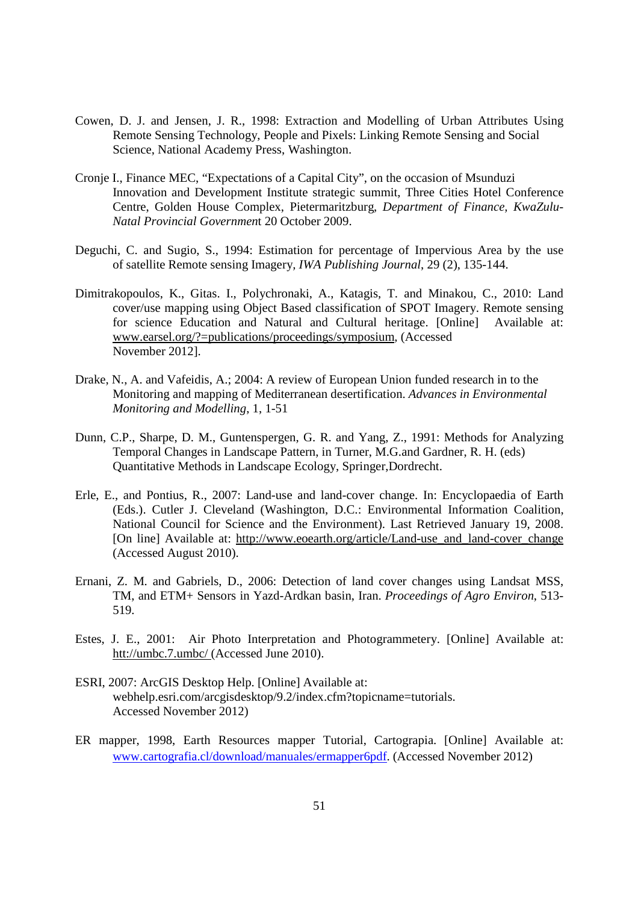Cowen, D. J. and Jensen, J. R., 1998: Extraction and Modelling of Urban Attributes Using Remote Sensing Technology, People and Pixels: Linking Remote Sensing and Social Science, National Academy Press, Washington.

Cronje I., Finance MEC, "Expectations of a Capital City", on the occasion of Msunduzi Innovation and Development Institute strategic summit, Three Cities Hotel Conference Centre, Golden House Complex, Pietermaritzburg, *Department of Finance, KwaZulu-Natal Provincial Governmen*t 20 October 2009.

Deguchi, C. and Sugio, S., 1994: Estimation for percentage of Impervious Area by the use of satellite Remote sensing Imagery, *IWA Publishing Journal*, 29 (2), 135-144.

Dimitrakopoulos, K., Gitas. I., Polychronaki, A., Katagis, T. and Minakou, C., 2010: Land cover/use mapping using Object Based classification of SPOT Imagery. Remote sensing for science Education and Natural and Cultural heritage. [Online] Available at: www.earsel.org/?=publications/proceedings/symposium, (Accessed November 2012].

Drake, N., A. and Vafeidis, A.; 2004: A review of European Union funded research in to the Monitoring and mapping of Mediterranean desertification. *Advances in Environmental Monitoring and Modelling*, 1, 1-51

Dunn, C.P., Sharpe, D. M., Guntenspergen, G. R. and Yang, Z., 1991: Methods for Analyzing Temporal Changes in Landscape Pattern, in Turner, M.G.and Gardner, R. H. (eds) Quantitative Methods in Landscape Ecology, Springer,Dordrecht.

Erle, E., and Pontius, R., 2007: Land-use and land-cover change. In: Encyclopaedia of Earth (Eds.). Cutler J. Cleveland (Washington, D.C.: Environmental Information Coalition, National Council for Science and the Environment). Last Retrieved January 19, 2008. [On line] Available at: http://www.eoearth.org/article/Land-use_and_land-cover_change (Accessed August 2010).

Ernani, Z. M. and Gabriels, D., 2006: Detection of land cover changes using Landsat MSS, TM, and ETM+ Sensors in Yazd-Ardkan basin, Iran. *Proceedings of Agro Environ*, 513-519.

Estes, J. E., 2001: Air Photo Interpretation and Photogrammetery. [Online] Available at: htt://umbc.7.umbc/ (Accessed June 2010).

ESRI, 2007: ArcGIS Desktop Help. [Online] Available at: webhelp.esri.com/arcgisdesktop/9.2/index.cfm?topicname=tutorials. Accessed November 2012)

ER mapper, 1998, Earth Resources mapper Tutorial, Cartograpia. [Online] Available at: www.cartografia.cl/download/manuales/ermapper6pdf. (Accessed November 2012)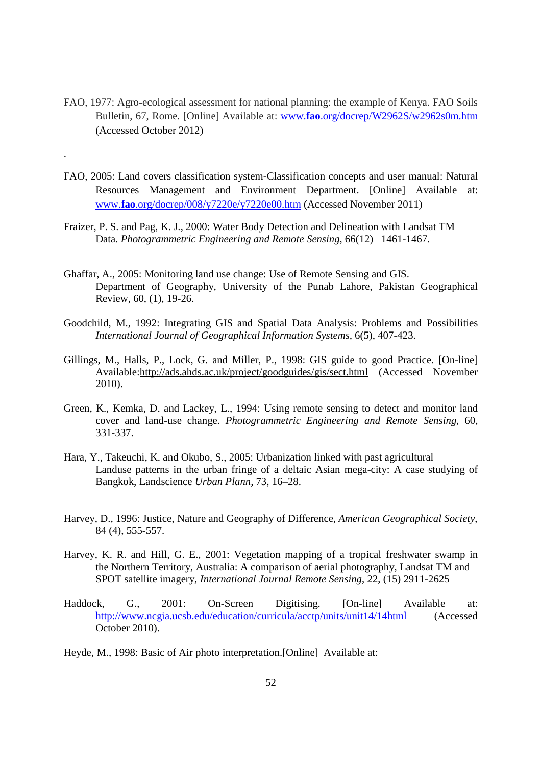FAO, 1977: Agro-ecological assessment for national planning: the example of Kenya. FAO Soils Bulletin, 67, Rome. [Online] Available at: www.**fao**.org/docrep/W2962S/w2962s0m.htm (Accessed October 2012)

.

FAO, 2005: Land covers classification system-Classification concepts and user manual: Natural Resources Management and Environment Department. [Online] Available at: www.**fao**.org/docrep/008/y7220e/y7220e00.htm (Accessed November 2011)

Fraizer, P. S. and Pag, K. J., 2000: Water Body Detection and Delineation with Landsat TM Data. *Photogrammetric Engineering and Remote Sensing*, 66(12) 1461-1467.

Ghaffar, A., 2005: Monitoring land use change: Use of Remote Sensing and GIS. Department of Geography, University of the Punab Lahore, Pakistan Geographical Review, 60, (1), 19-26.

Goodchild, M., 1992: Integrating GIS and Spatial Data Analysis: Problems and Possibilities *International Journal of Geographical Information Systems*, 6(5), 407-423.

Gillings, M., Halls, P., Lock, G. and Miller, P., 1998: GIS guide to good Practice. [On-line] Available:http://ads.ahds.ac.uk/project/goodguides/gis/sect.html (Accessed November 2010).

Green, K., Kemka, D. and Lackey, L., 1994: Using remote sensing to detect and monitor land cover and land-use change. *Photogrammetric Engineering and Remote Sensing*, 60, 331-337.

Hara, Y., Takeuchi, K. and Okubo, S., 2005: Urbanization linked with past agricultural Landuse patterns in the urban fringe of a deltaic Asian mega-city: A case studying of Bangkok, Landscience *Urban Plann*, 73, 16–28.

Harvey, D., 1996: Justice, Nature and Geography of Difference, *American Geographical Society*, 84 (4), 555-557.

Harvey, K. R. and Hill, G. E., 2001: Vegetation mapping of a tropical freshwater swamp in the Northern Territory, Australia: A comparison of aerial photography, Landsat TM and SPOT satellite imagery, *International Journal Remote Sensing*, 22, (15) 2911-2625

Haddock, G., 2001: On-Screen Digitising. [On-line] Available at: http://www.ncgia.ucsb.edu/education/curricula/acctp/units/unit14/14html (Accessed October 2010).

Heyde, M., 1998: Basic of Air photo interpretation.[Online] Available at: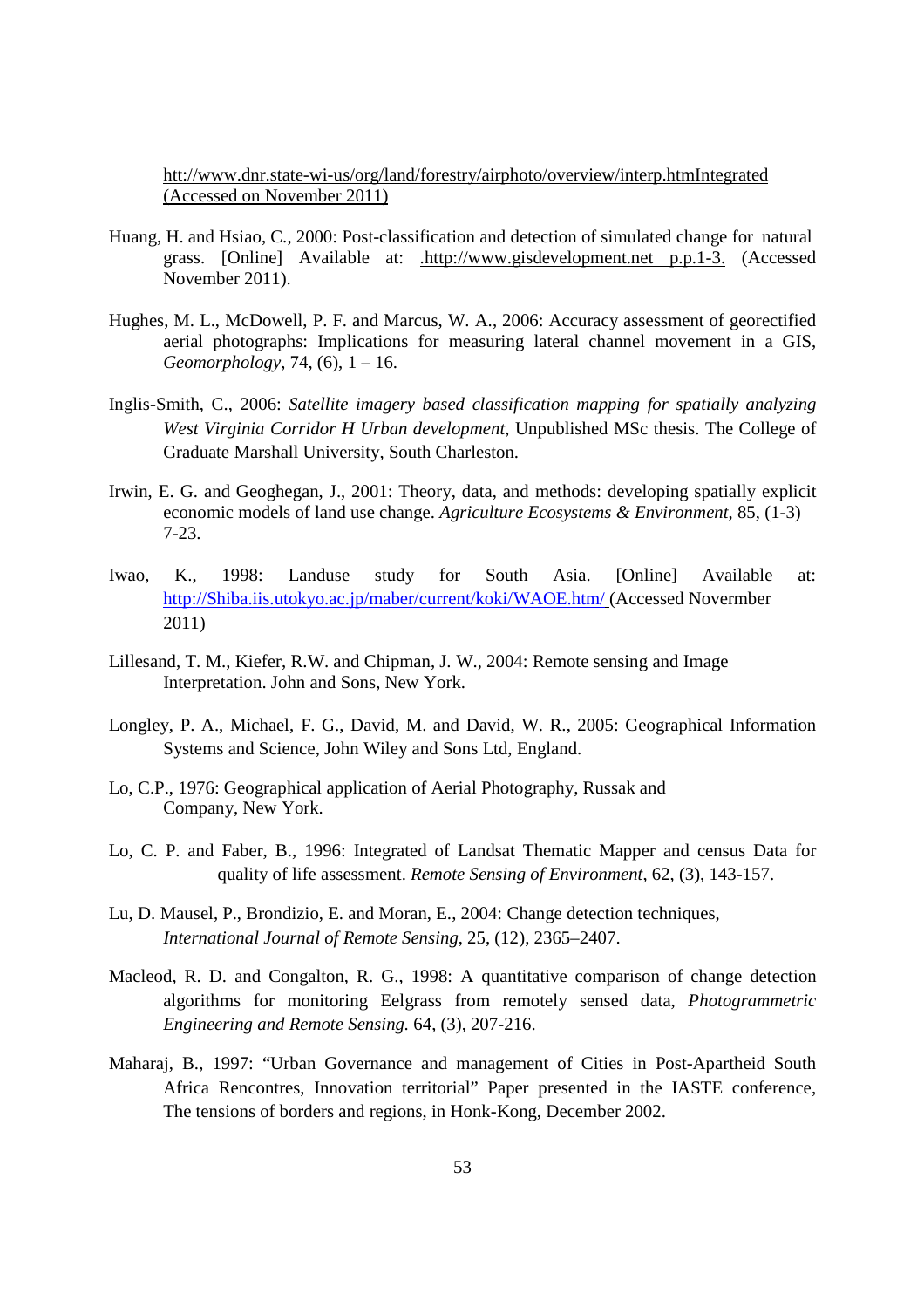htt://www.dnr.state-wi-us/org/land/forestry/airphoto/overview/interp.htmIntegrated (Accessed on November 2011)

Huang, H. and Hsiao, C., 2000: Post-classification and detection of simulated change for natural grass. [Online] Available at: .http://www.gisdevelopment.net p.p.1-3. (Accessed November 2011).

Hughes, M. L., McDowell, P. F. and Marcus, W. A., 2006: Accuracy assessment of georectified aerial photographs: Implications for measuring lateral channel movement in a GIS, *Geomorphology*, 74, (6), 1 – 16.

Inglis-Smith, C., 2006: *Satellite imagery based classification mapping for spatially analyzing West Virginia Corridor H Urban development*, Unpublished MSc thesis. The College of Graduate Marshall University, South Charleston.

Irwin, E. G. and Geoghegan, J., 2001: Theory, data, and methods: developing spatially explicit economic models of land use change. *Agriculture Ecosystems & Environment*, 85, (1-3) 7-23.

Iwao, K., 1998: Landuse study for South Asia. [Online] Available at: http://Shiba.iis.utokyo.ac.jp/maber/current/koki/WAOE.htm/ (Accessed Novermber 2011)

Lillesand, T. M., Kiefer, R.W. and Chipman, J. W., 2004: Remote sensing and Image Interpretation. John and Sons, New York.

Longley, P. A., Michael, F. G., David, M. and David, W. R., 2005: Geographical Information Systems and Science, John Wiley and Sons Ltd, England.

Lo, C.P., 1976: Geographical application of Aerial Photography, Russak and Company, New York.

Lo, C. P. and Faber, B., 1996: Integrated of Landsat Thematic Mapper and census Data for quality of life assessment. *Remote Sensing of Environment*, 62, (3), 143-157.

Lu, D. Mausel, P., Brondizio, E. and Moran, E., 2004: Change detection techniques, *International Journal of Remote Sensing*, 25, (12), 2365–2407.

Macleod, R. D. and Congalton, R. G., 1998: A quantitative comparison of change detection algorithms for monitoring Eelgrass from remotely sensed data, *Photogrammetric Engineering and Remote Sensing.* 64, (3), 207-216.

Maharaj, B., 1997: "Urban Governance and management of Cities in Post-Apartheid South Africa Rencontres, Innovation territorial" Paper presented in the IASTE conference, The tensions of borders and regions, in Honk-Kong, December 2002.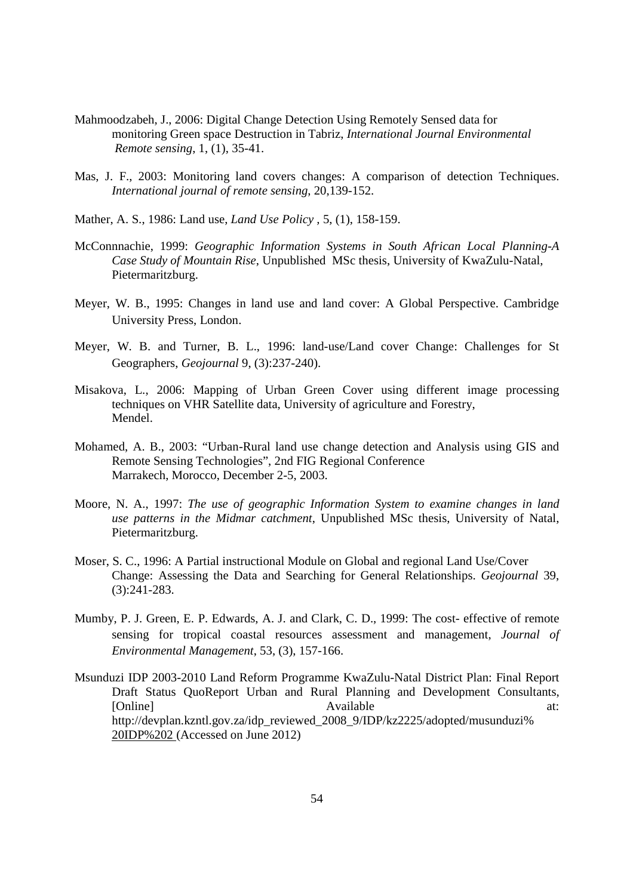Mahmoodzabeh, J., 2006: Digital Change Detection Using Remotely Sensed data for monitoring Green space Destruction in Tabriz, *International Journal Environmental Remote sensing*, 1, (1), 35-41.

Mas, J. F., 2003: Monitoring land covers changes: A comparison of detection Techniques. *International journal of remote sensing*, 20,139-152.

Mather, A. S., 1986: Land use, *Land Use Policy* , 5, (1), 158-159.

McConnnachie, 1999: *Geographic Information Systems in South African Local Planning-A Case Study of Mountain Rise*, Unpublished MSc thesis, University of KwaZulu-Natal, Pietermaritzburg.

Meyer, W. B., 1995: Changes in land use and land cover: A Global Perspective. Cambridge University Press, London.

Meyer, W. B. and Turner, B. L., 1996: land-use/Land cover Change: Challenges for St Geographers, *Geojournal* 9, (3):237-240).

Misakova, L., 2006: Mapping of Urban Green Cover using different image processing techniques on VHR Satellite data, University of agriculture and Forestry, Mendel.

Mohamed, A. B., 2003: "Urban-Rural land use change detection and Analysis using GIS and Remote Sensing Technologies", 2nd FIG Regional Conference Marrakech, Morocco, December 2-5, 2003.

Moore, N. A., 1997: *The use of geographic Information System to examine changes in land use patterns in the Midmar catchment*, Unpublished MSc thesis, University of Natal, Pietermaritzburg.

Moser, S. C., 1996: A Partial instructional Module on Global and regional Land Use/Cover Change: Assessing the Data and Searching for General Relationships. *Geojournal* 39, (3):241-283.

Mumby, P. J. Green, E. P. Edwards, A. J. and Clark, C. D., 1999: The cost- effective of remote sensing for tropical coastal resources assessment and management, *Journal of Environmental Management*, 53, (3), 157-166.

Msunduzi IDP 2003-2010 Land Reform Programme KwaZulu-Natal District Plan: Final Report Draft Status QuoReport Urban and Rural Planning and Development Consultants, [Online] Available at: http://devplan.kzntl.gov.za/idp_reviewed_2008_9/IDP/kz2225/adopted/musunduzi%20IDP%202 (Accessed on June 2012)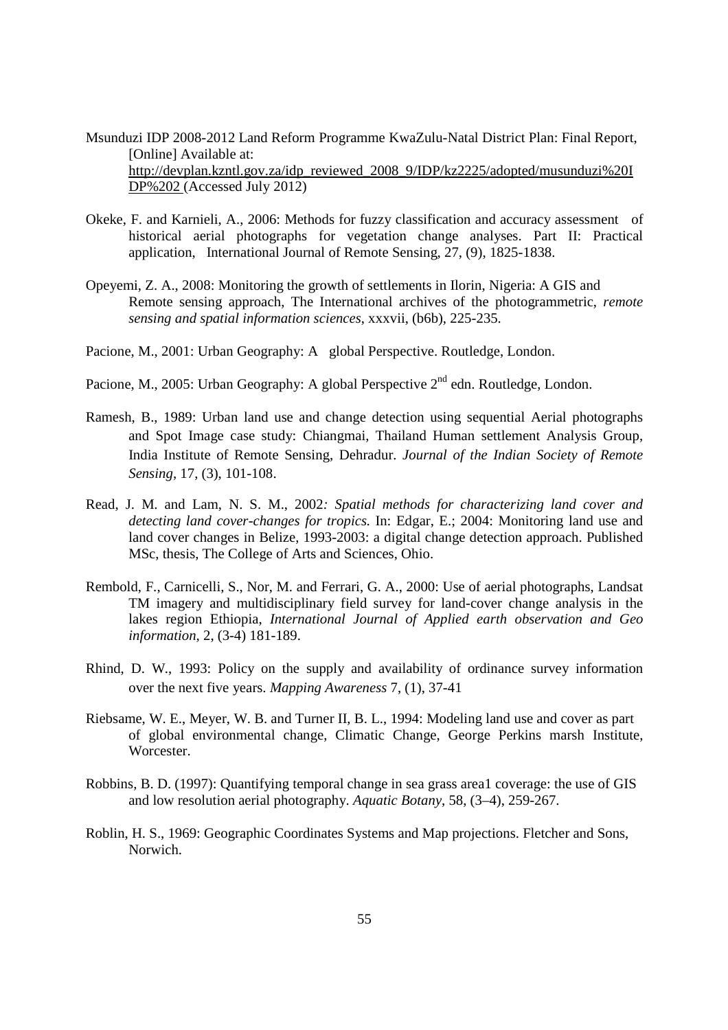Msunduzi IDP 2008-2012 Land Reform Programme KwaZulu-Natal District Plan: Final Report, [Online] Available at: http://devplan.kzntl.gov.za/idp_reviewed_2008_9/IDP/kz2225/adopted/musunduzi%20IDP%202 (Accessed July 2012)

Okeke, F. and Karnieli, A., 2006: Methods for fuzzy classification and accuracy assessment of historical aerial photographs for vegetation change analyses. Part II: Practical application, International Journal of Remote Sensing, 27, (9), 1825-1838.

Opeyemi, Z. A., 2008: Monitoring the growth of settlements in Ilorin, Nigeria: A GIS and Remote sensing approach, The International archives of the photogrammetric, *remote sensing and spatial information sciences*, xxxvii, (b6b), 225-235.

Pacione, M., 2001: Urban Geography: A global Perspective. Routledge, London.

Pacione, M., 2005: Urban Geography: A global Perspective 2nd edn. Routledge, London.

Ramesh, B., 1989: Urban land use and change detection using sequential Aerial photographs and Spot Image case study: Chiangmai, Thailand Human settlement Analysis Group, India Institute of Remote Sensing, Dehradur. *Journal of the Indian Society of Remote Sensing*, 17, (3), 101-108.

Read, J. M. and Lam, N. S. M., 2002*: Spatial methods for characterizing land cover and detecting land cover-changes for tropics.* In: Edgar, E.; 2004: Monitoring land use and land cover changes in Belize, 1993-2003: a digital change detection approach. Published MSc, thesis, The College of Arts and Sciences, Ohio.

Rembold, F., Carnicelli, S., Nor, M. and Ferrari, G. A., 2000: Use of aerial photographs, Landsat TM imagery and multidisciplinary field survey for land-cover change analysis in the lakes region Ethiopia, *International Journal of Applied earth observation and Geo information,* 2, (3-4) 181-189.

Rhind, D. W., 1993: Policy on the supply and availability of ordinance survey information over the next five years. *Mapping Awareness* 7, (1), 37-41

Riebsame, W. E., Meyer, W. B. and Turner II, B. L., 1994: Modeling land use and cover as part of global environmental change, Climatic Change, George Perkins marsh Institute, Worcester.

Robbins, B. D. (1997): Quantifying temporal change in sea grass area1 coverage: the use of GIS and low resolution aerial photography. *Aquatic Botany*, 58, (3–4), 259-267.

Roblin, H. S., 1969: Geographic Coordinates Systems and Map projections. Fletcher and Sons, Norwich.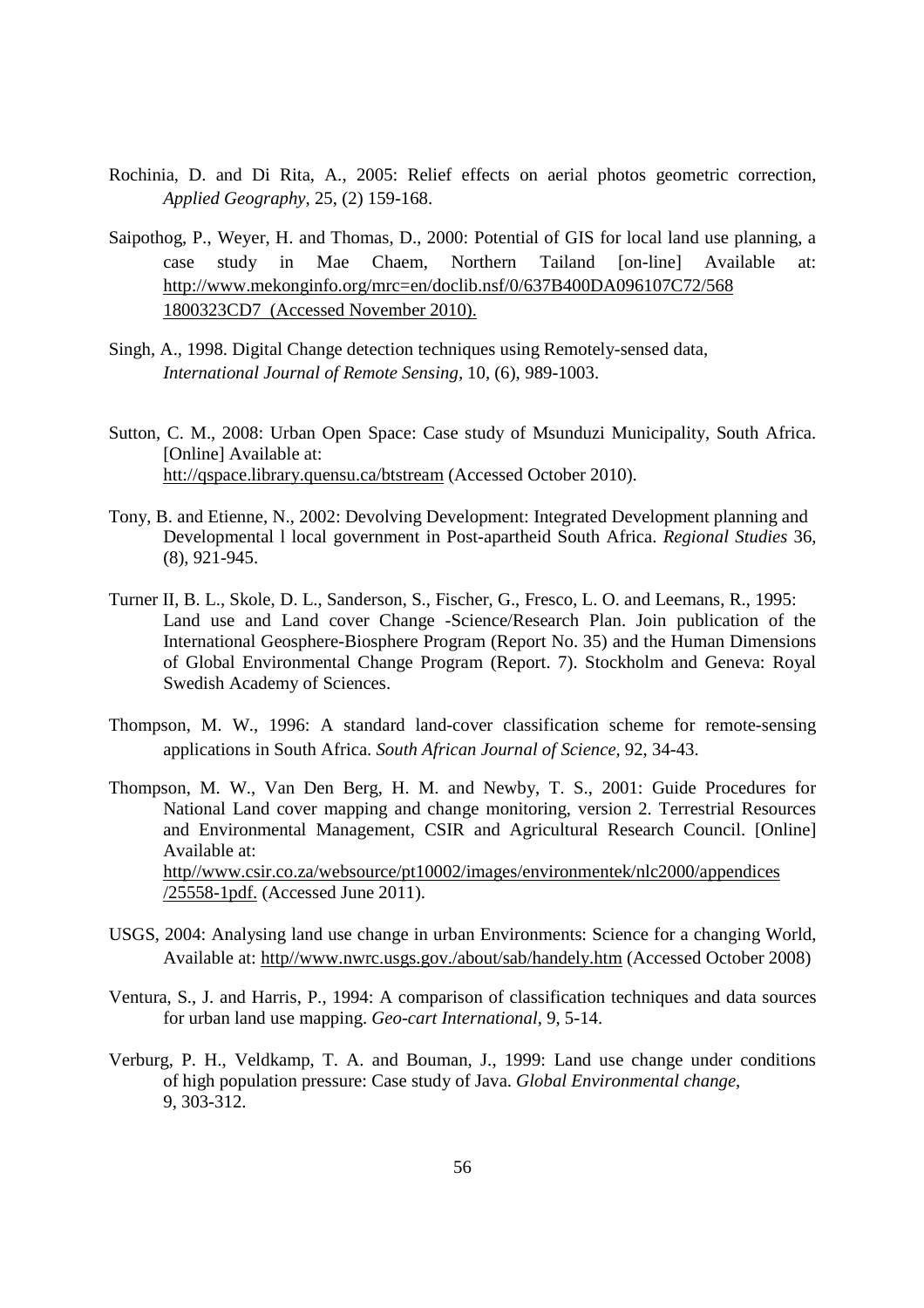Rochinia, D. and Di Rita, A., 2005: Relief effects on aerial photos geometric correction, *Applied Geography*, 25, (2) 159-168.

Saipothog, P., Weyer, H. and Thomas, D., 2000: Potential of GIS for local land use planning, a case study in Mae Chaem, Northern Tailand [on-line] Available at: http://www.mekonginfo.org/mrc=en/doclib.nsf/0/637B400DA096107C72/568 1800323CD7 (Accessed November 2010).

Singh, A., 1998. Digital Change detection techniques using Remotely-sensed data, *International Journal of Remote Sensing*, 10, (6), 989-1003.

Sutton, C. M., 2008: Urban Open Space: Case study of Msunduzi Municipality, South Africa. [Online] Available at: htt://qspace.library.quensu.ca/btstream (Accessed October 2010).

Tony, B. and Etienne, N., 2002: Devolving Development: Integrated Development planning and Developmental l local government in Post-apartheid South Africa. *Regional Studies* 36, (8), 921-945.

Turner II, B. L., Skole, D. L., Sanderson, S., Fischer, G., Fresco, L. O. and Leemans, R., 1995: Land use and Land cover Change -Science/Research Plan. Join publication of the International Geosphere-Biosphere Program (Report No. 35) and the Human Dimensions of Global Environmental Change Program (Report. 7). Stockholm and Geneva: Royal Swedish Academy of Sciences.

Thompson, M. W., 1996: A standard land-cover classification scheme for remote-sensing applications in South Africa. *South African Journal of Science*, 92, 34-43.

Thompson, M. W., Van Den Berg, H. M. and Newby, T. S., 2001: Guide Procedures for National Land cover mapping and change monitoring, version 2. Terrestrial Resources and Environmental Management, CSIR and Agricultural Research Council. [Online] Available at: http//www.csir.co.za/websource/pt10002/images/environmentek/nlc2000/appendices /25558-1pdf. (Accessed June 2011).

USGS, 2004: Analysing land use change in urban Environments: Science for a changing World, Available at: http//www.nwrc.usgs.gov./about/sab/handely.htm (Accessed October 2008)

Ventura, S., J. and Harris, P., 1994: A comparison of classification techniques and data sources for urban land use mapping. *Geo-cart International*, 9, 5-14.

Verburg, P. H., Veldkamp, T. A. and Bouman, J., 1999: Land use change under conditions of high population pressure: Case study of Java. *Global Environmental change*, 9, 303-312.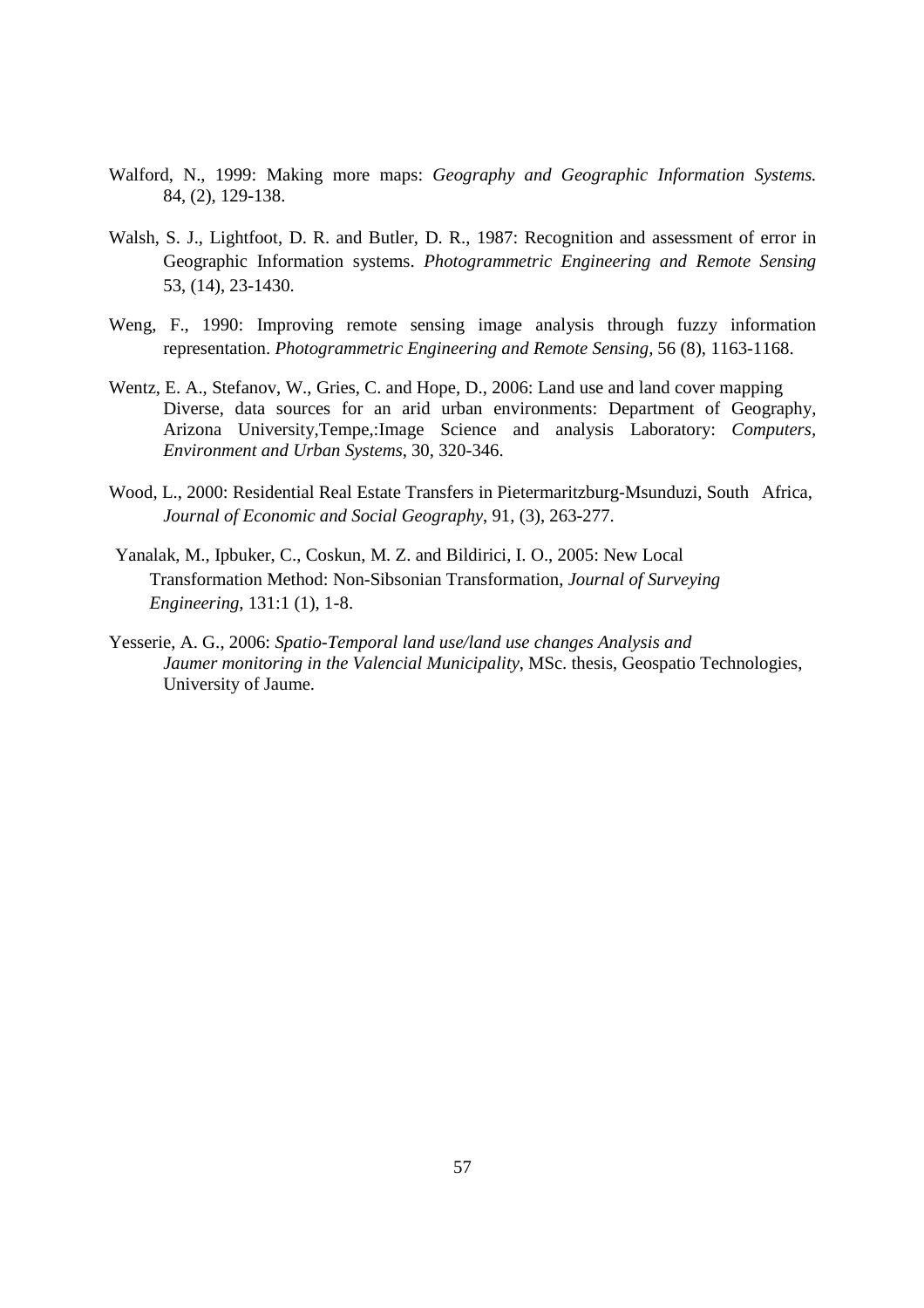Walford, N., 1999: Making more maps: *Geography and Geographic Information Systems.* 84, (2), 129-138.

Walsh, S. J., Lightfoot, D. R. and Butler, D. R., 1987: Recognition and assessment of error in Geographic Information systems. *Photogrammetric Engineering and Remote Sensing* 53, (14), 23-1430.

Weng, F., 1990: Improving remote sensing image analysis through fuzzy information representation. *Photogrammetric Engineering and Remote Sensing,* 56 (8), 1163-1168.

Wentz, E. A., Stefanov, W., Gries, C. and Hope, D., 2006: Land use and land cover mapping Diverse, data sources for an arid urban environments: Department of Geography, Arizona University,Tempe,:Image Science and analysis Laboratory: *Computers, Environment and Urban Systems*, 30, 320-346.

Wood, L., 2000: Residential Real Estate Transfers in Pietermaritzburg-Msunduzi, South Africa, *Journal of Economic and Social Geography*, 91, (3), 263-277.

Yanalak, M., Ipbuker, C., Coskun, M. Z. and Bildirici, I. O., 2005: New Local Transformation Method: Non-Sibsonian Transformation, *Journal of Surveying Engineering*, 131:1 (1), 1-8.

Yesserie, A. G., 2006: *Spatio-Temporal land use/land use changes Analysis and Jaumer monitoring in the Valencial Municipality*, MSc. thesis, Geospatio Technologies, University of Jaume.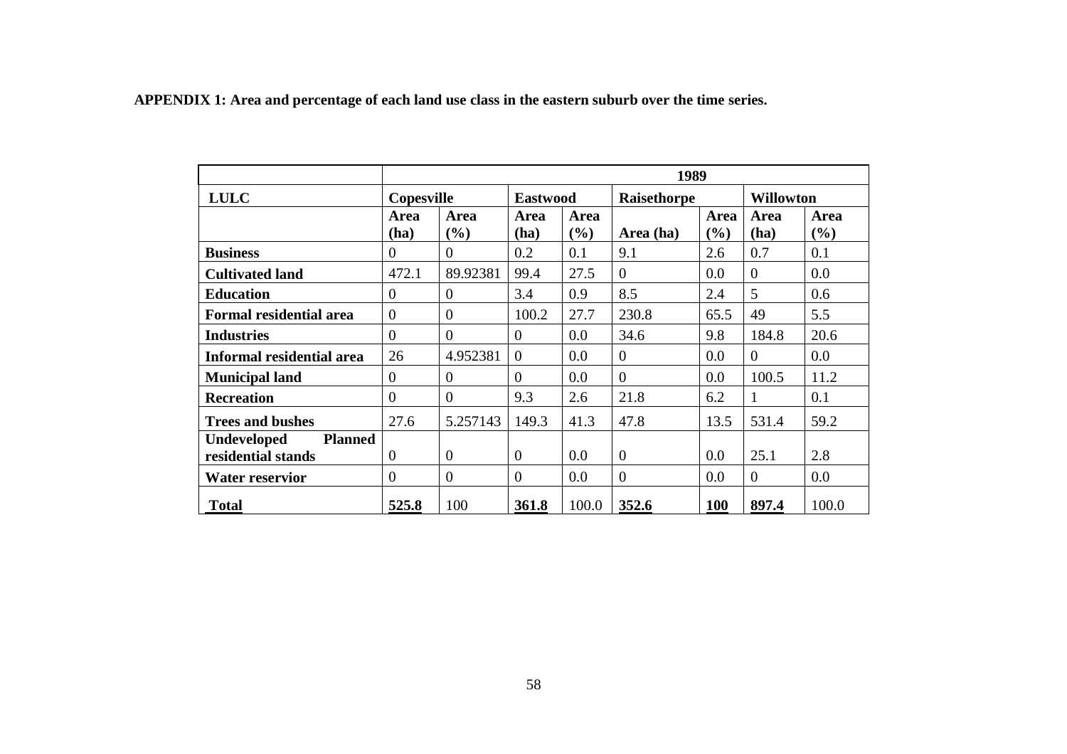**APPENDIX 1: Area and percentage of each land use class in the eastern suburb over the time series.**

| | 1989 | | | | | | | |
|---|---|---|---|---|---|---|---|---|
| **LULC** | **Copesville** | | **Eastwood** | | **Raisethorpe** | | **Willowton** | |
| | **Area (ha)** | **Area (%)** | **Area (ha)** | **Area (%)** | **Area (ha)** | **Area (%)** | **Area (ha)** | **Area (%)** |
| **Business** | 0 | 0 | 0.2 | 0.1 | 9.1 | 2.6 | 0.7 | 0.1 |
| **Cultivated land** | 472.1 | 89.92381 | 99.4 | 27.5 | 0 | 0.0 | 0 | 0.0 |
| **Education** | 0 | 0 | 3.4 | 0.9 | 8.5 | 2.4 | 5 | 0.6 |
| **Formal residential area** | 0 | 0 | 100.2 | 27.7 | 230.8 | 65.5 | 49 | 5.5 |
| **Industries** | 0 | 0 | 0 | 0.0 | 34.6 | 9.8 | 184.8 | 20.6 |
| **Informal residential area** | 26 | 4.952381 | 0 | 0.0 | 0 | 0.0 | 0 | 0.0 |
| **Municipal land** | 0 | 0 | 0 | 0.0 | 0 | 0.0 | 100.5 | 11.2 |
| **Recreation** | 0 | 0 | 9.3 | 2.6 | 21.8 | 6.2 | 1 | 0.1 |
| **Trees and bushes** | 27.6 | 5.257143 | 149.3 | 41.3 | 47.8 | 13.5 | 531.4 | 59.2 |
| **Undeveloped Planned residential stands** | 0 | 0 | 0 | 0.0 | 0 | 0.0 | 25.1 | 2.8 |
| **Water reservior** | 0 | 0 | 0 | 0.0 | 0 | 0.0 | 0 | 0.0 |
| **Total** | **525.8** | 100 | **361.8** | 100.0 | **352.6** | **100** | **897.4** | 100.0 |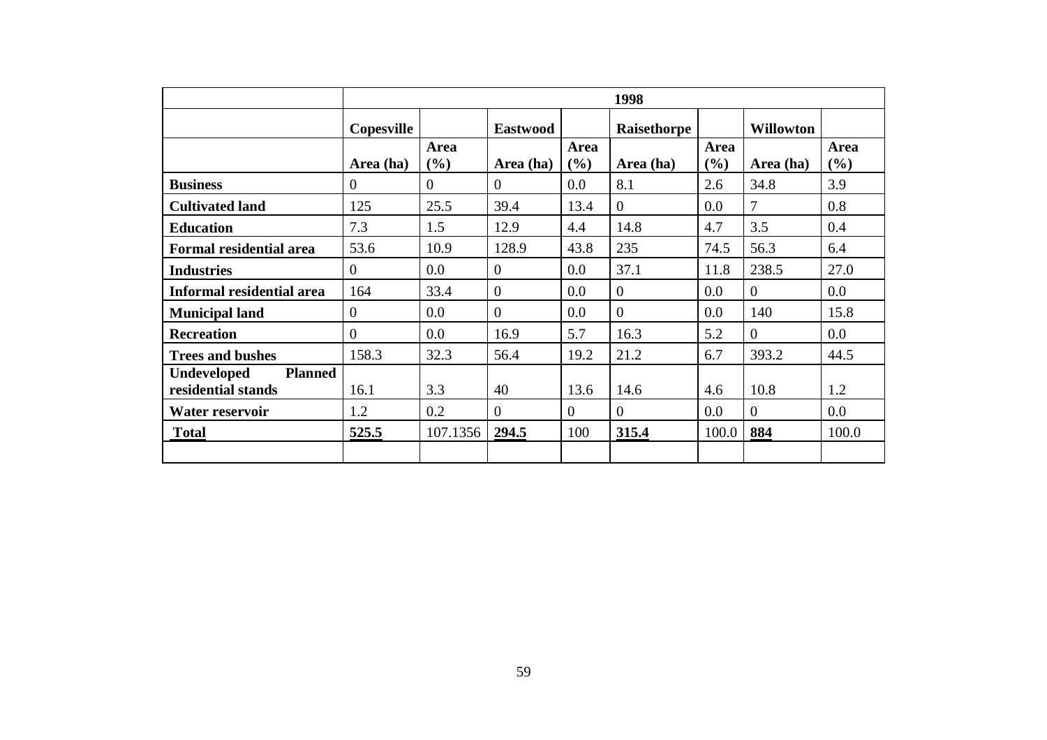| | 1998 | | | | | | | |
|---|---|---|---|---|---|---|---|---|
| | **Copesville** | | **Eastwood** | | **Raisethorpe** | | **Willowton** | |
| | **Area (ha)** | **Area (%)** | **Area (ha)** | **Area (%)** | **Area (ha)** | **Area (%)** | **Area (ha)** | **Area (%)** |
| **Business** | 0 | 0 | 0 | 0.0 | 8.1 | 2.6 | 34.8 | 3.9 |
| **Cultivated land** | 125 | 25.5 | 39.4 | 13.4 | 0 | 0.0 | 7 | 0.8 |
| **Education** | 7.3 | 1.5 | 12.9 | 4.4 | 14.8 | 4.7 | 3.5 | 0.4 |
| **Formal residential area** | 53.6 | 10.9 | 128.9 | 43.8 | 235 | 74.5 | 56.3 | 6.4 |
| **Industries** | 0 | 0.0 | 0 | 0.0 | 37.1 | 11.8 | 238.5 | 27.0 |
| **Informal residential area** | 164 | 33.4 | 0 | 0.0 | 0 | 0.0 | 0 | 0.0 |
| **Municipal land** | 0 | 0.0 | 0 | 0.0 | 0 | 0.0 | 140 | 15.8 |
| **Recreation** | 0 | 0.0 | 16.9 | 5.7 | 16.3 | 5.2 | 0 | 0.0 |
| **Trees and bushes** | 158.3 | 32.3 | 56.4 | 19.2 | 21.2 | 6.7 | 393.2 | 44.5 |
| **Undeveloped Planned residential stands** | 16.1 | 3.3 | 40 | 13.6 | 14.6 | 4.6 | 10.8 | 1.2 |
| **Water reservoir** | 1.2 | 0.2 | 0 | 0 | 0 | 0.0 | 0 | 0.0 |
| **Total** | **525.5** | 107.1356 | **294.5** | 100 | **315.4** | 100.0 | **884** | 100.0 |
| | | | | | | | | |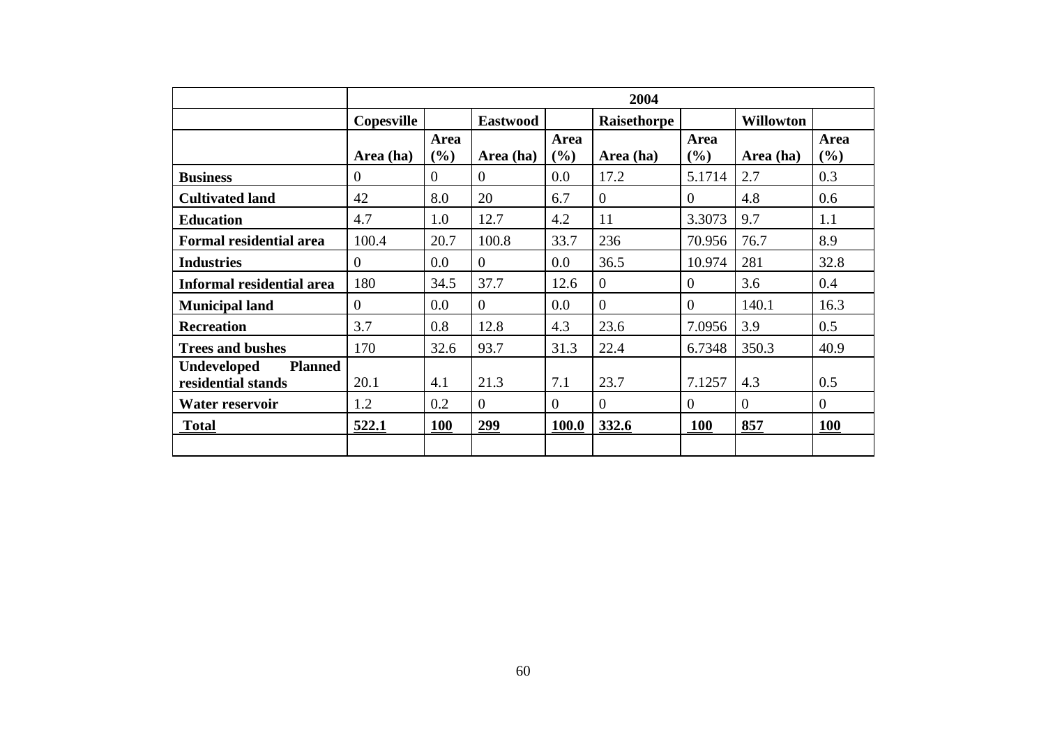| | 2004 | | | | | | | |
|---|---|---|---|---|---|---|---|---|
| | Copesville | | Eastwood | | Raisethorpe | | Willowton | |
| | Area (ha) | Area (%) | Area (ha) | Area (%) | Area (ha) | Area (%) | Area (ha) | Area (%) |
| **Business** | 0 | 0 | 0 | 0.0 | 17.2 | 5.1714 | 2.7 | 0.3 |
| **Cultivated land** | 42 | 8.0 | 20 | 6.7 | 0 | 0 | 4.8 | 0.6 |
| **Education** | 4.7 | 1.0 | 12.7 | 4.2 | 11 | 3.3073 | 9.7 | 1.1 |
| **Formal residential area** | 100.4 | 20.7 | 100.8 | 33.7 | 236 | 70.956 | 76.7 | 8.9 |
| **Industries** | 0 | 0.0 | 0 | 0.0 | 36.5 | 10.974 | 281 | 32.8 |
| **Informal residential area** | 180 | 34.5 | 37.7 | 12.6 | 0 | 0 | 3.6 | 0.4 |
| **Municipal land** | 0 | 0.0 | 0 | 0.0 | 0 | 0 | 140.1 | 16.3 |
| **Recreation** | 3.7 | 0.8 | 12.8 | 4.3 | 23.6 | 7.0956 | 3.9 | 0.5 |
| **Trees and bushes** | 170 | 32.6 | 93.7 | 31.3 | 22.4 | 6.7348 | 350.3 | 40.9 |
| **Undeveloped Planned residential stands** | 20.1 | 4.1 | 21.3 | 7.1 | 23.7 | 7.1257 | 4.3 | 0.5 |
| **Water reservoir** | 1.2 | 0.2 | 0 | 0 | 0 | 0 | 0 | 0 |
| **Total** | **522.1** | **100** | **299** | **100.0** | **332.6** | **100** | **857** | **100** |
| | | | | | | | | |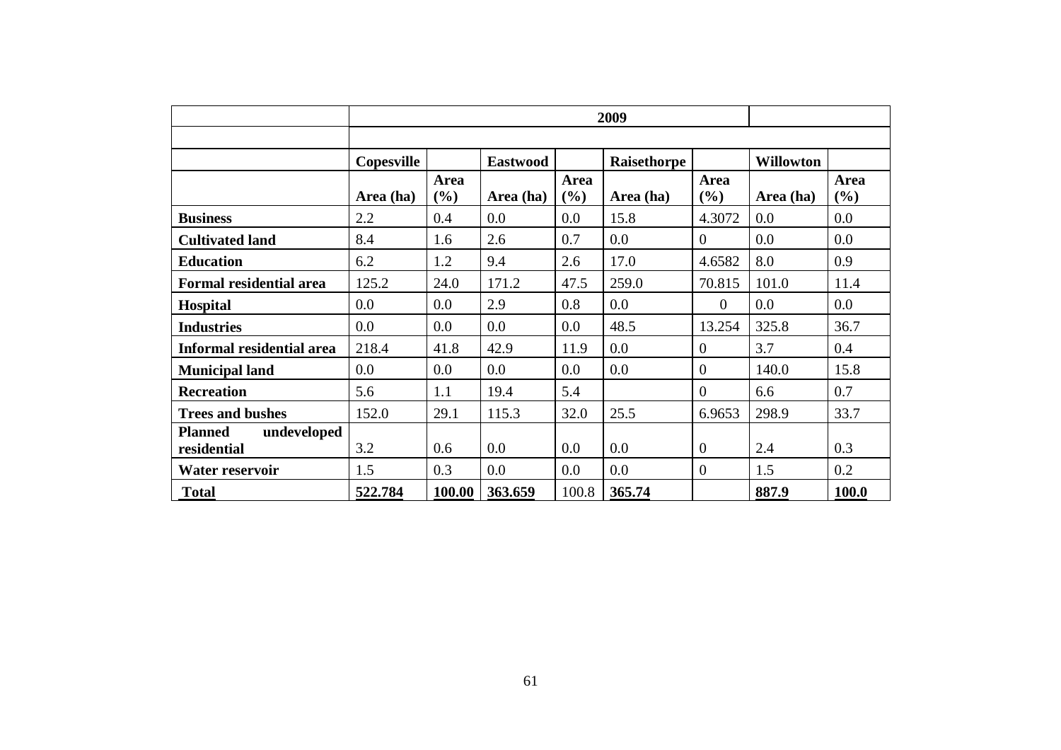| | 2009 | | | | | | | |
|---|---|---|---|---|---|---|---|---|
| | | | | | | | | |
| | **Copesville** | | **Eastwood** | | **Raisethorpe** | | **Willowton** | |
| | **Area (ha)** | **Area (%)** | **Area (ha)** | **Area (%)** | **Area (ha)** | **Area (%)** | **Area (ha)** | **Area (%)** |
| **Business** | 2.2 | 0.4 | 0.0 | 0.0 | 15.8 | 4.3072 | 0.0 | 0.0 |
| **Cultivated land** | 8.4 | 1.6 | 2.6 | 0.7 | 0.0 | 0 | 0.0 | 0.0 |
| **Education** | 6.2 | 1.2 | 9.4 | 2.6 | 17.0 | 4.6582 | 8.0 | 0.9 |
| **Formal residential area** | 125.2 | 24.0 | 171.2 | 47.5 | 259.0 | 70.815 | 101.0 | 11.4 |
| **Hospital** | 0.0 | 0.0 | 2.9 | 0.8 | 0.0 | 0 | 0.0 | 0.0 |
| **Industries** | 0.0 | 0.0 | 0.0 | 0.0 | 48.5 | 13.254 | 325.8 | 36.7 |
| **Informal residential area** | 218.4 | 41.8 | 42.9 | 11.9 | 0.0 | 0 | 3.7 | 0.4 |
| **Municipal land** | 0.0 | 0.0 | 0.0 | 0.0 | 0.0 | 0 | 140.0 | 15.8 |
| **Recreation** | 5.6 | 1.1 | 19.4 | 5.4 | | 0 | 6.6 | 0.7 |
| **Trees and bushes** | 152.0 | 29.1 | 115.3 | 32.0 | 25.5 | 6.9653 | 298.9 | 33.7 |
| **Planned undeveloped residential** | 3.2 | 0.6 | 0.0 | 0.0 | 0.0 | 0 | 2.4 | 0.3 |
| **Water reservoir** | 1.5 | 0.3 | 0.0 | 0.0 | 0.0 | 0 | 1.5 | 0.2 |
| **Total** | **522.784** | **100.00** | **363.659** | 100.8 | **365.74** | | **887.9** | **100.0** |